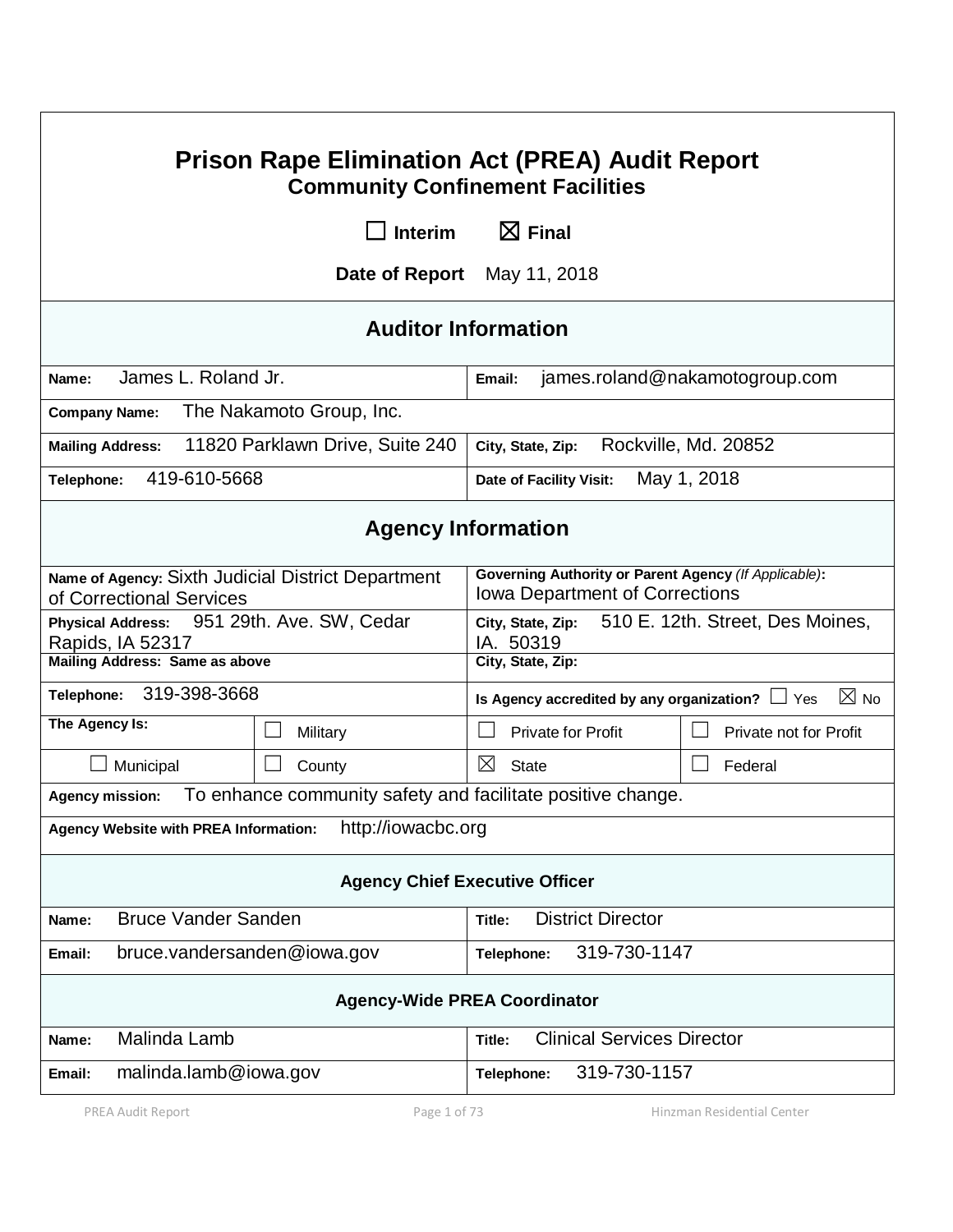# Prison Rape Elimination Act (PREA) Audit Report

## Community Confinement Facilities

☐ Interim ☒ Final

**Date of Report** May 11, 2018

## Auditor Information

| | |
|---|---|
| **Name:** James L. Roland Jr. | **Email:** james.roland@nakamotogroup.com |
| **Company Name:** The Nakamoto Group, Inc. | |
| **Mailing Address:** 11820 Parklawn Drive, Suite 240 | **City, State, Zip:** Rockville, Md. 20852 |
| **Telephone:** 419-610-5668 | **Date of Facility Visit:** May 1, 2018 |

## Agency Information

| | | | |
|---|---|---|---|
| **Name of Agency:** Sixth Judicial District Department of Correctional Services | | **Governing Authority or Parent Agency** *(If Applicable)*: Iowa Department of Corrections | |
| **Physical Address:** 951 29th. Ave. SW, Cedar Rapids, IA 52317 | | **City, State, Zip:** 510 E. 12th. Street, Des Moines, IA. 50319 | |
| **Mailing Address:** Same as above | | **City, State, Zip:** | |
| **Telephone:** 319-398-3668 | | **Is Agency accredited by any organization?** ☐ Yes ☒ No | |
| **The Agency Is:** | ☐ Military | ☐ Private for Profit | ☐ Private not for Profit |
| ☐ Municipal | ☐ County | ☒ State | ☐ Federal |
| **Agency mission:** To enhance community safety and facilitate positive change. | | | |
| **Agency Website with PREA Information:** http://iowacbc.org | | | |

### Agency Chief Executive Officer

| | |
|---|---|
| **Name:** Bruce Vander Sanden | **Title:** District Director |
| **Email:** bruce.vandersanden@iowa.gov | **Telephone:** 319-730-1147 |

### Agency-Wide PREA Coordinator

| | |
|---|---|
| **Name:** Malinda Lamb | **Title:** Clinical Services Director |
| **Email:** malinda.lamb@iowa.gov | **Telephone:** 319-730-1157 |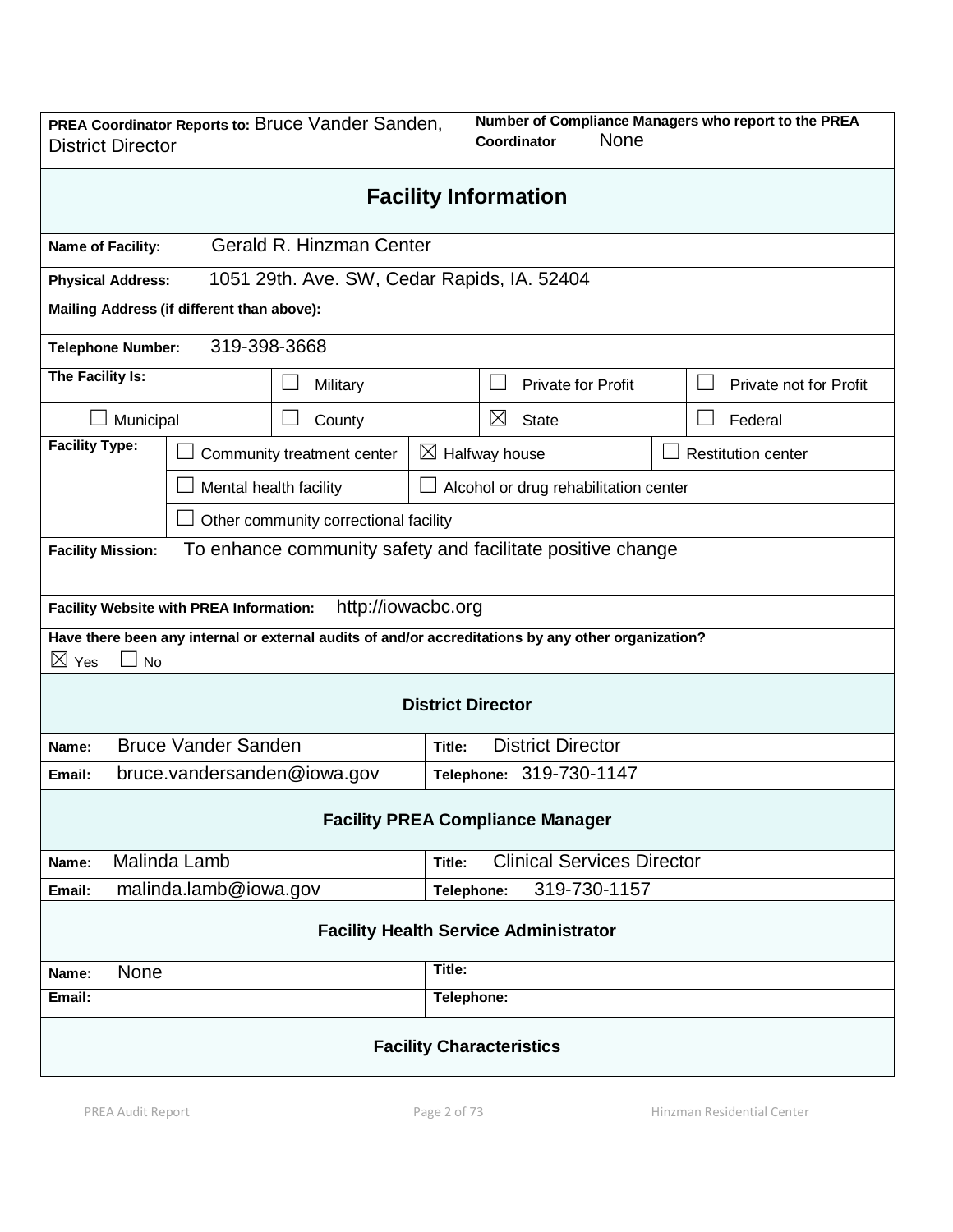**PREA Coordinator Reports to:** Bruce Vander Sanden, District Director

**Number of Compliance Managers who report to the PREA Coordinator:** None

## Facility Information

**Name of Facility:** Gerald R. Hinzman Center

**Physical Address:** 1051 29th. Ave. SW, Cedar Rapids, IA. 52404

**Mailing Address (if different than above):**

**Telephone Number:** 319-398-3668

**The Facility Is:**

| | | | |
|---|---|---|---|
| ☐ Military | ☐ Private for Profit | ☐ Private not for Profit | |
| ☐ Municipal | ☐ County | ☒ State | ☐ Federal |

**Facility Type:**

| | | |
|---|---|---|
| ☐ Community treatment center | ☒ Halfway house | ☐ Restitution center |
| ☐ Mental health facility | ☐ Alcohol or drug rehabilitation center | |
| ☐ Other community correctional facility | | |

**Facility Mission:** To enhance community safety and facilitate positive change

**Facility Website with PREA Information:** http://iowacbc.org

**Have there been any internal or external audits of and/or accreditations by any other organization?**

☒ Yes ☐ No

## District Director

| | |
|---|---|
| **Name:** Bruce Vander Sanden | **Title:** District Director |
| **Email:** bruce.vandersanden@iowa.gov | **Telephone:** 319-730-1147 |

## Facility PREA Compliance Manager

| | |
|---|---|
| **Name:** Malinda Lamb | **Title:** Clinical Services Director |
| **Email:** malinda.lamb@iowa.gov | **Telephone:** 319-730-1157 |

## Facility Health Service Administrator

| | |
|---|---|
| **Name:** None | **Title:** |
| **Email:** | **Telephone:** |

## Facility Characteristics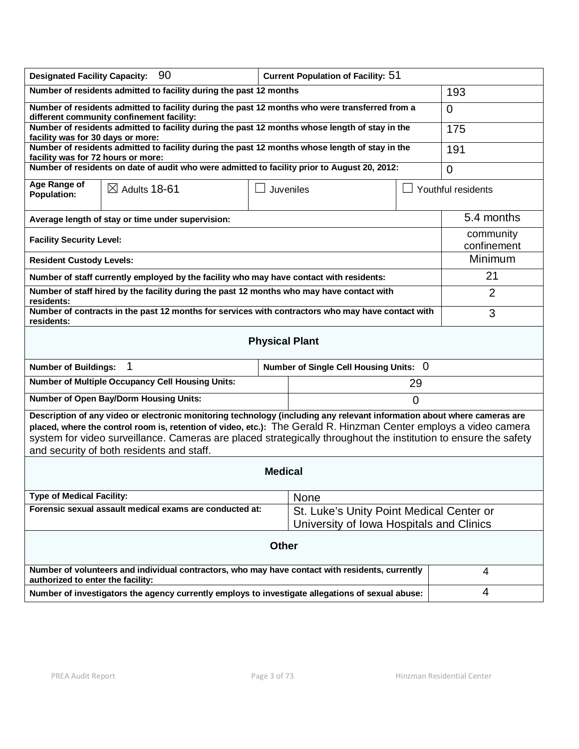| | |
|---|---|
| **Designated Facility Capacity:** 90 | **Current Population of Facility:** 51 |
| **Number of residents admitted to facility during the past 12 months** | 193 |
| **Number of residents admitted to facility during the past 12 months who were transferred from a different community confinement facility:** | 0 |
| **Number of residents admitted to facility during the past 12 months whose length of stay in the facility was for 30 days or more:** | 175 |
| **Number of residents admitted to facility during the past 12 months whose length of stay in the facility was for 72 hours or more:** | 191 |
| **Number of residents on date of audit who were admitted to facility prior to August 20, 2012:** | 0 |

| | | | |
|---|---|---|---|
| **Age Range of Population:** | ☒ Adults 18-61 | ☐ Juveniles | ☐ Youthful residents |

| | |
|---|---|
| **Average length of stay or time under supervision:** | 5.4 months |
| **Facility Security Level:** | community confinement |
| **Resident Custody Levels:** | Minimum |
| **Number of staff currently employed by the facility who may have contact with residents:** | 21 |
| **Number of staff hired by the facility during the past 12 months who may have contact with residents:** | 2 |
| **Number of contracts in the past 12 months for services with contractors who may have contact with residents:** | 3 |

## Physical Plant

| | |
|---|---|
| **Number of Buildings:** 1 | **Number of Single Cell Housing Units:** 0 |
| **Number of Multiple Occupancy Cell Housing Units:** | 29 |
| **Number of Open Bay/Dorm Housing Units:** | 0 |

**Description of any video or electronic monitoring technology (including any relevant information about where cameras are placed, where the control room is, retention of video, etc.):** The Gerald R. Hinzman Center employs a video camera system for video surveillance. Cameras are placed strategically throughout the institution to ensure the safety and security of both residents and staff.

## Medical

| | |
|---|---|
| **Type of Medical Facility:** | None |
| **Forensic sexual assault medical exams are conducted at:** | St. Luke's Unity Point Medical Center or University of Iowa Hospitals and Clinics |

## Other

| | |
|---|---|
| **Number of volunteers and individual contractors, who may have contact with residents, currently authorized to enter the facility:** | 4 |
| **Number of investigators the agency currently employs to investigate allegations of sexual abuse:** | 4 |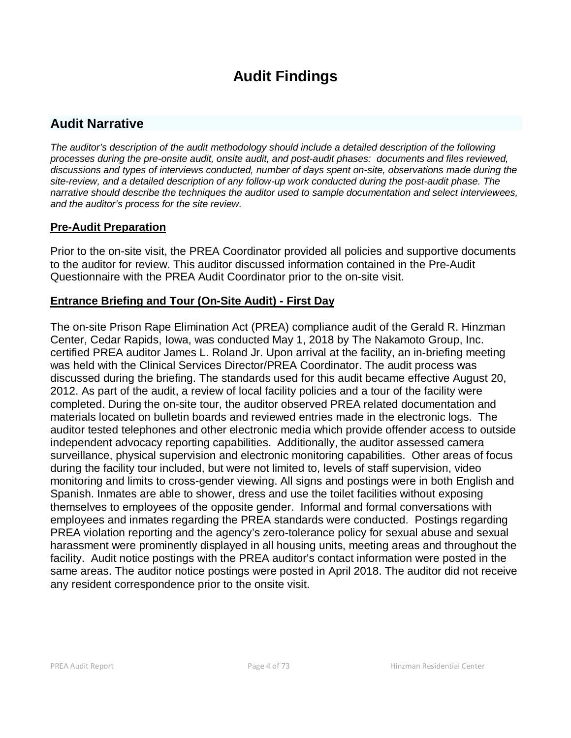# Audit Findings

## Audit Narrative

*The auditor's description of the audit methodology should include a detailed description of the following processes during the pre-onsite audit, onsite audit, and post-audit phases: documents and files reviewed, discussions and types of interviews conducted, number of days spent on-site, observations made during the site-review, and a detailed description of any follow-up work conducted during the post-audit phase. The narrative should describe the techniques the auditor used to sample documentation and select interviewees, and the auditor's process for the site review.*

**Pre-Audit Preparation**

Prior to the on-site visit, the PREA Coordinator provided all policies and supportive documents to the auditor for review. This auditor discussed information contained in the Pre-Audit Questionnaire with the PREA Audit Coordinator prior to the on-site visit.

**Entrance Briefing and Tour (On-Site Audit) - First Day**

The on-site Prison Rape Elimination Act (PREA) compliance audit of the Gerald R. Hinzman Center, Cedar Rapids, Iowa, was conducted May 1, 2018 by The Nakamoto Group, Inc. certified PREA auditor James L. Roland Jr. Upon arrival at the facility, an in-briefing meeting was held with the Clinical Services Director/PREA Coordinator. The audit process was discussed during the briefing. The standards used for this audit became effective August 20, 2012. As part of the audit, a review of local facility policies and a tour of the facility were completed. During the on-site tour, the auditor observed PREA related documentation and materials located on bulletin boards and reviewed entries made in the electronic logs. The auditor tested telephones and other electronic media which provide offender access to outside independent advocacy reporting capabilities. Additionally, the auditor assessed camera surveillance, physical supervision and electronic monitoring capabilities. Other areas of focus during the facility tour included, but were not limited to, levels of staff supervision, video monitoring and limits to cross-gender viewing. All signs and postings were in both English and Spanish. Inmates are able to shower, dress and use the toilet facilities without exposing themselves to employees of the opposite gender. Informal and formal conversations with employees and inmates regarding the PREA standards were conducted. Postings regarding PREA violation reporting and the agency's zero-tolerance policy for sexual abuse and sexual harassment were prominently displayed in all housing units, meeting areas and throughout the facility. Audit notice postings with the PREA auditor's contact information were posted in the same areas. The auditor notice postings were posted in April 2018. The auditor did not receive any resident correspondence prior to the onsite visit.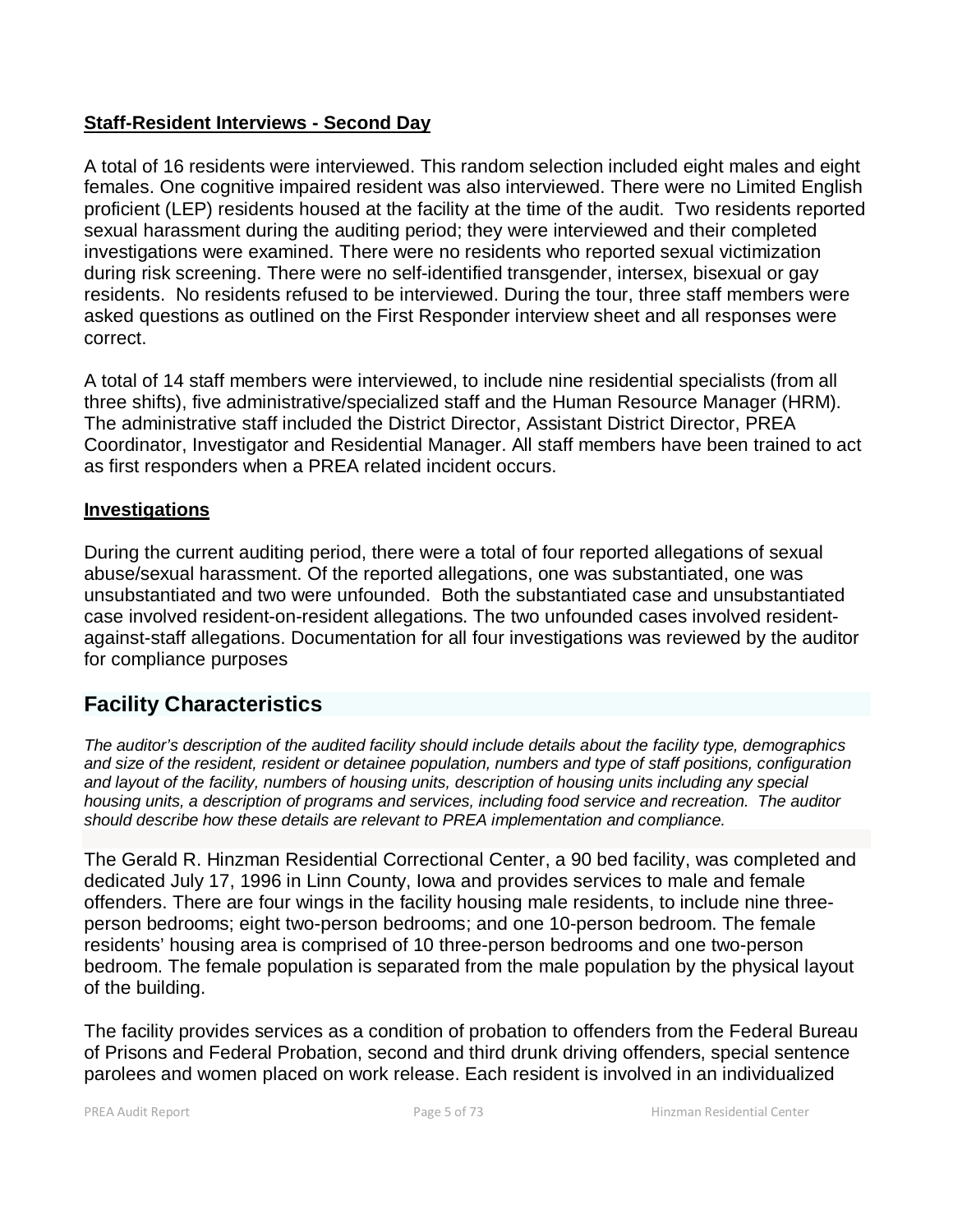**Staff-Resident Interviews - Second Day**

A total of 16 residents were interviewed. This random selection included eight males and eight females. One cognitive impaired resident was also interviewed. There were no Limited English proficient (LEP) residents housed at the facility at the time of the audit. Two residents reported sexual harassment during the auditing period; they were interviewed and their completed investigations were examined. There were no residents who reported sexual victimization during risk screening. There were no self-identified transgender, intersex, bisexual or gay residents. No residents refused to be interviewed. During the tour, three staff members were asked questions as outlined on the First Responder interview sheet and all responses were correct.

A total of 14 staff members were interviewed, to include nine residential specialists (from all three shifts), five administrative/specialized staff and the Human Resource Manager (HRM). The administrative staff included the District Director, Assistant District Director, PREA Coordinator, Investigator and Residential Manager. All staff members have been trained to act as first responders when a PREA related incident occurs.

**Investigations**

During the current auditing period, there were a total of four reported allegations of sexual abuse/sexual harassment. Of the reported allegations, one was substantiated, one was unsubstantiated and two were unfounded. Both the substantiated case and unsubstantiated case involved resident-on-resident allegations. The two unfounded cases involved resident-against-staff allegations. Documentation for all four investigations was reviewed by the auditor for compliance purposes

## Facility Characteristics

*The auditor's description of the audited facility should include details about the facility type, demographics and size of the resident, resident or detainee population, numbers and type of staff positions, configuration and layout of the facility, numbers of housing units, description of housing units including any special housing units, a description of programs and services, including food service and recreation. The auditor should describe how these details are relevant to PREA implementation and compliance.*

The Gerald R. Hinzman Residential Correctional Center, a 90 bed facility, was completed and dedicated July 17, 1996 in Linn County, Iowa and provides services to male and female offenders. There are four wings in the facility housing male residents, to include nine three-person bedrooms; eight two-person bedrooms; and one 10-person bedroom. The female residents' housing area is comprised of 10 three-person bedrooms and one two-person bedroom. The female population is separated from the male population by the physical layout of the building.

The facility provides services as a condition of probation to offenders from the Federal Bureau of Prisons and Federal Probation, second and third drunk driving offenders, special sentence parolees and women placed on work release. Each resident is involved in an individualized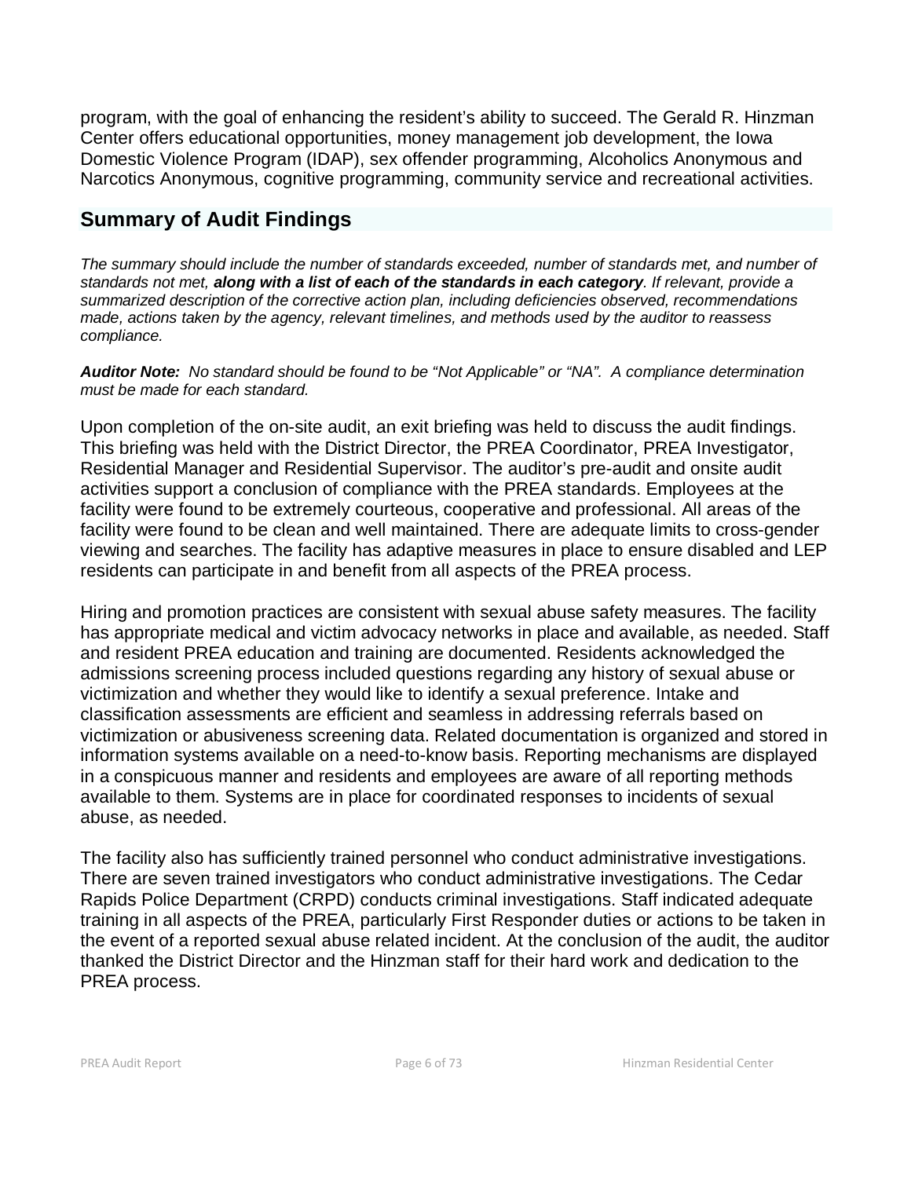program, with the goal of enhancing the resident's ability to succeed. The Gerald R. Hinzman Center offers educational opportunities, money management job development, the Iowa Domestic Violence Program (IDAP), sex offender programming, Alcoholics Anonymous and Narcotics Anonymous, cognitive programming, community service and recreational activities.

## Summary of Audit Findings

*The summary should include the number of standards exceeded, number of standards met, and number of standards not met, **along with a list of each of the standards in each category**. If relevant, provide a summarized description of the corrective action plan, including deficiencies observed, recommendations made, actions taken by the agency, relevant timelines, and methods used by the auditor to reassess compliance.*

***Auditor Note:** No standard should be found to be "Not Applicable" or "NA". A compliance determination must be made for each standard.*

Upon completion of the on-site audit, an exit briefing was held to discuss the audit findings. This briefing was held with the District Director, the PREA Coordinator, PREA Investigator, Residential Manager and Residential Supervisor. The auditor's pre-audit and onsite audit activities support a conclusion of compliance with the PREA standards. Employees at the facility were found to be extremely courteous, cooperative and professional. All areas of the facility were found to be clean and well maintained. There are adequate limits to cross-gender viewing and searches. The facility has adaptive measures in place to ensure disabled and LEP residents can participate in and benefit from all aspects of the PREA process.

Hiring and promotion practices are consistent with sexual abuse safety measures. The facility has appropriate medical and victim advocacy networks in place and available, as needed. Staff and resident PREA education and training are documented. Residents acknowledged the admissions screening process included questions regarding any history of sexual abuse or victimization and whether they would like to identify a sexual preference. Intake and classification assessments are efficient and seamless in addressing referrals based on victimization or abusiveness screening data. Related documentation is organized and stored in information systems available on a need-to-know basis. Reporting mechanisms are displayed in a conspicuous manner and residents and employees are aware of all reporting methods available to them. Systems are in place for coordinated responses to incidents of sexual abuse, as needed.

The facility also has sufficiently trained personnel who conduct administrative investigations. There are seven trained investigators who conduct administrative investigations. The Cedar Rapids Police Department (CRPD) conducts criminal investigations. Staff indicated adequate training in all aspects of the PREA, particularly First Responder duties or actions to be taken in the event of a reported sexual abuse related incident. At the conclusion of the audit, the auditor thanked the District Director and the Hinzman staff for their hard work and dedication to the PREA process.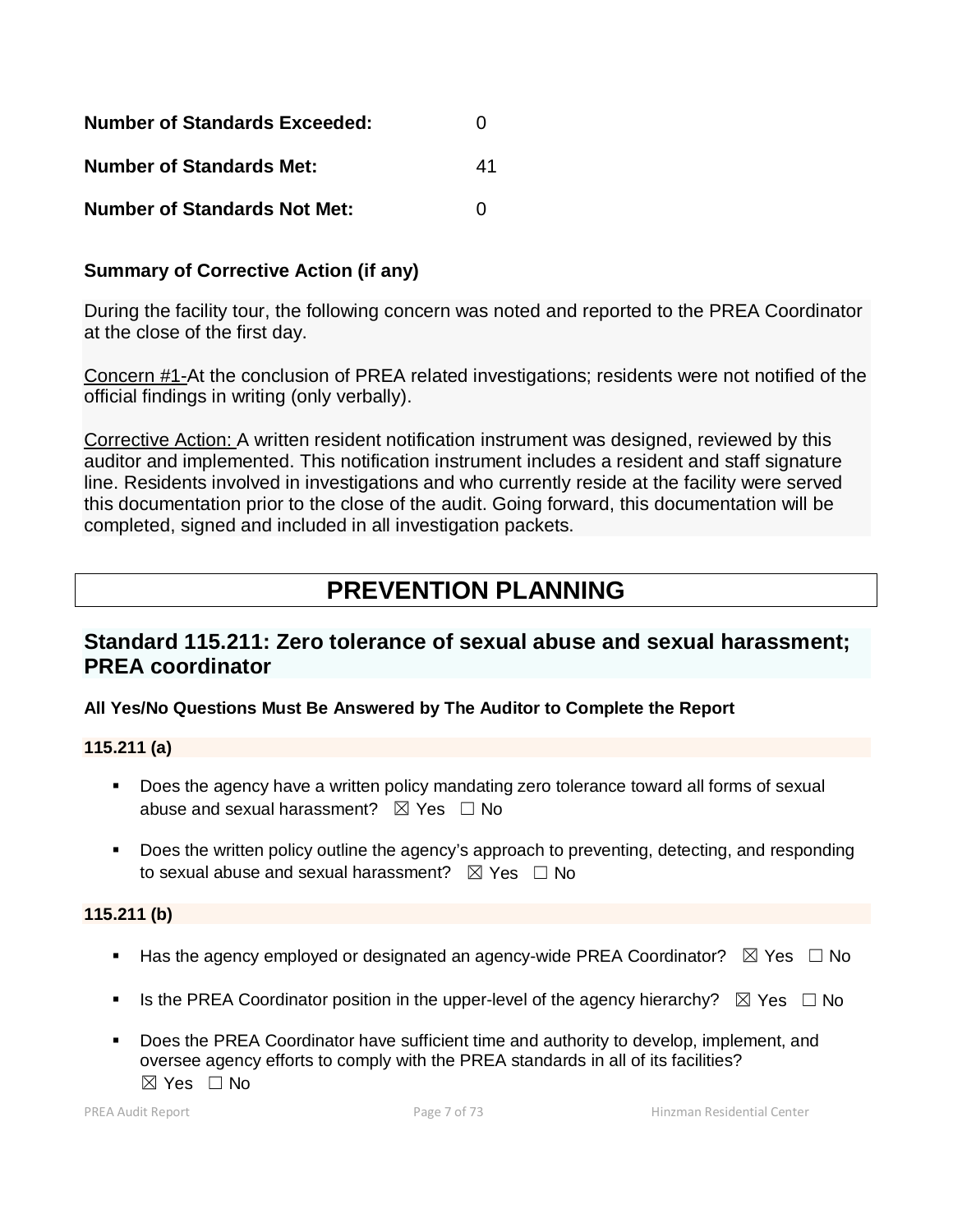**Number of Standards Exceeded:** 0

**Number of Standards Met:** 41

**Number of Standards Not Met:** 0

**Summary of Corrective Action (if any)**

During the facility tour, the following concern was noted and reported to the PREA Coordinator at the close of the first day.

Concern #1-At the conclusion of PREA related investigations; residents were not notified of the official findings in writing (only verbally).

Corrective Action: A written resident notification instrument was designed, reviewed by this auditor and implemented. This notification instrument includes a resident and staff signature line. Residents involved in investigations and who currently reside at the facility were served this documentation prior to the close of the audit. Going forward, this documentation will be completed, signed and included in all investigation packets.

# PREVENTION PLANNING

## Standard 115.211: Zero tolerance of sexual abuse and sexual harassment; PREA coordinator

**All Yes/No Questions Must Be Answered by The Auditor to Complete the Report**

**115.211 (a)**

- Does the agency have a written policy mandating zero tolerance toward all forms of sexual abuse and sexual harassment? ☒ Yes ☐ No
- Does the written policy outline the agency's approach to preventing, detecting, and responding to sexual abuse and sexual harassment? ☒ Yes ☐ No

**115.211 (b)**

- Has the agency employed or designated an agency-wide PREA Coordinator? ☒ Yes ☐ No
- Is the PREA Coordinator position in the upper-level of the agency hierarchy? ☒ Yes ☐ No
- Does the PREA Coordinator have sufficient time and authority to develop, implement, and oversee agency efforts to comply with the PREA standards in all of its facilities? ☒ Yes ☐ No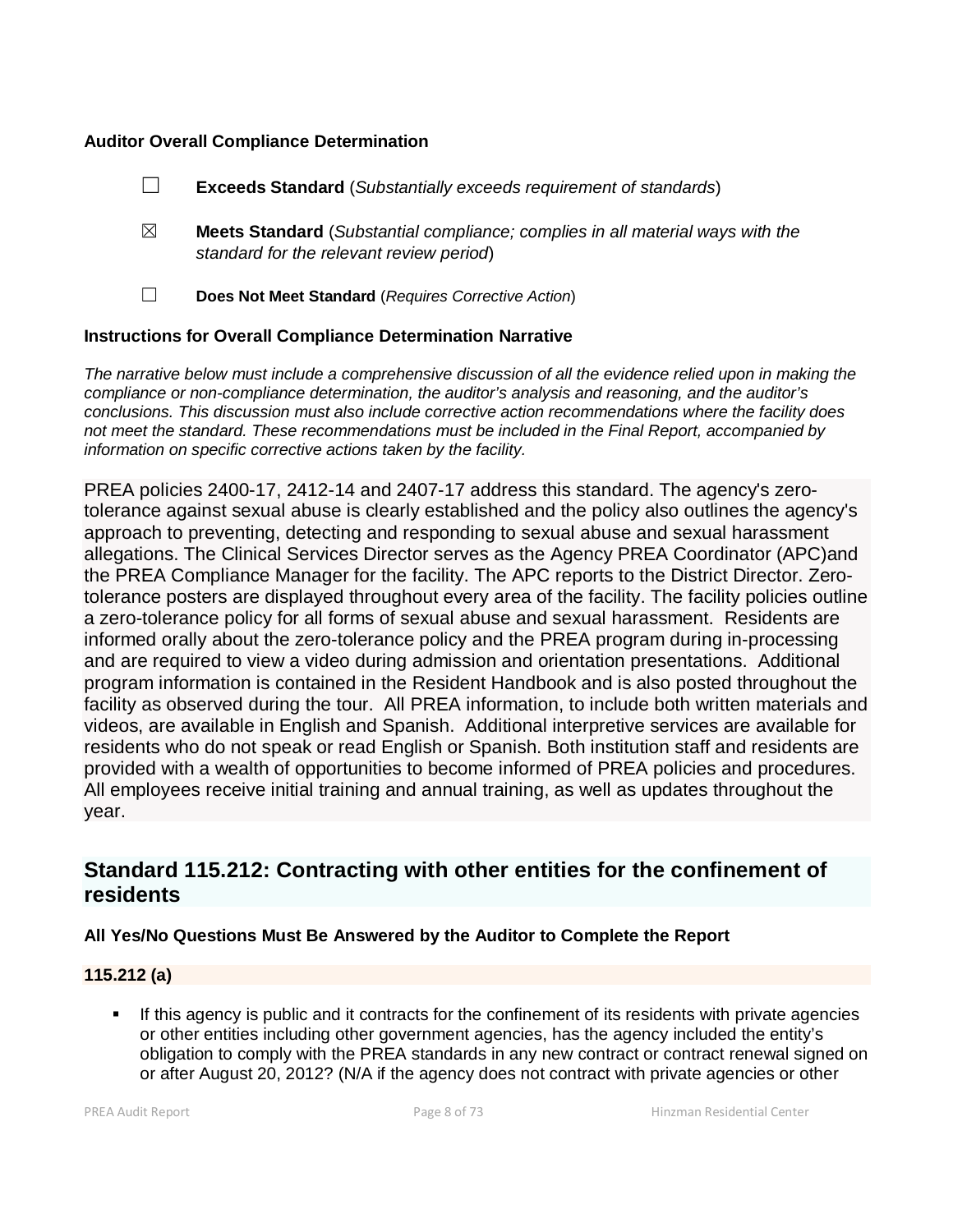**Auditor Overall Compliance Determination**

☐ **Exceeds Standard** (*Substantially exceeds requirement of standards*)

☒ **Meets Standard** (*Substantial compliance; complies in all material ways with the standard for the relevant review period*)

☐ **Does Not Meet Standard** (*Requires Corrective Action*)

**Instructions for Overall Compliance Determination Narrative**

*The narrative below must include a comprehensive discussion of all the evidence relied upon in making the compliance or non-compliance determination, the auditor's analysis and reasoning, and the auditor's conclusions. This discussion must also include corrective action recommendations where the facility does not meet the standard. These recommendations must be included in the Final Report, accompanied by information on specific corrective actions taken by the facility.*

PREA policies 2400-17, 2412-14 and 2407-17 address this standard. The agency's zero-tolerance against sexual abuse is clearly established and the policy also outlines the agency's approach to preventing, detecting and responding to sexual abuse and sexual harassment allegations. The Clinical Services Director serves as the Agency PREA Coordinator (APC)and the PREA Compliance Manager for the facility. The APC reports to the District Director. Zero-tolerance posters are displayed throughout every area of the facility. The facility policies outline a zero-tolerance policy for all forms of sexual abuse and sexual harassment. Residents are informed orally about the zero-tolerance policy and the PREA program during in-processing and are required to view a video during admission and orientation presentations. Additional program information is contained in the Resident Handbook and is also posted throughout the facility as observed during the tour. All PREA information, to include both written materials and videos, are available in English and Spanish. Additional interpretive services are available for residents who do not speak or read English or Spanish. Both institution staff and residents are provided with a wealth of opportunities to become informed of PREA policies and procedures. All employees receive initial training and annual training, as well as updates throughout the year.

## Standard 115.212: Contracting with other entities for the confinement of residents

**All Yes/No Questions Must Be Answered by the Auditor to Complete the Report**

**115.212 (a)**

- If this agency is public and it contracts for the confinement of its residents with private agencies or other entities including other government agencies, has the agency included the entity's obligation to comply with the PREA standards in any new contract or contract renewal signed on or after August 20, 2012? (N/A if the agency does not contract with private agencies or other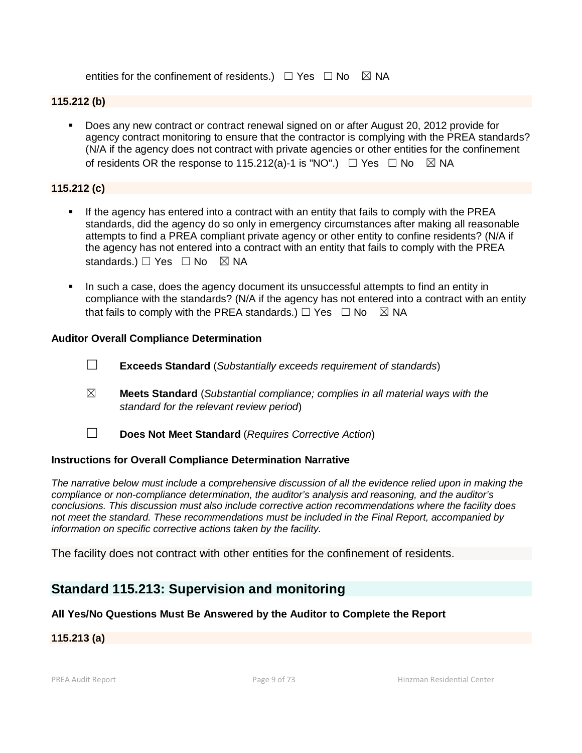entities for the confinement of residents.) ☐ Yes ☐ No ☒ NA

**115.212 (b)**

- Does any new contract or contract renewal signed on or after August 20, 2012 provide for agency contract monitoring to ensure that the contractor is complying with the PREA standards? (N/A if the agency does not contract with private agencies or other entities for the confinement of residents OR the response to 115.212(a)-1 is "NO".) ☐ Yes ☐ No ☒ NA

**115.212 (c)**

- If the agency has entered into a contract with an entity that fails to comply with the PREA standards, did the agency do so only in emergency circumstances after making all reasonable attempts to find a PREA compliant private agency or other entity to confine residents? (N/A if the agency has not entered into a contract with an entity that fails to comply with the PREA standards.) ☐ Yes ☐ No ☒ NA

- In such a case, does the agency document its unsuccessful attempts to find an entity in compliance with the standards? (N/A if the agency has not entered into a contract with an entity that fails to comply with the PREA standards.) ☐ Yes ☐ No ☒ NA

**Auditor Overall Compliance Determination**

☐ **Exceeds Standard** (*Substantially exceeds requirement of standards*)

☒ **Meets Standard** (*Substantial compliance; complies in all material ways with the standard for the relevant review period*)

☐ **Does Not Meet Standard** (*Requires Corrective Action*)

**Instructions for Overall Compliance Determination Narrative**

*The narrative below must include a comprehensive discussion of all the evidence relied upon in making the compliance or non-compliance determination, the auditor's analysis and reasoning, and the auditor's conclusions. This discussion must also include corrective action recommendations where the facility does not meet the standard. These recommendations must be included in the Final Report, accompanied by information on specific corrective actions taken by the facility.*

The facility does not contract with other entities for the confinement of residents.

## Standard 115.213: Supervision and monitoring

**All Yes/No Questions Must Be Answered by the Auditor to Complete the Report**

**115.213 (a)**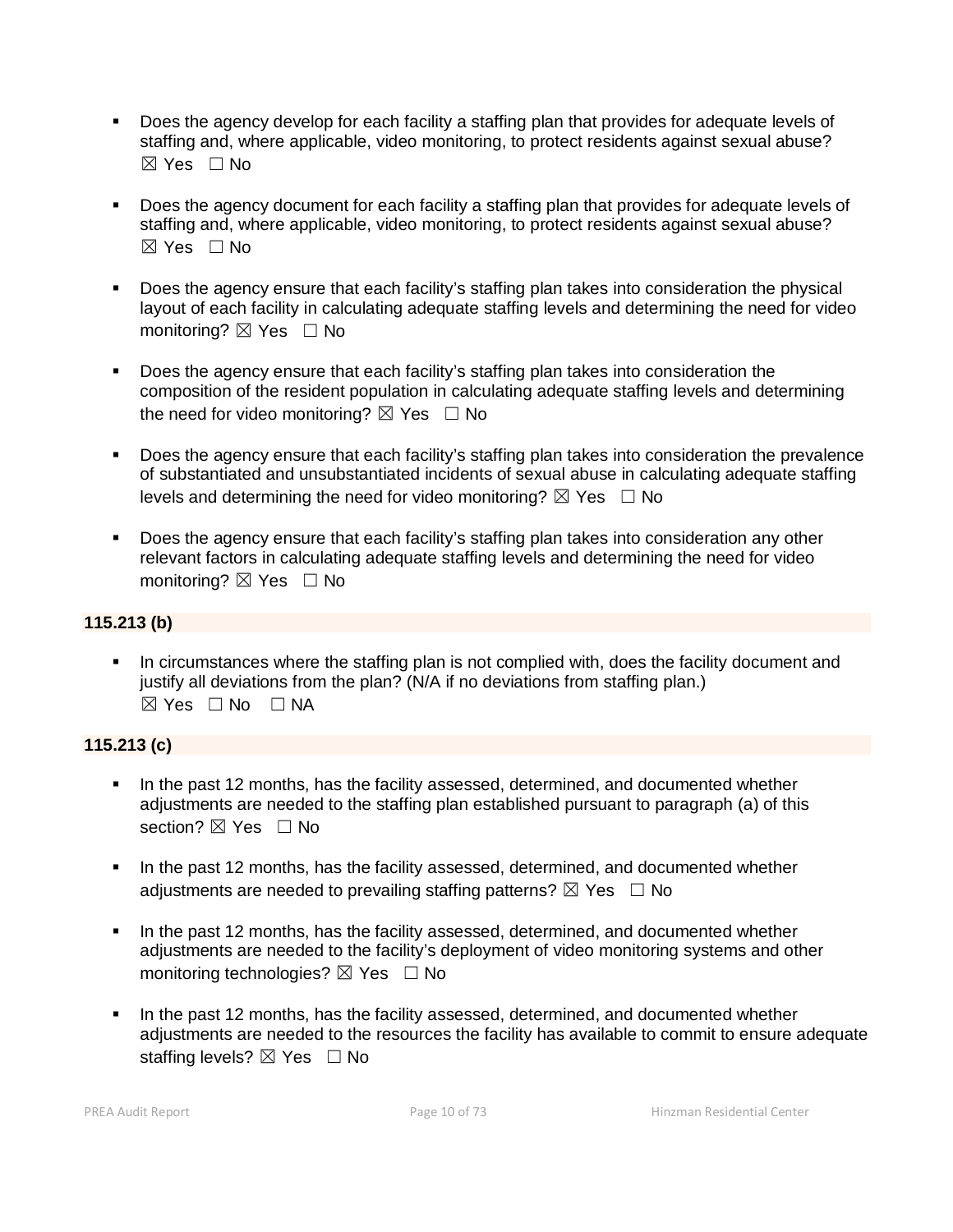- Does the agency develop for each facility a staffing plan that provides for adequate levels of staffing and, where applicable, video monitoring, to protect residents against sexual abuse? ☒ Yes ☐ No

- Does the agency document for each facility a staffing plan that provides for adequate levels of staffing and, where applicable, video monitoring, to protect residents against sexual abuse? ☒ Yes ☐ No

- Does the agency ensure that each facility's staffing plan takes into consideration the physical layout of each facility in calculating adequate staffing levels and determining the need for video monitoring? ☒ Yes ☐ No

- Does the agency ensure that each facility's staffing plan takes into consideration the composition of the resident population in calculating adequate staffing levels and determining the need for video monitoring? ☒ Yes ☐ No

- Does the agency ensure that each facility's staffing plan takes into consideration the prevalence of substantiated and unsubstantiated incidents of sexual abuse in calculating adequate staffing levels and determining the need for video monitoring? ☒ Yes ☐ No

- Does the agency ensure that each facility's staffing plan takes into consideration any other relevant factors in calculating adequate staffing levels and determining the need for video monitoring? ☒ Yes ☐ No

**115.213 (b)**

- In circumstances where the staffing plan is not complied with, does the facility document and justify all deviations from the plan? (N/A if no deviations from staffing plan.) ☒ Yes ☐ No ☐ NA

**115.213 (c)**

- In the past 12 months, has the facility assessed, determined, and documented whether adjustments are needed to the staffing plan established pursuant to paragraph (a) of this section? ☒ Yes ☐ No

- In the past 12 months, has the facility assessed, determined, and documented whether adjustments are needed to prevailing staffing patterns? ☒ Yes ☐ No

- In the past 12 months, has the facility assessed, determined, and documented whether adjustments are needed to the facility's deployment of video monitoring systems and other monitoring technologies? ☒ Yes ☐ No

- In the past 12 months, has the facility assessed, determined, and documented whether adjustments are needed to the resources the facility has available to commit to ensure adequate staffing levels? ☒ Yes ☐ No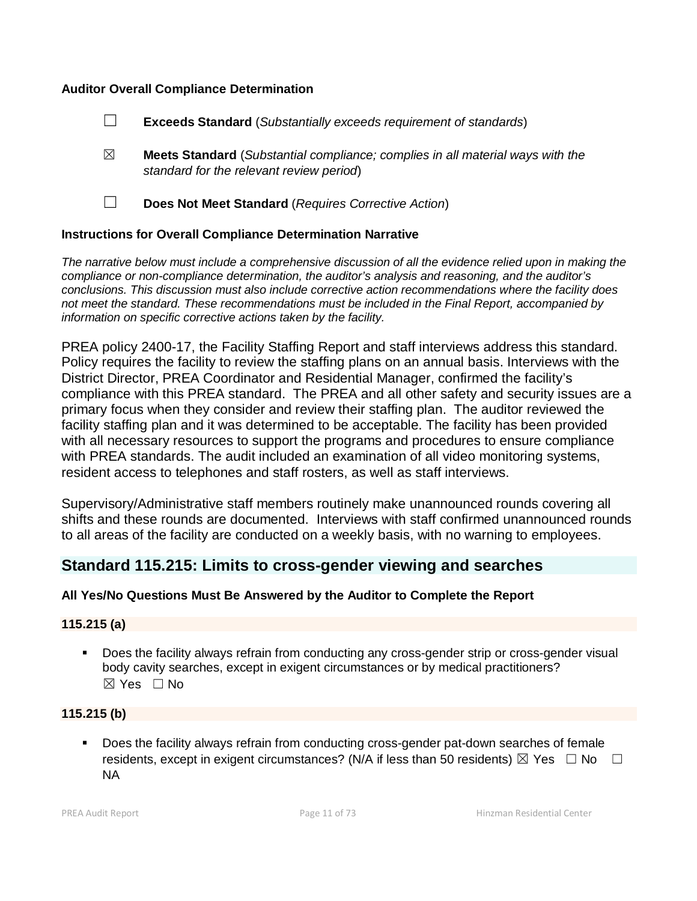**Auditor Overall Compliance Determination**

☐ **Exceeds Standard** (*Substantially exceeds requirement of standards*)

☒ **Meets Standard** (*Substantial compliance; complies in all material ways with the standard for the relevant review period*)

☐ **Does Not Meet Standard** (*Requires Corrective Action*)

**Instructions for Overall Compliance Determination Narrative**

*The narrative below must include a comprehensive discussion of all the evidence relied upon in making the compliance or non-compliance determination, the auditor's analysis and reasoning, and the auditor's conclusions. This discussion must also include corrective action recommendations where the facility does not meet the standard. These recommendations must be included in the Final Report, accompanied by information on specific corrective actions taken by the facility.*

PREA policy 2400-17, the Facility Staffing Report and staff interviews address this standard. Policy requires the facility to review the staffing plans on an annual basis. Interviews with the District Director, PREA Coordinator and Residential Manager, confirmed the facility's compliance with this PREA standard. The PREA and all other safety and security issues are a primary focus when they consider and review their staffing plan. The auditor reviewed the facility staffing plan and it was determined to be acceptable. The facility has been provided with all necessary resources to support the programs and procedures to ensure compliance with PREA standards. The audit included an examination of all video monitoring systems, resident access to telephones and staff rosters, as well as staff interviews.

Supervisory/Administrative staff members routinely make unannounced rounds covering all shifts and these rounds are documented. Interviews with staff confirmed unannounced rounds to all areas of the facility are conducted on a weekly basis, with no warning to employees.

## Standard 115.215: Limits to cross-gender viewing and searches

**All Yes/No Questions Must Be Answered by the Auditor to Complete the Report**

**115.215 (a)**

- Does the facility always refrain from conducting any cross-gender strip or cross-gender visual body cavity searches, except in exigent circumstances or by medical practitioners? ☒ Yes ☐ No

**115.215 (b)**

- Does the facility always refrain from conducting cross-gender pat-down searches of female residents, except in exigent circumstances? (N/A if less than 50 residents) ☒ Yes ☐ No ☐ NA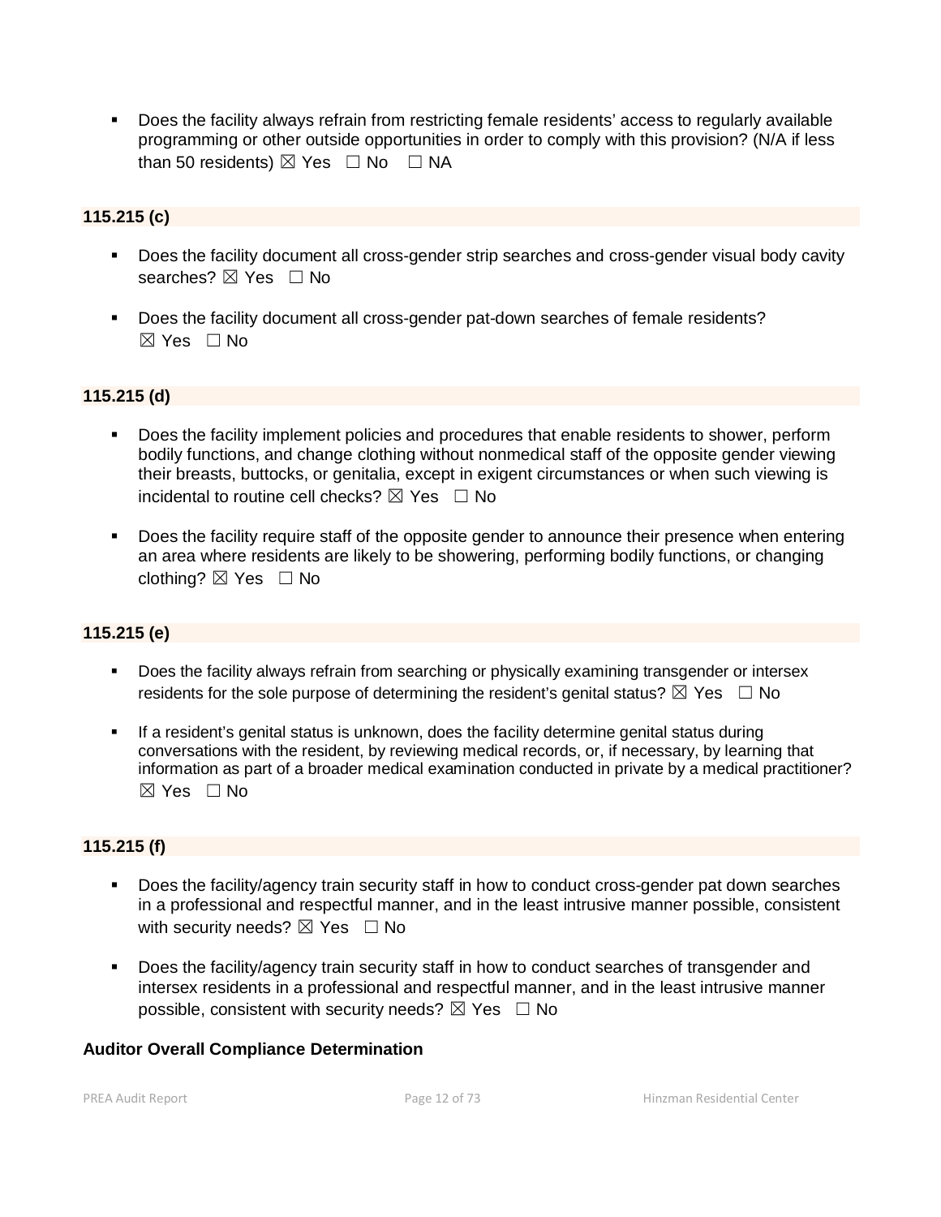- Does the facility always refrain from restricting female residents' access to regularly available programming or other outside opportunities in order to comply with this provision? (N/A if less than 50 residents) ☒ Yes ☐ No ☐ NA

**115.215 (c)**

- Does the facility document all cross-gender strip searches and cross-gender visual body cavity searches? ☒ Yes ☐ No

- Does the facility document all cross-gender pat-down searches of female residents? ☒ Yes ☐ No

**115.215 (d)**

- Does the facility implement policies and procedures that enable residents to shower, perform bodily functions, and change clothing without nonmedical staff of the opposite gender viewing their breasts, buttocks, or genitalia, except in exigent circumstances or when such viewing is incidental to routine cell checks? ☒ Yes ☐ No

- Does the facility require staff of the opposite gender to announce their presence when entering an area where residents are likely to be showering, performing bodily functions, or changing clothing? ☒ Yes ☐ No

**115.215 (e)**

- Does the facility always refrain from searching or physically examining transgender or intersex residents for the sole purpose of determining the resident's genital status? ☒ Yes ☐ No

- If a resident's genital status is unknown, does the facility determine genital status during conversations with the resident, by reviewing medical records, or, if necessary, by learning that information as part of a broader medical examination conducted in private by a medical practitioner? ☒ Yes ☐ No

**115.215 (f)**

- Does the facility/agency train security staff in how to conduct cross-gender pat down searches in a professional and respectful manner, and in the least intrusive manner possible, consistent with security needs? ☒ Yes ☐ No

- Does the facility/agency train security staff in how to conduct searches of transgender and intersex residents in a professional and respectful manner, and in the least intrusive manner possible, consistent with security needs? ☒ Yes ☐ No

**Auditor Overall Compliance Determination**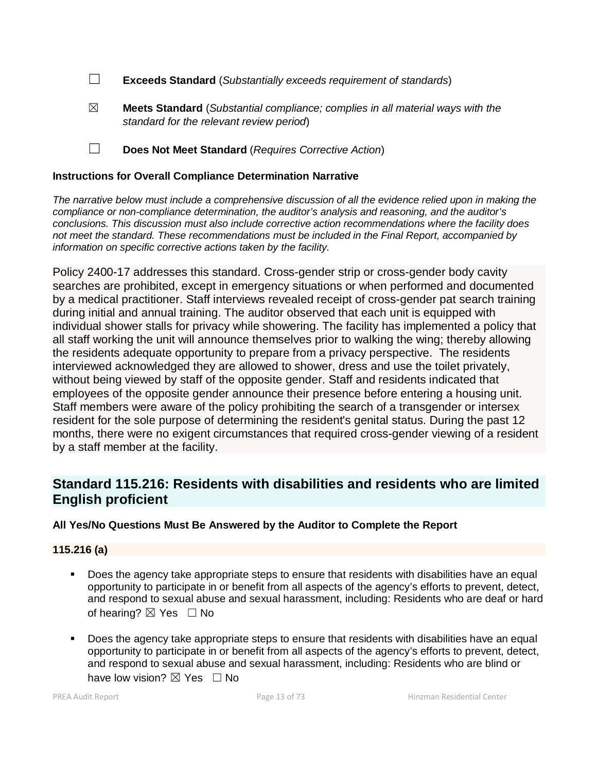☐ **Exceeds Standard** (*Substantially exceeds requirement of standards*)

☒ **Meets Standard** (*Substantial compliance; complies in all material ways with the standard for the relevant review period*)

☐ **Does Not Meet Standard** (*Requires Corrective Action*)

**Instructions for Overall Compliance Determination Narrative**

*The narrative below must include a comprehensive discussion of all the evidence relied upon in making the compliance or non-compliance determination, the auditor's analysis and reasoning, and the auditor's conclusions. This discussion must also include corrective action recommendations where the facility does not meet the standard. These recommendations must be included in the Final Report, accompanied by information on specific corrective actions taken by the facility.*

Policy 2400-17 addresses this standard. Cross-gender strip or cross-gender body cavity searches are prohibited, except in emergency situations or when performed and documented by a medical practitioner. Staff interviews revealed receipt of cross-gender pat search training during initial and annual training. The auditor observed that each unit is equipped with individual shower stalls for privacy while showering. The facility has implemented a policy that all staff working the unit will announce themselves prior to walking the wing; thereby allowing the residents adequate opportunity to prepare from a privacy perspective. The residents interviewed acknowledged they are allowed to shower, dress and use the toilet privately, without being viewed by staff of the opposite gender. Staff and residents indicated that employees of the opposite gender announce their presence before entering a housing unit. Staff members were aware of the policy prohibiting the search of a transgender or intersex resident for the sole purpose of determining the resident's genital status. During the past 12 months, there were no exigent circumstances that required cross-gender viewing of a resident by a staff member at the facility.

## Standard 115.216: Residents with disabilities and residents who are limited English proficient

**All Yes/No Questions Must Be Answered by the Auditor to Complete the Report**

**115.216 (a)**

- Does the agency take appropriate steps to ensure that residents with disabilities have an equal opportunity to participate in or benefit from all aspects of the agency's efforts to prevent, detect, and respond to sexual abuse and sexual harassment, including: Residents who are deaf or hard of hearing? ☒ Yes ☐ No

- Does the agency take appropriate steps to ensure that residents with disabilities have an equal opportunity to participate in or benefit from all aspects of the agency's efforts to prevent, detect, and respond to sexual abuse and sexual harassment, including: Residents who are blind or have low vision? ☒ Yes ☐ No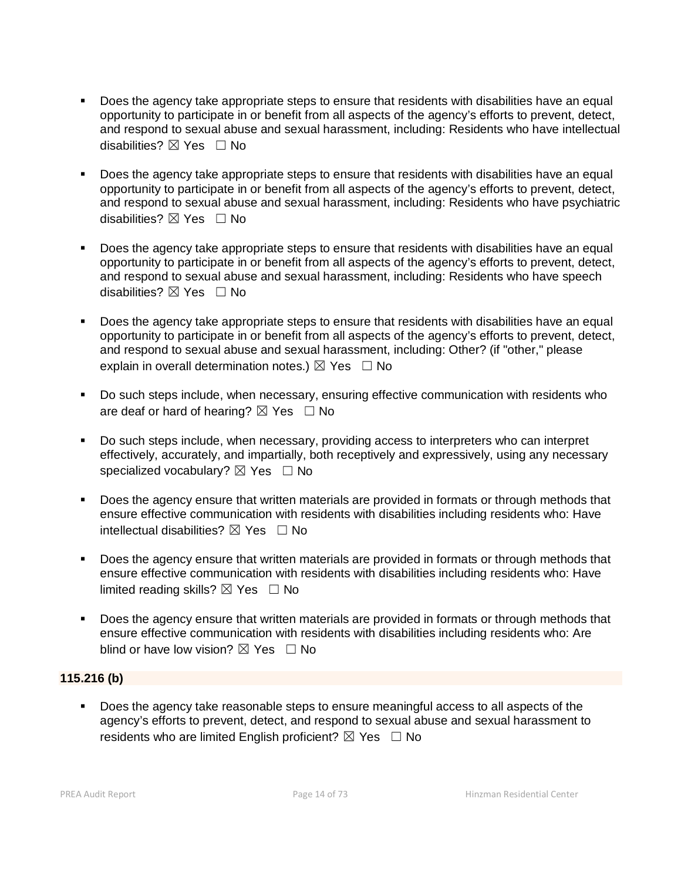- Does the agency take appropriate steps to ensure that residents with disabilities have an equal opportunity to participate in or benefit from all aspects of the agency's efforts to prevent, detect, and respond to sexual abuse and sexual harassment, including: Residents who have intellectual disabilities? ☒ Yes ☐ No

- Does the agency take appropriate steps to ensure that residents with disabilities have an equal opportunity to participate in or benefit from all aspects of the agency's efforts to prevent, detect, and respond to sexual abuse and sexual harassment, including: Residents who have psychiatric disabilities? ☒ Yes ☐ No

- Does the agency take appropriate steps to ensure that residents with disabilities have an equal opportunity to participate in or benefit from all aspects of the agency's efforts to prevent, detect, and respond to sexual abuse and sexual harassment, including: Residents who have speech disabilities? ☒ Yes ☐ No

- Does the agency take appropriate steps to ensure that residents with disabilities have an equal opportunity to participate in or benefit from all aspects of the agency's efforts to prevent, detect, and respond to sexual abuse and sexual harassment, including: Other? (if "other," please explain in overall determination notes.) ☒ Yes ☐ No

- Do such steps include, when necessary, ensuring effective communication with residents who are deaf or hard of hearing? ☒ Yes ☐ No

- Do such steps include, when necessary, providing access to interpreters who can interpret effectively, accurately, and impartially, both receptively and expressively, using any necessary specialized vocabulary? ☒ Yes ☐ No

- Does the agency ensure that written materials are provided in formats or through methods that ensure effective communication with residents with disabilities including residents who: Have intellectual disabilities? ☒ Yes ☐ No

- Does the agency ensure that written materials are provided in formats or through methods that ensure effective communication with residents with disabilities including residents who: Have limited reading skills? ☒ Yes ☐ No

- Does the agency ensure that written materials are provided in formats or through methods that ensure effective communication with residents with disabilities including residents who: Are blind or have low vision? ☒ Yes ☐ No

**115.216 (b)**

- Does the agency take reasonable steps to ensure meaningful access to all aspects of the agency's efforts to prevent, detect, and respond to sexual abuse and sexual harassment to residents who are limited English proficient? ☒ Yes ☐ No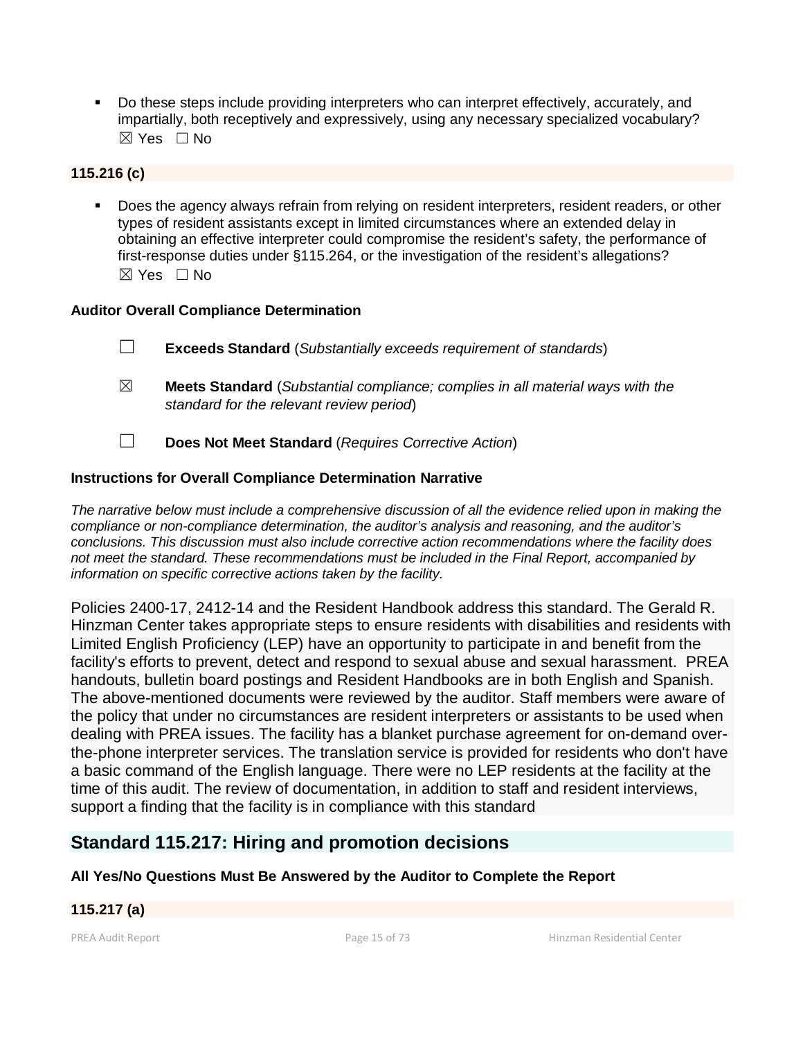- Do these steps include providing interpreters who can interpret effectively, accurately, and impartially, both receptively and expressively, using any necessary specialized vocabulary?
  ☒ Yes ☐ No

**115.216 (c)**

- Does the agency always refrain from relying on resident interpreters, resident readers, or other types of resident assistants except in limited circumstances where an extended delay in obtaining an effective interpreter could compromise the resident's safety, the performance of first-response duties under §115.264, or the investigation of the resident's allegations?
  ☒ Yes ☐ No

**Auditor Overall Compliance Determination**

☐ **Exceeds Standard** (*Substantially exceeds requirement of standards*)

☒ **Meets Standard** (*Substantial compliance; complies in all material ways with the standard for the relevant review period*)

☐ **Does Not Meet Standard** (*Requires Corrective Action*)

**Instructions for Overall Compliance Determination Narrative**

*The narrative below must include a comprehensive discussion of all the evidence relied upon in making the compliance or non-compliance determination, the auditor's analysis and reasoning, and the auditor's conclusions. This discussion must also include corrective action recommendations where the facility does not meet the standard. These recommendations must be included in the Final Report, accompanied by information on specific corrective actions taken by the facility.*

Policies 2400-17, 2412-14 and the Resident Handbook address this standard. The Gerald R. Hinzman Center takes appropriate steps to ensure residents with disabilities and residents with Limited English Proficiency (LEP) have an opportunity to participate in and benefit from the facility's efforts to prevent, detect and respond to sexual abuse and sexual harassment. PREA handouts, bulletin board postings and Resident Handbooks are in both English and Spanish. The above-mentioned documents were reviewed by the auditor. Staff members were aware of the policy that under no circumstances are resident interpreters or assistants to be used when dealing with PREA issues. The facility has a blanket purchase agreement for on-demand over-the-phone interpreter services. The translation service is provided for residents who don't have a basic command of the English language. There were no LEP residents at the facility at the time of this audit. The review of documentation, in addition to staff and resident interviews, support a finding that the facility is in compliance with this standard

## Standard 115.217: Hiring and promotion decisions

**All Yes/No Questions Must Be Answered by the Auditor to Complete the Report**

**115.217 (a)**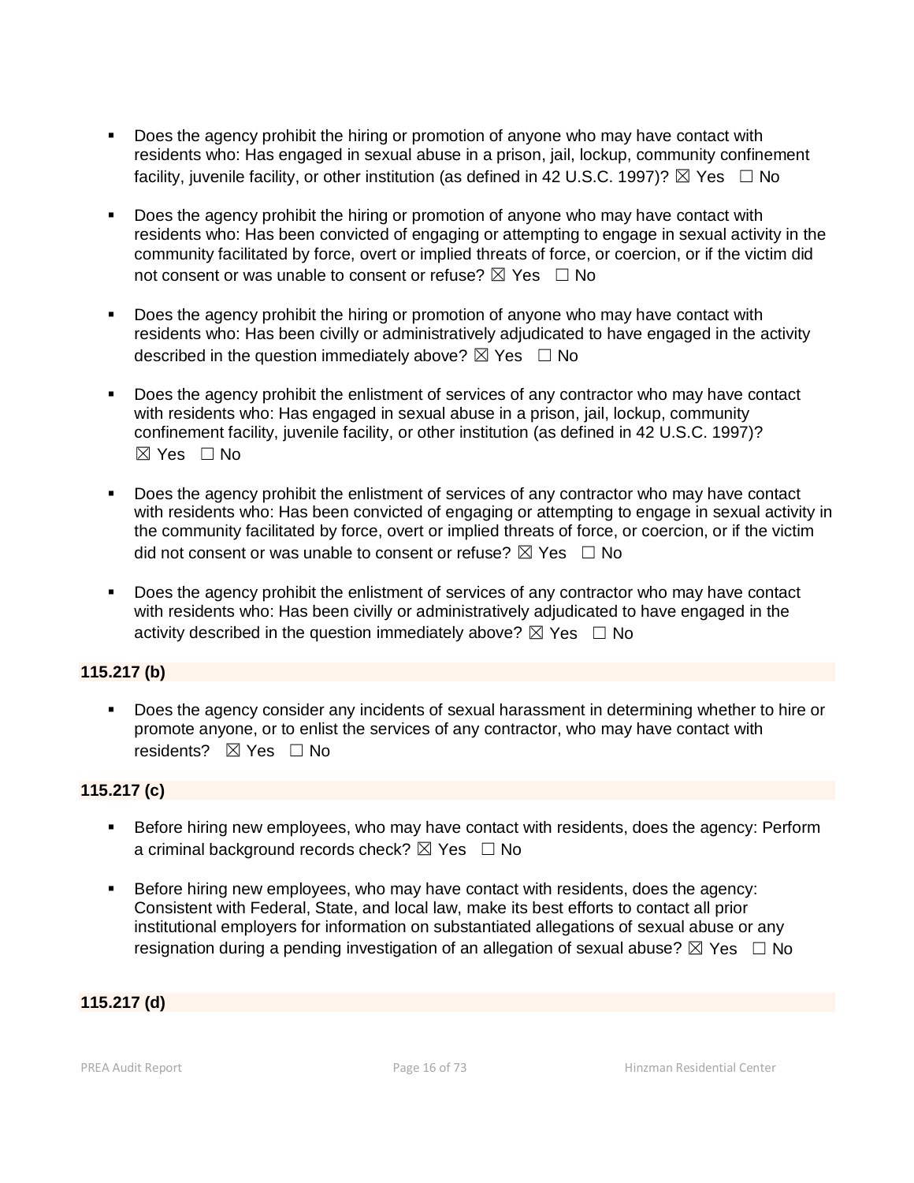- Does the agency prohibit the hiring or promotion of anyone who may have contact with residents who: Has engaged in sexual abuse in a prison, jail, lockup, community confinement facility, juvenile facility, or other institution (as defined in 42 U.S.C. 1997)? ☒ Yes ☐ No

- Does the agency prohibit the hiring or promotion of anyone who may have contact with residents who: Has been convicted of engaging or attempting to engage in sexual activity in the community facilitated by force, overt or implied threats of force, or coercion, or if the victim did not consent or was unable to consent or refuse? ☒ Yes ☐ No

- Does the agency prohibit the hiring or promotion of anyone who may have contact with residents who: Has been civilly or administratively adjudicated to have engaged in the activity described in the question immediately above? ☒ Yes ☐ No

- Does the agency prohibit the enlistment of services of any contractor who may have contact with residents who: Has engaged in sexual abuse in a prison, jail, lockup, community confinement facility, juvenile facility, or other institution (as defined in 42 U.S.C. 1997)? ☒ Yes ☐ No

- Does the agency prohibit the enlistment of services of any contractor who may have contact with residents who: Has been convicted of engaging or attempting to engage in sexual activity in the community facilitated by force, overt or implied threats of force, or coercion, or if the victim did not consent or was unable to consent or refuse? ☒ Yes ☐ No

- Does the agency prohibit the enlistment of services of any contractor who may have contact with residents who: Has been civilly or administratively adjudicated to have engaged in the activity described in the question immediately above? ☒ Yes ☐ No

**115.217 (b)**

- Does the agency consider any incidents of sexual harassment in determining whether to hire or promote anyone, or to enlist the services of any contractor, who may have contact with residents? ☒ Yes ☐ No

**115.217 (c)**

- Before hiring new employees, who may have contact with residents, does the agency: Perform a criminal background records check? ☒ Yes ☐ No

- Before hiring new employees, who may have contact with residents, does the agency: Consistent with Federal, State, and local law, make its best efforts to contact all prior institutional employers for information on substantiated allegations of sexual abuse or any resignation during a pending investigation of an allegation of sexual abuse? ☒ Yes ☐ No

**115.217 (d)**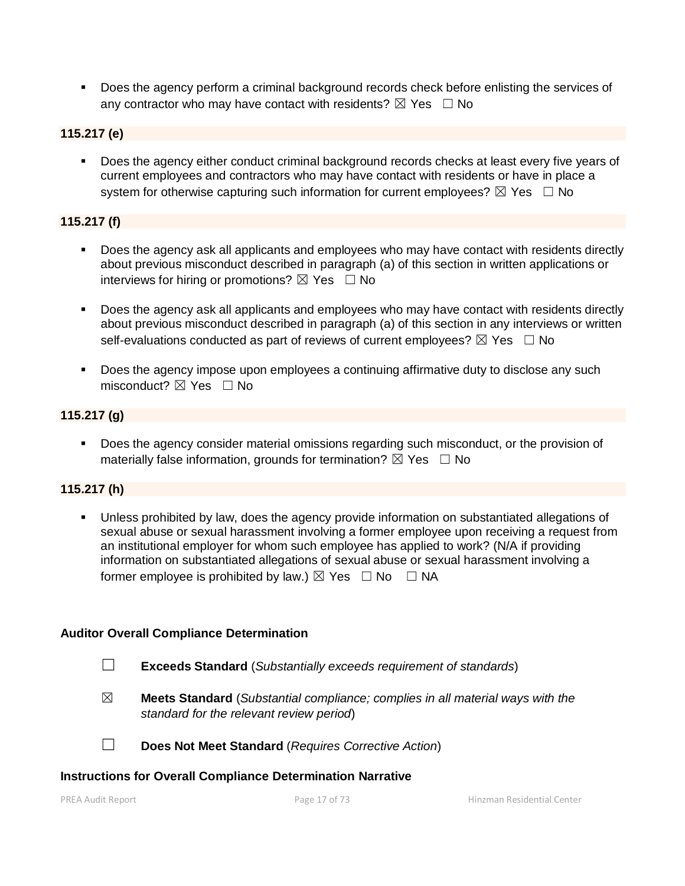- Does the agency perform a criminal background records check before enlisting the services of any contractor who may have contact with residents? ☒ Yes ☐ No

**115.217 (e)**

- Does the agency either conduct criminal background records checks at least every five years of current employees and contractors who may have contact with residents or have in place a system for otherwise capturing such information for current employees? ☒ Yes ☐ No

**115.217 (f)**

- Does the agency ask all applicants and employees who may have contact with residents directly about previous misconduct described in paragraph (a) of this section in written applications or interviews for hiring or promotions? ☒ Yes ☐ No

- Does the agency ask all applicants and employees who may have contact with residents directly about previous misconduct described in paragraph (a) of this section in any interviews or written self-evaluations conducted as part of reviews of current employees? ☒ Yes ☐ No

- Does the agency impose upon employees a continuing affirmative duty to disclose any such misconduct? ☒ Yes ☐ No

**115.217 (g)**

- Does the agency consider material omissions regarding such misconduct, or the provision of materially false information, grounds for termination? ☒ Yes ☐ No

**115.217 (h)**

- Unless prohibited by law, does the agency provide information on substantiated allegations of sexual abuse or sexual harassment involving a former employee upon receiving a request from an institutional employer for whom such employee has applied to work? (N/A if providing information on substantiated allegations of sexual abuse or sexual harassment involving a former employee is prohibited by law.) ☒ Yes ☐ No ☐ NA

**Auditor Overall Compliance Determination**

☐ **Exceeds Standard** (*Substantially exceeds requirement of standards*)

☒ **Meets Standard** (*Substantial compliance; complies in all material ways with the standard for the relevant review period*)

☐ **Does Not Meet Standard** (*Requires Corrective Action*)

**Instructions for Overall Compliance Determination Narrative**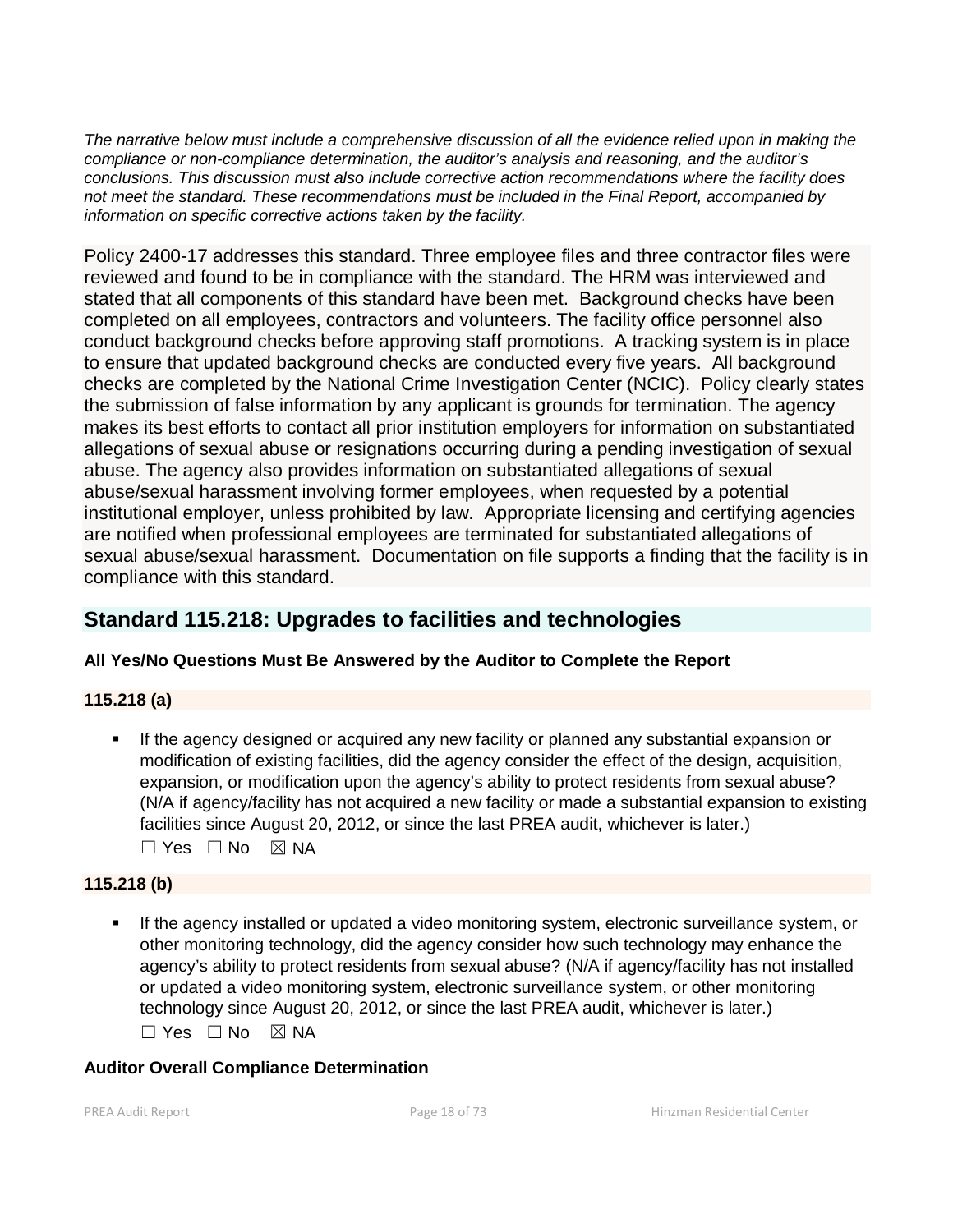*The narrative below must include a comprehensive discussion of all the evidence relied upon in making the compliance or non-compliance determination, the auditor's analysis and reasoning, and the auditor's conclusions. This discussion must also include corrective action recommendations where the facility does not meet the standard. These recommendations must be included in the Final Report, accompanied by information on specific corrective actions taken by the facility.*

Policy 2400-17 addresses this standard. Three employee files and three contractor files were reviewed and found to be in compliance with the standard. The HRM was interviewed and stated that all components of this standard have been met. Background checks have been completed on all employees, contractors and volunteers. The facility office personnel also conduct background checks before approving staff promotions. A tracking system is in place to ensure that updated background checks are conducted every five years. All background checks are completed by the National Crime Investigation Center (NCIC). Policy clearly states the submission of false information by any applicant is grounds for termination. The agency makes its best efforts to contact all prior institution employers for information on substantiated allegations of sexual abuse or resignations occurring during a pending investigation of sexual abuse. The agency also provides information on substantiated allegations of sexual abuse/sexual harassment involving former employees, when requested by a potential institutional employer, unless prohibited by law. Appropriate licensing and certifying agencies are notified when professional employees are terminated for substantiated allegations of sexual abuse/sexual harassment. Documentation on file supports a finding that the facility is in compliance with this standard.

## Standard 115.218: Upgrades to facilities and technologies

**All Yes/No Questions Must Be Answered by the Auditor to Complete the Report**

**115.218 (a)**

- If the agency designed or acquired any new facility or planned any substantial expansion or modification of existing facilities, did the agency consider the effect of the design, acquisition, expansion, or modification upon the agency's ability to protect residents from sexual abuse? (N/A if agency/facility has not acquired a new facility or made a substantial expansion to existing facilities since August 20, 2012, or since the last PREA audit, whichever is later.)

  ☐ Yes ☐ No ☒ NA

**115.218 (b)**

- If the agency installed or updated a video monitoring system, electronic surveillance system, or other monitoring technology, did the agency consider how such technology may enhance the agency's ability to protect residents from sexual abuse? (N/A if agency/facility has not installed or updated a video monitoring system, electronic surveillance system, or other monitoring technology since August 20, 2012, or since the last PREA audit, whichever is later.)

  ☐ Yes ☐ No ☒ NA

**Auditor Overall Compliance Determination**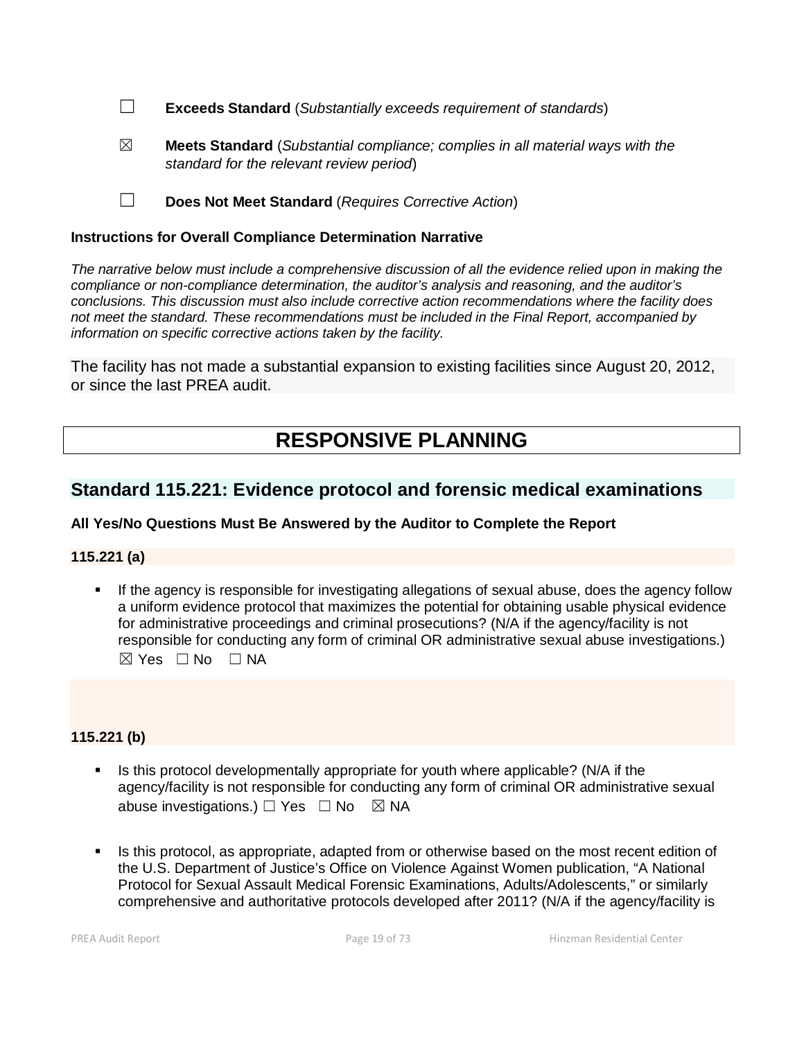☐ **Exceeds Standard** (*Substantially exceeds requirement of standards*)

☒ **Meets Standard** (*Substantial compliance; complies in all material ways with the standard for the relevant review period*)

☐ **Does Not Meet Standard** (*Requires Corrective Action*)

**Instructions for Overall Compliance Determination Narrative**

*The narrative below must include a comprehensive discussion of all the evidence relied upon in making the compliance or non-compliance determination, the auditor's analysis and reasoning, and the auditor's conclusions. This discussion must also include corrective action recommendations where the facility does not meet the standard. These recommendations must be included in the Final Report, accompanied by information on specific corrective actions taken by the facility.*

The facility has not made a substantial expansion to existing facilities since August 20, 2012, or since the last PREA audit.

# RESPONSIVE PLANNING

## Standard 115.221: Evidence protocol and forensic medical examinations

**All Yes/No Questions Must Be Answered by the Auditor to Complete the Report**

**115.221 (a)**

- If the agency is responsible for investigating allegations of sexual abuse, does the agency follow a uniform evidence protocol that maximizes the potential for obtaining usable physical evidence for administrative proceedings and criminal prosecutions? (N/A if the agency/facility is not responsible for conducting any form of criminal OR administrative sexual abuse investigations.) ☒ Yes ☐ No ☐ NA

**115.221 (b)**

- Is this protocol developmentally appropriate for youth where applicable? (N/A if the agency/facility is not responsible for conducting any form of criminal OR administrative sexual abuse investigations.) ☐ Yes ☐ No ☒ NA

- Is this protocol, as appropriate, adapted from or otherwise based on the most recent edition of the U.S. Department of Justice's Office on Violence Against Women publication, "A National Protocol for Sexual Assault Medical Forensic Examinations, Adults/Adolescents," or similarly comprehensive and authoritative protocols developed after 2011? (N/A if the agency/facility is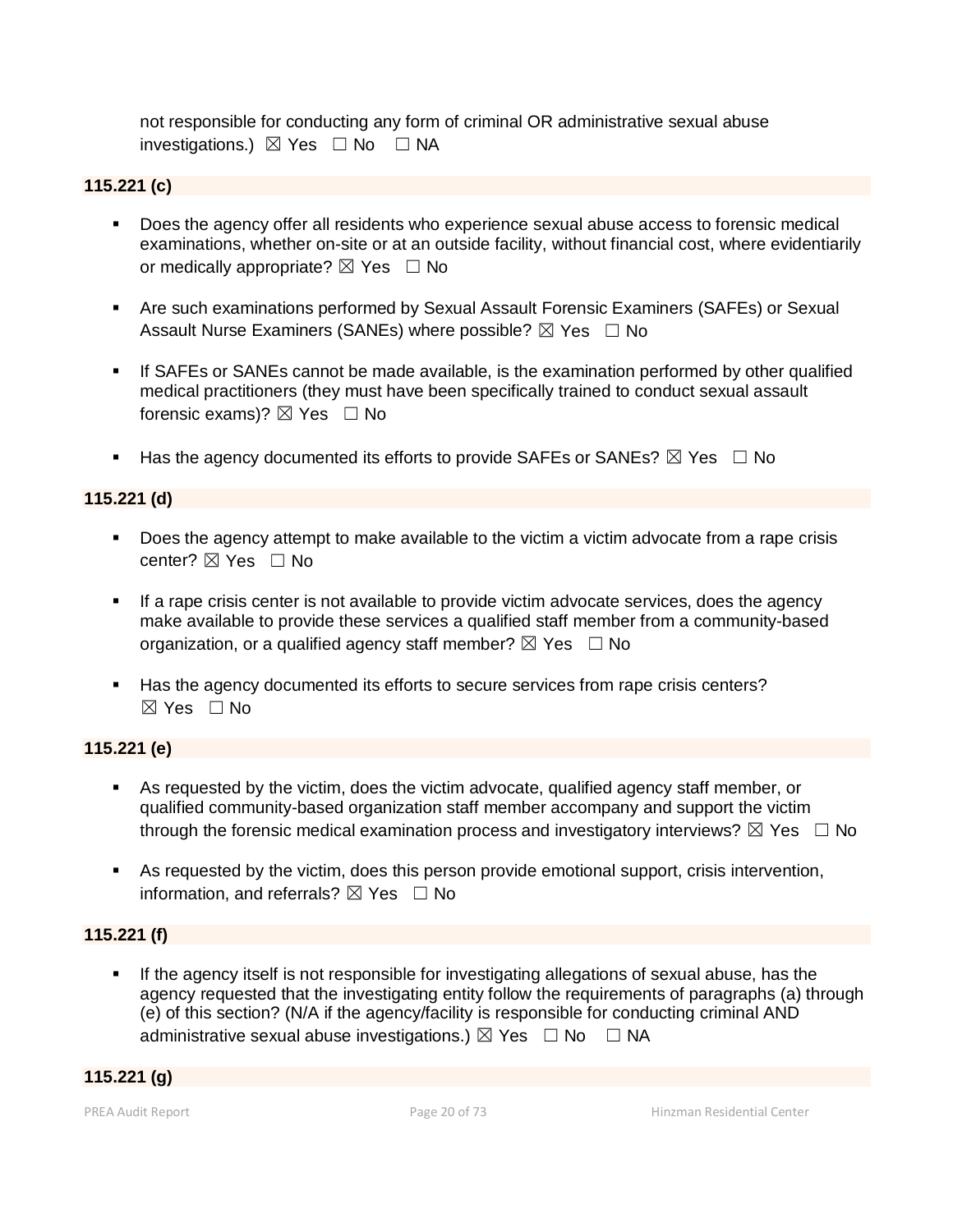not responsible for conducting any form of criminal OR administrative sexual abuse investigations.) ☒ Yes ☐ No ☐ NA

**115.221 (c)**

- Does the agency offer all residents who experience sexual abuse access to forensic medical examinations, whether on-site or at an outside facility, without financial cost, where evidentiarily or medically appropriate? ☒ Yes ☐ No
- Are such examinations performed by Sexual Assault Forensic Examiners (SAFEs) or Sexual Assault Nurse Examiners (SANEs) where possible? ☒ Yes ☐ No
- If SAFEs or SANEs cannot be made available, is the examination performed by other qualified medical practitioners (they must have been specifically trained to conduct sexual assault forensic exams)? ☒ Yes ☐ No
- Has the agency documented its efforts to provide SAFEs or SANEs? ☒ Yes ☐ No

**115.221 (d)**

- Does the agency attempt to make available to the victim a victim advocate from a rape crisis center? ☒ Yes ☐ No
- If a rape crisis center is not available to provide victim advocate services, does the agency make available to provide these services a qualified staff member from a community-based organization, or a qualified agency staff member? ☒ Yes ☐ No
- Has the agency documented its efforts to secure services from rape crisis centers? ☒ Yes ☐ No

**115.221 (e)**

- As requested by the victim, does the victim advocate, qualified agency staff member, or qualified community-based organization staff member accompany and support the victim through the forensic medical examination process and investigatory interviews? ☒ Yes ☐ No
- As requested by the victim, does this person provide emotional support, crisis intervention, information, and referrals? ☒ Yes ☐ No

**115.221 (f)**

- If the agency itself is not responsible for investigating allegations of sexual abuse, has the agency requested that the investigating entity follow the requirements of paragraphs (a) through (e) of this section? (N/A if the agency/facility is responsible for conducting criminal AND administrative sexual abuse investigations.) ☒ Yes ☐ No ☐ NA

**115.221 (g)**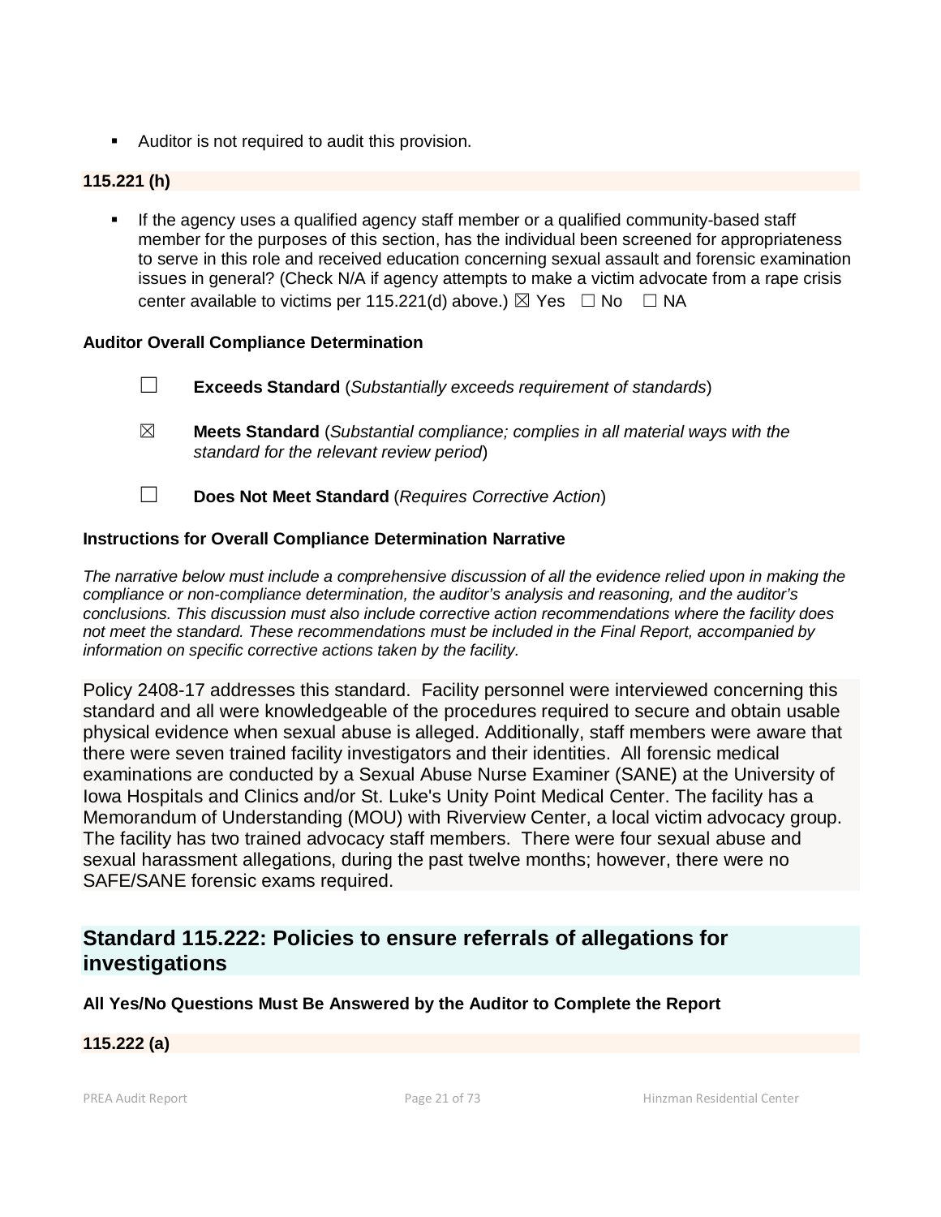- Auditor is not required to audit this provision.

**115.221 (h)**

- If the agency uses a qualified agency staff member or a qualified community-based staff member for the purposes of this section, has the individual been screened for appropriateness to serve in this role and received education concerning sexual assault and forensic examination issues in general? (Check N/A if agency attempts to make a victim advocate from a rape crisis center available to victims per 115.221(d) above.) ☒ Yes ☐ No ☐ NA

**Auditor Overall Compliance Determination**

☐ **Exceeds Standard** (*Substantially exceeds requirement of standards*)

☒ **Meets Standard** (*Substantial compliance; complies in all material ways with the standard for the relevant review period*)

☐ **Does Not Meet Standard** (*Requires Corrective Action*)

**Instructions for Overall Compliance Determination Narrative**

*The narrative below must include a comprehensive discussion of all the evidence relied upon in making the compliance or non-compliance determination, the auditor's analysis and reasoning, and the auditor's conclusions. This discussion must also include corrective action recommendations where the facility does not meet the standard. These recommendations must be included in the Final Report, accompanied by information on specific corrective actions taken by the facility.*

Policy 2408-17 addresses this standard. Facility personnel were interviewed concerning this standard and all were knowledgeable of the procedures required to secure and obtain usable physical evidence when sexual abuse is alleged. Additionally, staff members were aware that there were seven trained facility investigators and their identities. All forensic medical examinations are conducted by a Sexual Abuse Nurse Examiner (SANE) at the University of Iowa Hospitals and Clinics and/or St. Luke's Unity Point Medical Center. The facility has a Memorandum of Understanding (MOU) with Riverview Center, a local victim advocacy group. The facility has two trained advocacy staff members. There were four sexual abuse and sexual harassment allegations, during the past twelve months; however, there were no SAFE/SANE forensic exams required.

## Standard 115.222: Policies to ensure referrals of allegations for investigations

**All Yes/No Questions Must Be Answered by the Auditor to Complete the Report**

**115.222 (a)**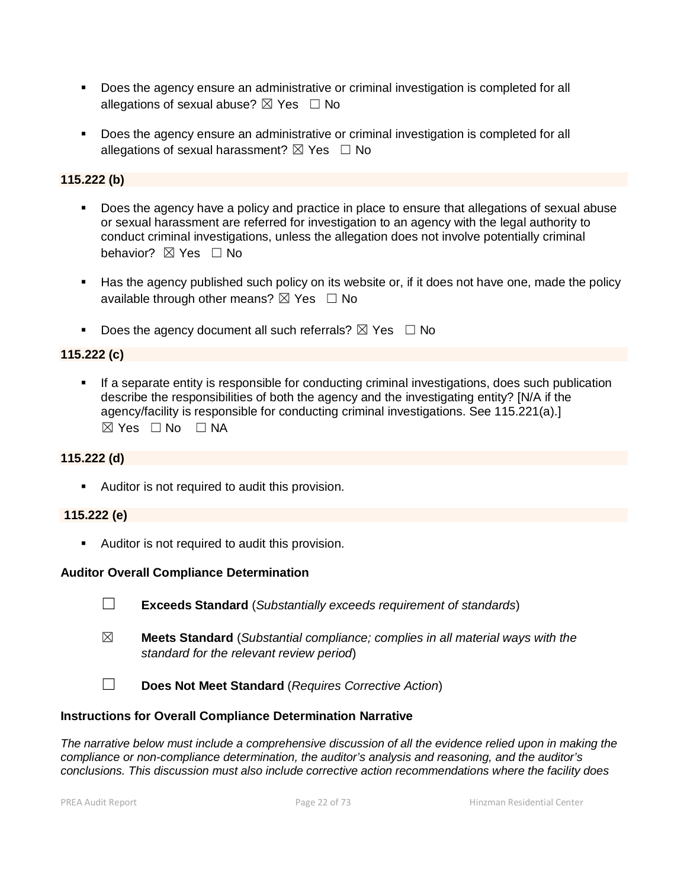- Does the agency ensure an administrative or criminal investigation is completed for all allegations of sexual abuse? ☒ Yes ☐ No

- Does the agency ensure an administrative or criminal investigation is completed for all allegations of sexual harassment? ☒ Yes ☐ No

**115.222 (b)**

- Does the agency have a policy and practice in place to ensure that allegations of sexual abuse or sexual harassment are referred for investigation to an agency with the legal authority to conduct criminal investigations, unless the allegation does not involve potentially criminal behavior? ☒ Yes ☐ No

- Has the agency published such policy on its website or, if it does not have one, made the policy available through other means? ☒ Yes ☐ No

- Does the agency document all such referrals? ☒ Yes ☐ No

**115.222 (c)**

- If a separate entity is responsible for conducting criminal investigations, does such publication describe the responsibilities of both the agency and the investigating entity? [N/A if the agency/facility is responsible for conducting criminal investigations. See 115.221(a).] ☒ Yes ☐ No ☐ NA

**115.222 (d)**

- Auditor is not required to audit this provision.

**115.222 (e)**

- Auditor is not required to audit this provision.

**Auditor Overall Compliance Determination**

☐ **Exceeds Standard** (*Substantially exceeds requirement of standards*)

☒ **Meets Standard** (*Substantial compliance; complies in all material ways with the standard for the relevant review period*)

☐ **Does Not Meet Standard** (*Requires Corrective Action*)

**Instructions for Overall Compliance Determination Narrative**

*The narrative below must include a comprehensive discussion of all the evidence relied upon in making the compliance or non-compliance determination, the auditor's analysis and reasoning, and the auditor's conclusions. This discussion must also include corrective action recommendations where the facility does*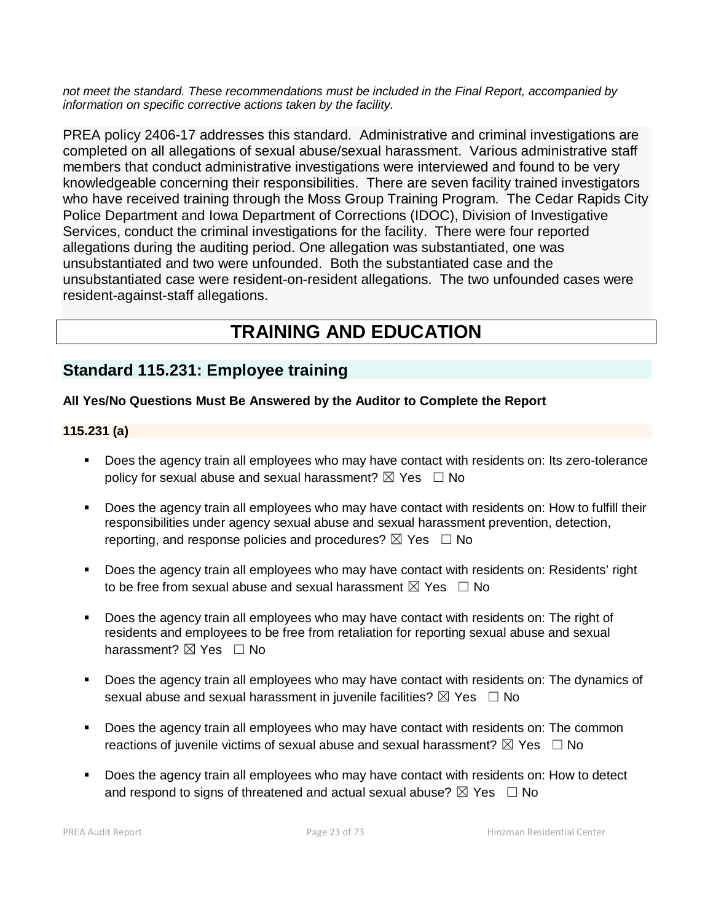*not meet the standard. These recommendations must be included in the Final Report, accompanied by information on specific corrective actions taken by the facility.*

PREA policy 2406-17 addresses this standard. Administrative and criminal investigations are completed on all allegations of sexual abuse/sexual harassment. Various administrative staff members that conduct administrative investigations were interviewed and found to be very knowledgeable concerning their responsibilities. There are seven facility trained investigators who have received training through the Moss Group Training Program. The Cedar Rapids City Police Department and Iowa Department of Corrections (IDOC), Division of Investigative Services, conduct the criminal investigations for the facility. There were four reported allegations during the auditing period. One allegation was substantiated, one was unsubstantiated and two were unfounded. Both the substantiated case and the unsubstantiated case were resident-on-resident allegations. The two unfounded cases were resident-against-staff allegations.

# TRAINING AND EDUCATION

## Standard 115.231: Employee training

**All Yes/No Questions Must Be Answered by the Auditor to Complete the Report**

**115.231 (a)**

- Does the agency train all employees who may have contact with residents on: Its zero-tolerance policy for sexual abuse and sexual harassment? ☒ Yes ☐ No
- Does the agency train all employees who may have contact with residents on: How to fulfill their responsibilities under agency sexual abuse and sexual harassment prevention, detection, reporting, and response policies and procedures? ☒ Yes ☐ No
- Does the agency train all employees who may have contact with residents on: Residents' right to be free from sexual abuse and sexual harassment ☒ Yes ☐ No
- Does the agency train all employees who may have contact with residents on: The right of residents and employees to be free from retaliation for reporting sexual abuse and sexual harassment? ☒ Yes ☐ No
- Does the agency train all employees who may have contact with residents on: The dynamics of sexual abuse and sexual harassment in juvenile facilities? ☒ Yes ☐ No
- Does the agency train all employees who may have contact with residents on: The common reactions of juvenile victims of sexual abuse and sexual harassment? ☒ Yes ☐ No
- Does the agency train all employees who may have contact with residents on: How to detect and respond to signs of threatened and actual sexual abuse? ☒ Yes ☐ No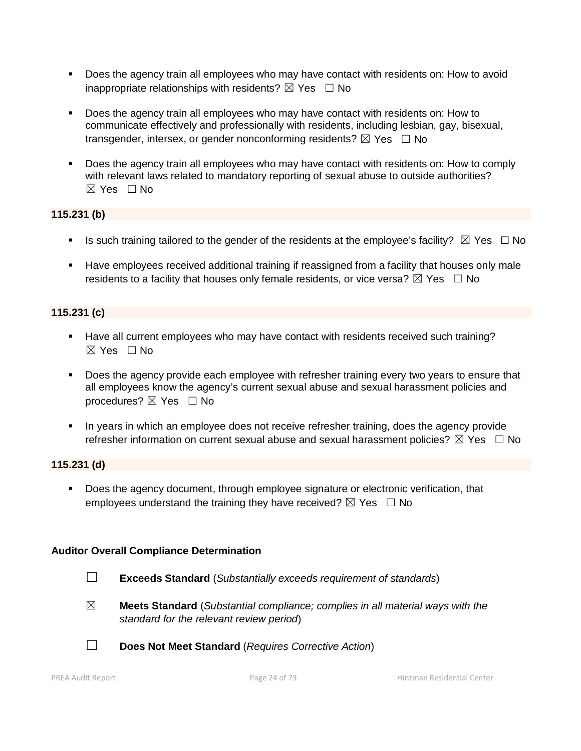- Does the agency train all employees who may have contact with residents on: How to avoid inappropriate relationships with residents? ☒ Yes ☐ No

- Does the agency train all employees who may have contact with residents on: How to communicate effectively and professionally with residents, including lesbian, gay, bisexual, transgender, intersex, or gender nonconforming residents? ☒ Yes ☐ No

- Does the agency train all employees who may have contact with residents on: How to comply with relevant laws related to mandatory reporting of sexual abuse to outside authorities? ☒ Yes ☐ No

**115.231 (b)**

- Is such training tailored to the gender of the residents at the employee's facility? ☒ Yes ☐ No

- Have employees received additional training if reassigned from a facility that houses only male residents to a facility that houses only female residents, or vice versa? ☒ Yes ☐ No

**115.231 (c)**

- Have all current employees who may have contact with residents received such training? ☒ Yes ☐ No

- Does the agency provide each employee with refresher training every two years to ensure that all employees know the agency's current sexual abuse and sexual harassment policies and procedures? ☒ Yes ☐ No

- In years in which an employee does not receive refresher training, does the agency provide refresher information on current sexual abuse and sexual harassment policies? ☒ Yes ☐ No

**115.231 (d)**

- Does the agency document, through employee signature or electronic verification, that employees understand the training they have received? ☒ Yes ☐ No

**Auditor Overall Compliance Determination**

☐ **Exceeds Standard** (*Substantially exceeds requirement of standards*)

☒ **Meets Standard** (*Substantial compliance; complies in all material ways with the standard for the relevant review period*)

☐ **Does Not Meet Standard** (*Requires Corrective Action*)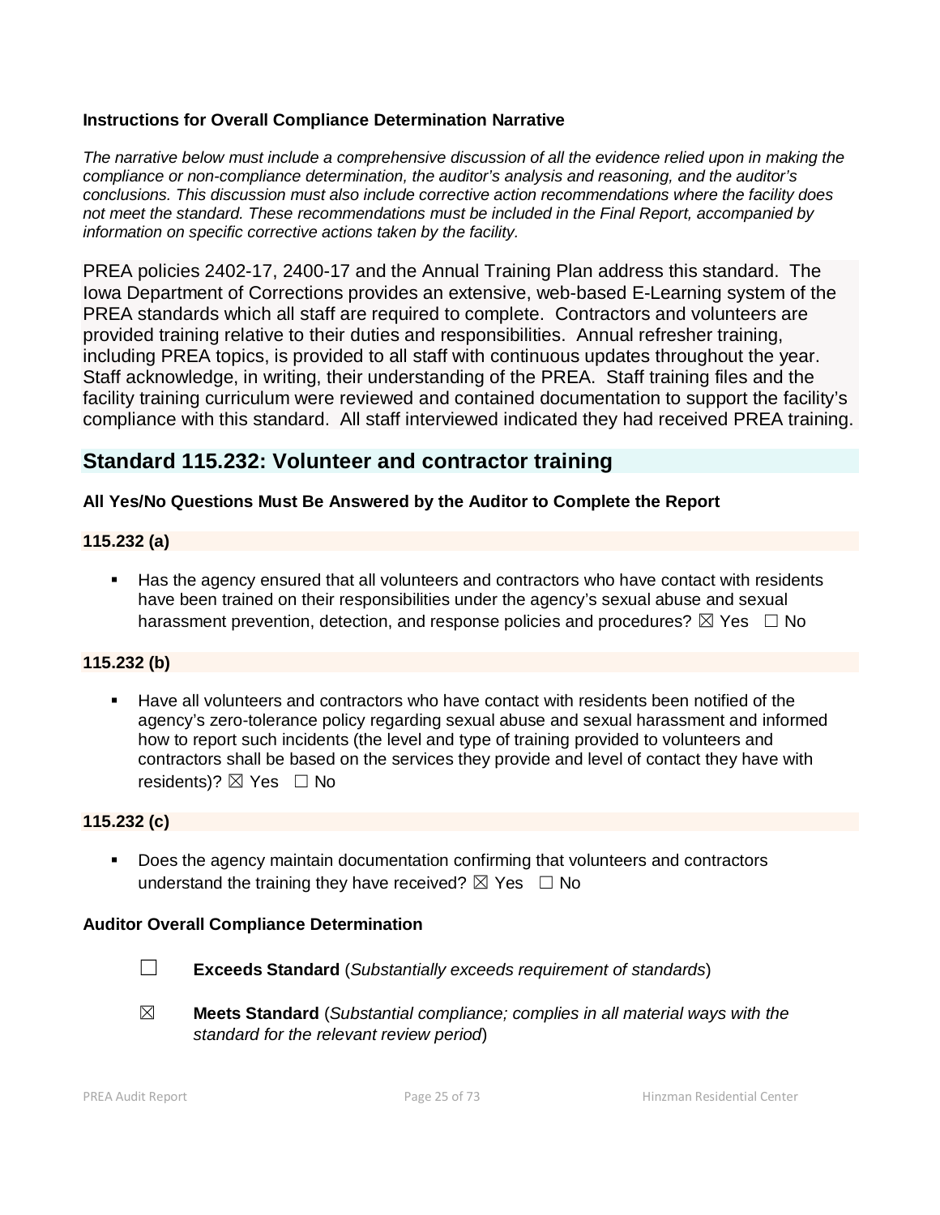**Instructions for Overall Compliance Determination Narrative**

*The narrative below must include a comprehensive discussion of all the evidence relied upon in making the compliance or non-compliance determination, the auditor's analysis and reasoning, and the auditor's conclusions. This discussion must also include corrective action recommendations where the facility does not meet the standard. These recommendations must be included in the Final Report, accompanied by information on specific corrective actions taken by the facility.*

PREA policies 2402-17, 2400-17 and the Annual Training Plan address this standard. The Iowa Department of Corrections provides an extensive, web-based E-Learning system of the PREA standards which all staff are required to complete. Contractors and volunteers are provided training relative to their duties and responsibilities. Annual refresher training, including PREA topics, is provided to all staff with continuous updates throughout the year. Staff acknowledge, in writing, their understanding of the PREA. Staff training files and the facility training curriculum were reviewed and contained documentation to support the facility's compliance with this standard. All staff interviewed indicated they had received PREA training.

## Standard 115.232: Volunteer and contractor training

**All Yes/No Questions Must Be Answered by the Auditor to Complete the Report**

**115.232 (a)**

- Has the agency ensured that all volunteers and contractors who have contact with residents have been trained on their responsibilities under the agency's sexual abuse and sexual harassment prevention, detection, and response policies and procedures? ☒ Yes ☐ No

**115.232 (b)**

- Have all volunteers and contractors who have contact with residents been notified of the agency's zero-tolerance policy regarding sexual abuse and sexual harassment and informed how to report such incidents (the level and type of training provided to volunteers and contractors shall be based on the services they provide and level of contact they have with residents)? ☒ Yes ☐ No

**115.232 (c)**

- Does the agency maintain documentation confirming that volunteers and contractors understand the training they have received? ☒ Yes ☐ No

**Auditor Overall Compliance Determination**

☐ **Exceeds Standard** (*Substantially exceeds requirement of standards*)

☒ **Meets Standard** (*Substantial compliance; complies in all material ways with the standard for the relevant review period*)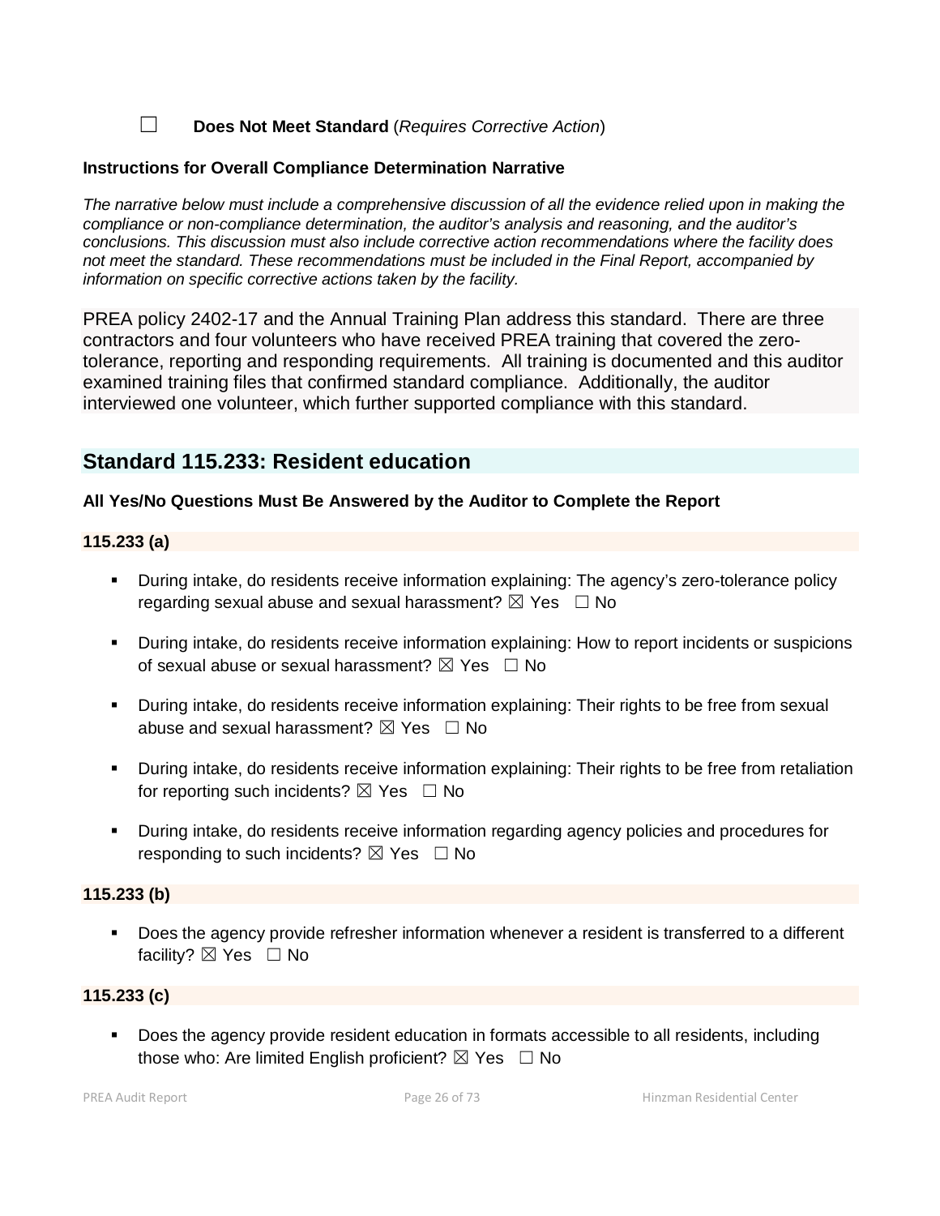☐ **Does Not Meet Standard** (*Requires Corrective Action*)

**Instructions for Overall Compliance Determination Narrative**

*The narrative below must include a comprehensive discussion of all the evidence relied upon in making the compliance or non-compliance determination, the auditor's analysis and reasoning, and the auditor's conclusions. This discussion must also include corrective action recommendations where the facility does not meet the standard. These recommendations must be included in the Final Report, accompanied by information on specific corrective actions taken by the facility.*

PREA policy 2402-17 and the Annual Training Plan address this standard. There are three contractors and four volunteers who have received PREA training that covered the zero-tolerance, reporting and responding requirements. All training is documented and this auditor examined training files that confirmed standard compliance. Additionally, the auditor interviewed one volunteer, which further supported compliance with this standard.

## Standard 115.233: Resident education

**All Yes/No Questions Must Be Answered by the Auditor to Complete the Report**

**115.233 (a)**

- During intake, do residents receive information explaining: The agency's zero-tolerance policy regarding sexual abuse and sexual harassment? ☒ Yes ☐ No
- During intake, do residents receive information explaining: How to report incidents or suspicions of sexual abuse or sexual harassment? ☒ Yes ☐ No
- During intake, do residents receive information explaining: Their rights to be free from sexual abuse and sexual harassment? ☒ Yes ☐ No
- During intake, do residents receive information explaining: Their rights to be free from retaliation for reporting such incidents? ☒ Yes ☐ No
- During intake, do residents receive information regarding agency policies and procedures for responding to such incidents? ☒ Yes ☐ No

**115.233 (b)**

- Does the agency provide refresher information whenever a resident is transferred to a different facility? ☒ Yes ☐ No

**115.233 (c)**

- Does the agency provide resident education in formats accessible to all residents, including those who: Are limited English proficient? ☒ Yes ☐ No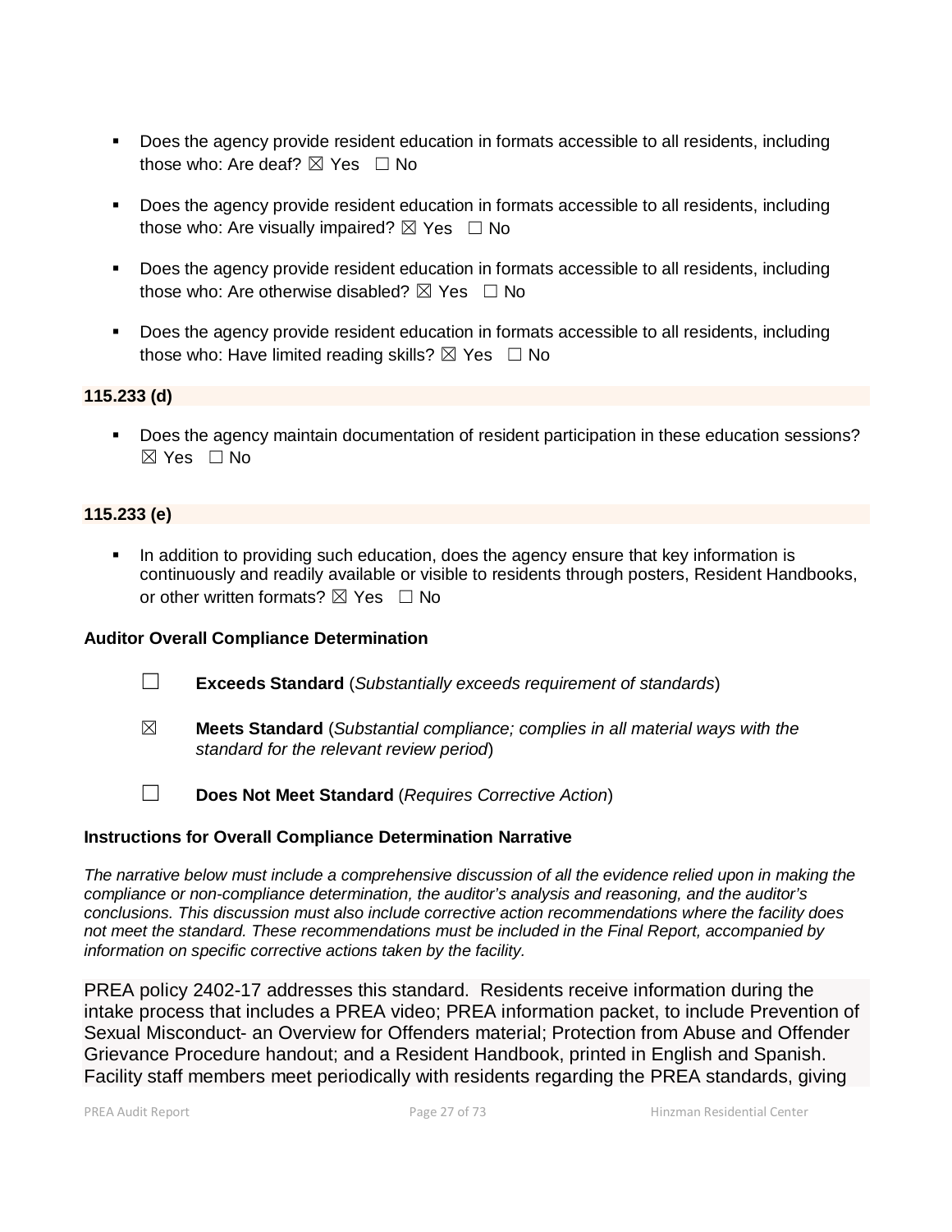- Does the agency provide resident education in formats accessible to all residents, including those who: Are deaf? ☒ Yes ☐ No
- Does the agency provide resident education in formats accessible to all residents, including those who: Are visually impaired? ☒ Yes ☐ No
- Does the agency provide resident education in formats accessible to all residents, including those who: Are otherwise disabled? ☒ Yes ☐ No
- Does the agency provide resident education in formats accessible to all residents, including those who: Have limited reading skills? ☒ Yes ☐ No

**115.233 (d)**

- Does the agency maintain documentation of resident participation in these education sessions? ☒ Yes ☐ No

**115.233 (e)**

- In addition to providing such education, does the agency ensure that key information is continuously and readily available or visible to residents through posters, Resident Handbooks, or other written formats? ☒ Yes ☐ No

**Auditor Overall Compliance Determination**

☐ **Exceeds Standard** (*Substantially exceeds requirement of standards*)

☒ **Meets Standard** (*Substantial compliance; complies in all material ways with the standard for the relevant review period*)

☐ **Does Not Meet Standard** (*Requires Corrective Action*)

**Instructions for Overall Compliance Determination Narrative**

*The narrative below must include a comprehensive discussion of all the evidence relied upon in making the compliance or non-compliance determination, the auditor's analysis and reasoning, and the auditor's conclusions. This discussion must also include corrective action recommendations where the facility does not meet the standard. These recommendations must be included in the Final Report, accompanied by information on specific corrective actions taken by the facility.*

PREA policy 2402-17 addresses this standard. Residents receive information during the intake process that includes a PREA video; PREA information packet, to include Prevention of Sexual Misconduct- an Overview for Offenders material; Protection from Abuse and Offender Grievance Procedure handout; and a Resident Handbook, printed in English and Spanish. Facility staff members meet periodically with residents regarding the PREA standards, giving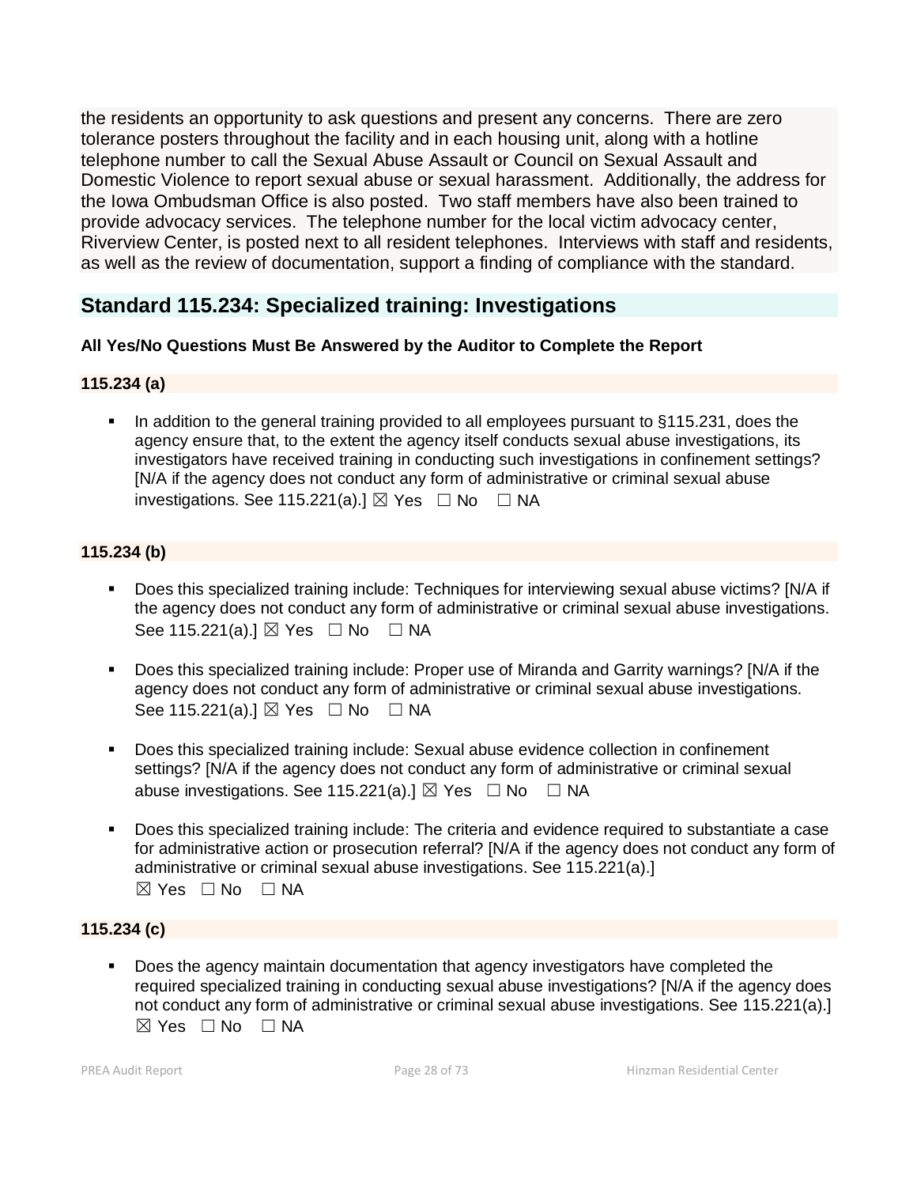the residents an opportunity to ask questions and present any concerns. There are zero tolerance posters throughout the facility and in each housing unit, along with a hotline telephone number to call the Sexual Abuse Assault or Council on Sexual Assault and Domestic Violence to report sexual abuse or sexual harassment. Additionally, the address for the Iowa Ombudsman Office is also posted. Two staff members have also been trained to provide advocacy services. The telephone number for the local victim advocacy center, Riverview Center, is posted next to all resident telephones. Interviews with staff and residents, as well as the review of documentation, support a finding of compliance with the standard.

## Standard 115.234: Specialized training: Investigations

**All Yes/No Questions Must Be Answered by the Auditor to Complete the Report**

**115.234 (a)**

- In addition to the general training provided to all employees pursuant to §115.231, does the agency ensure that, to the extent the agency itself conducts sexual abuse investigations, its investigators have received training in conducting such investigations in confinement settings? [N/A if the agency does not conduct any form of administrative or criminal sexual abuse investigations. See 115.221(a).] ☒ Yes ☐ No ☐ NA

**115.234 (b)**

- Does this specialized training include: Techniques for interviewing sexual abuse victims? [N/A if the agency does not conduct any form of administrative or criminal sexual abuse investigations. See 115.221(a).] ☒ Yes ☐ No ☐ NA
- Does this specialized training include: Proper use of Miranda and Garrity warnings? [N/A if the agency does not conduct any form of administrative or criminal sexual abuse investigations. See 115.221(a).] ☒ Yes ☐ No ☐ NA
- Does this specialized training include: Sexual abuse evidence collection in confinement settings? [N/A if the agency does not conduct any form of administrative or criminal sexual abuse investigations. See 115.221(a).] ☒ Yes ☐ No ☐ NA
- Does this specialized training include: The criteria and evidence required to substantiate a case for administrative action or prosecution referral? [N/A if the agency does not conduct any form of administrative or criminal sexual abuse investigations. See 115.221(a).] ☒ Yes ☐ No ☐ NA

**115.234 (c)**

- Does the agency maintain documentation that agency investigators have completed the required specialized training in conducting sexual abuse investigations? [N/A if the agency does not conduct any form of administrative or criminal sexual abuse investigations. See 115.221(a).] ☒ Yes ☐ No ☐ NA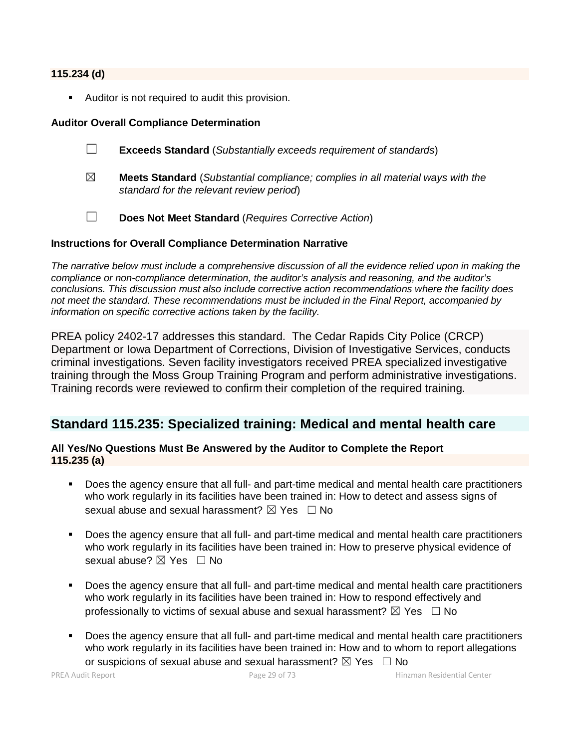**115.234 (d)**

- Auditor is not required to audit this provision.

**Auditor Overall Compliance Determination**

☐ **Exceeds Standard** (*Substantially exceeds requirement of standards*)

☒ **Meets Standard** (*Substantial compliance; complies in all material ways with the standard for the relevant review period*)

☐ **Does Not Meet Standard** (*Requires Corrective Action*)

**Instructions for Overall Compliance Determination Narrative**

*The narrative below must include a comprehensive discussion of all the evidence relied upon in making the compliance or non-compliance determination, the auditor's analysis and reasoning, and the auditor's conclusions. This discussion must also include corrective action recommendations where the facility does not meet the standard. These recommendations must be included in the Final Report, accompanied by information on specific corrective actions taken by the facility.*

PREA policy 2402-17 addresses this standard. The Cedar Rapids City Police (CRCP) Department or Iowa Department of Corrections, Division of Investigative Services, conducts criminal investigations. Seven facility investigators received PREA specialized investigative training through the Moss Group Training Program and perform administrative investigations. Training records were reviewed to confirm their completion of the required training.

## Standard 115.235: Specialized training: Medical and mental health care

**All Yes/No Questions Must Be Answered by the Auditor to Complete the Report**
**115.235 (a)**

- Does the agency ensure that all full- and part-time medical and mental health care practitioners who work regularly in its facilities have been trained in: How to detect and assess signs of sexual abuse and sexual harassment? ☒ Yes ☐ No

- Does the agency ensure that all full- and part-time medical and mental health care practitioners who work regularly in its facilities have been trained in: How to preserve physical evidence of sexual abuse? ☒ Yes ☐ No

- Does the agency ensure that all full- and part-time medical and mental health care practitioners who work regularly in its facilities have been trained in: How to respond effectively and professionally to victims of sexual abuse and sexual harassment? ☒ Yes ☐ No

- Does the agency ensure that all full- and part-time medical and mental health care practitioners who work regularly in its facilities have been trained in: How and to whom to report allegations or suspicions of sexual abuse and sexual harassment? ☒ Yes ☐ No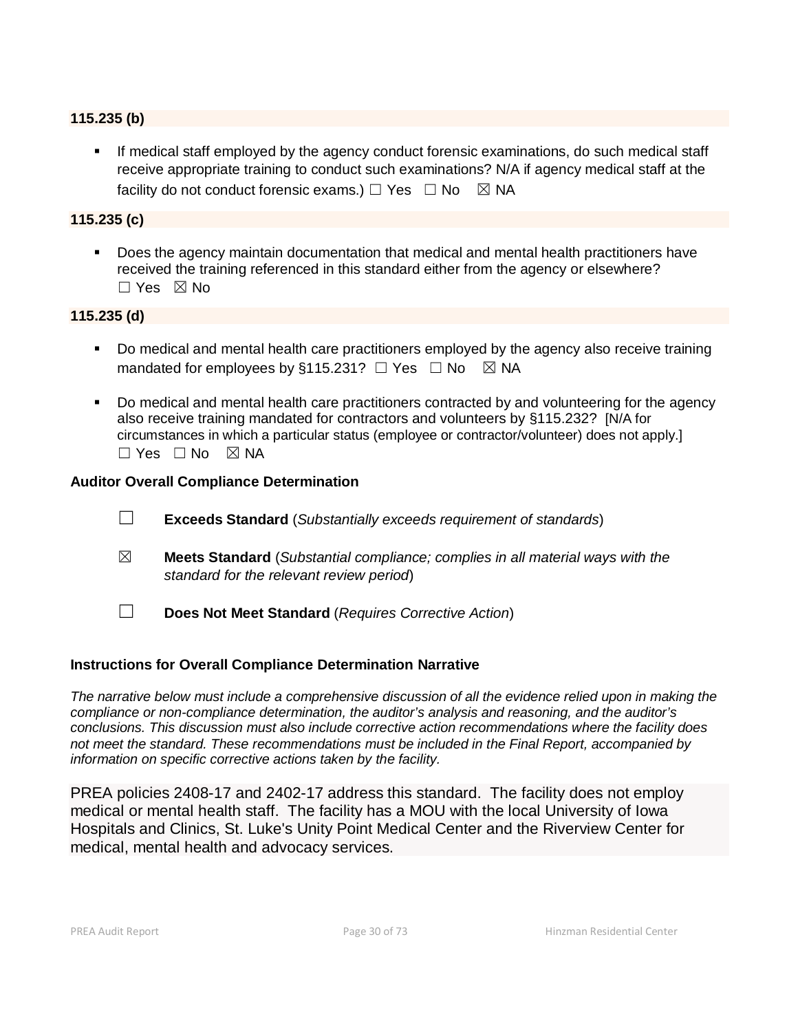**115.235 (b)**

- If medical staff employed by the agency conduct forensic examinations, do such medical staff receive appropriate training to conduct such examinations? N/A if agency medical staff at the facility do not conduct forensic exams.) ☐ Yes ☐ No ☒ NA

**115.235 (c)**

- Does the agency maintain documentation that medical and mental health practitioners have received the training referenced in this standard either from the agency or elsewhere? ☐ Yes ☒ No

**115.235 (d)**

- Do medical and mental health care practitioners employed by the agency also receive training mandated for employees by §115.231? ☐ Yes ☐ No ☒ NA

- Do medical and mental health care practitioners contracted by and volunteering for the agency also receive training mandated for contractors and volunteers by §115.232? [N/A for circumstances in which a particular status (employee or contractor/volunteer) does not apply.] ☐ Yes ☐ No ☒ NA

**Auditor Overall Compliance Determination**

☐ **Exceeds Standard** (*Substantially exceeds requirement of standards*)

☒ **Meets Standard** (*Substantial compliance; complies in all material ways with the standard for the relevant review period*)

☐ **Does Not Meet Standard** (*Requires Corrective Action*)

**Instructions for Overall Compliance Determination Narrative**

*The narrative below must include a comprehensive discussion of all the evidence relied upon in making the compliance or non-compliance determination, the auditor's analysis and reasoning, and the auditor's conclusions. This discussion must also include corrective action recommendations where the facility does not meet the standard. These recommendations must be included in the Final Report, accompanied by information on specific corrective actions taken by the facility.*

PREA policies 2408-17 and 2402-17 address this standard. The facility does not employ medical or mental health staff. The facility has a MOU with the local University of Iowa Hospitals and Clinics, St. Luke's Unity Point Medical Center and the Riverview Center for medical, mental health and advocacy services.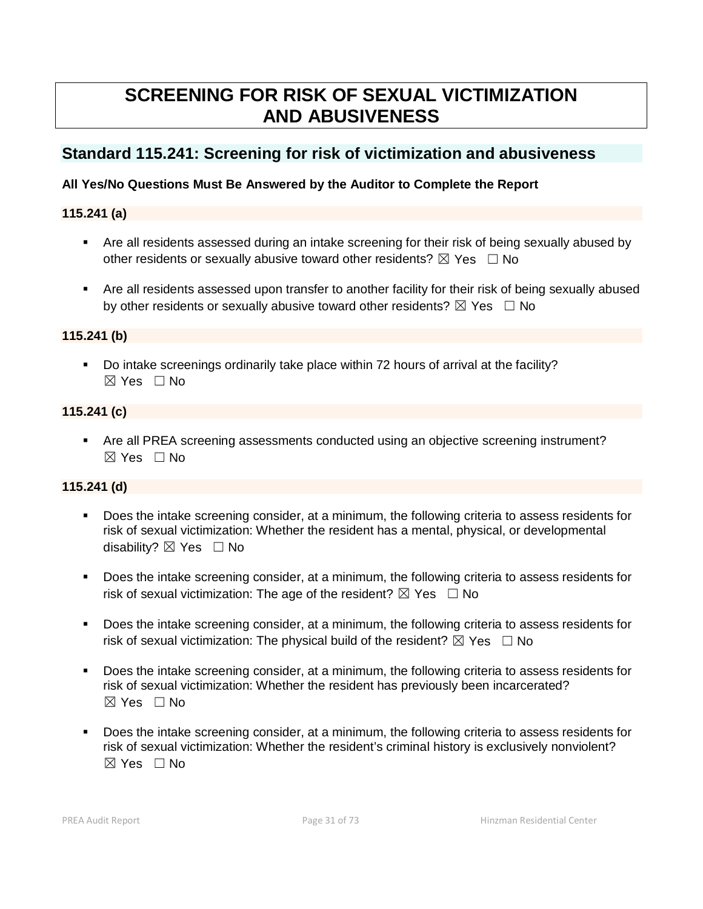# SCREENING FOR RISK OF SEXUAL VICTIMIZATION AND ABUSIVENESS

## Standard 115.241: Screening for risk of victimization and abusiveness

**All Yes/No Questions Must Be Answered by the Auditor to Complete the Report**

### 115.241 (a)

- Are all residents assessed during an intake screening for their risk of being sexually abused by other residents or sexually abusive toward other residents? ☒ Yes ☐ No
- Are all residents assessed upon transfer to another facility for their risk of being sexually abused by other residents or sexually abusive toward other residents? ☒ Yes ☐ No

### 115.241 (b)

- Do intake screenings ordinarily take place within 72 hours of arrival at the facility? ☒ Yes ☐ No

### 115.241 (c)

- Are all PREA screening assessments conducted using an objective screening instrument? ☒ Yes ☐ No

### 115.241 (d)

- Does the intake screening consider, at a minimum, the following criteria to assess residents for risk of sexual victimization: Whether the resident has a mental, physical, or developmental disability? ☒ Yes ☐ No
- Does the intake screening consider, at a minimum, the following criteria to assess residents for risk of sexual victimization: The age of the resident? ☒ Yes ☐ No
- Does the intake screening consider, at a minimum, the following criteria to assess residents for risk of sexual victimization: The physical build of the resident? ☒ Yes ☐ No
- Does the intake screening consider, at a minimum, the following criteria to assess residents for risk of sexual victimization: Whether the resident has previously been incarcerated? ☒ Yes ☐ No
- Does the intake screening consider, at a minimum, the following criteria to assess residents for risk of sexual victimization: Whether the resident's criminal history is exclusively nonviolent? ☒ Yes ☐ No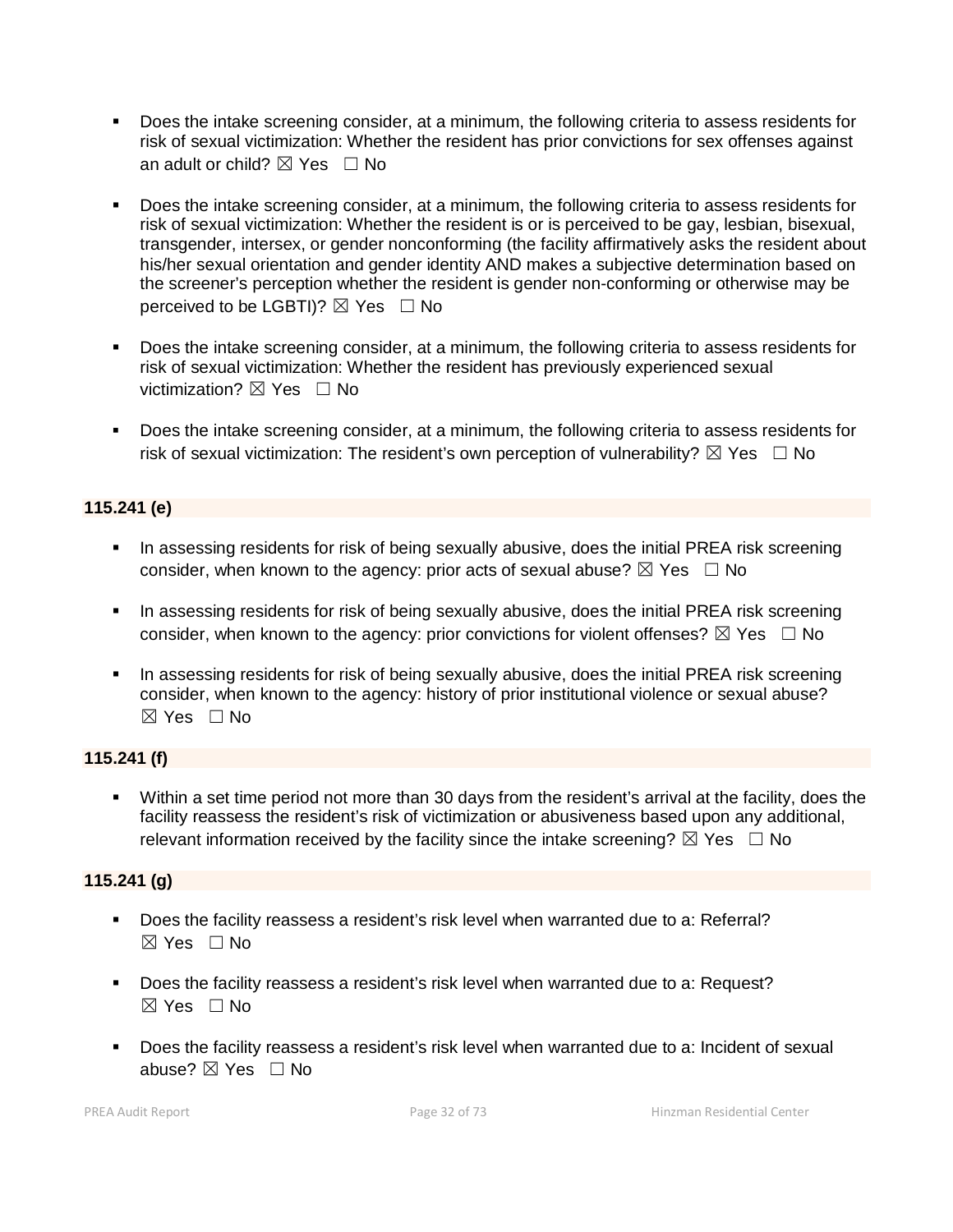- Does the intake screening consider, at a minimum, the following criteria to assess residents for risk of sexual victimization: Whether the resident has prior convictions for sex offenses against an adult or child? ☒ Yes ☐ No

- Does the intake screening consider, at a minimum, the following criteria to assess residents for risk of sexual victimization: Whether the resident is or is perceived to be gay, lesbian, bisexual, transgender, intersex, or gender nonconforming (the facility affirmatively asks the resident about his/her sexual orientation and gender identity AND makes a subjective determination based on the screener's perception whether the resident is gender non-conforming or otherwise may be perceived to be LGBTI)? ☒ Yes ☐ No

- Does the intake screening consider, at a minimum, the following criteria to assess residents for risk of sexual victimization: Whether the resident has previously experienced sexual victimization? ☒ Yes ☐ No

- Does the intake screening consider, at a minimum, the following criteria to assess residents for risk of sexual victimization: The resident's own perception of vulnerability? ☒ Yes ☐ No

**115.241 (e)**

- In assessing residents for risk of being sexually abusive, does the initial PREA risk screening consider, when known to the agency: prior acts of sexual abuse? ☒ Yes ☐ No

- In assessing residents for risk of being sexually abusive, does the initial PREA risk screening consider, when known to the agency: prior convictions for violent offenses? ☒ Yes ☐ No

- In assessing residents for risk of being sexually abusive, does the initial PREA risk screening consider, when known to the agency: history of prior institutional violence or sexual abuse? ☒ Yes ☐ No

**115.241 (f)**

- Within a set time period not more than 30 days from the resident's arrival at the facility, does the facility reassess the resident's risk of victimization or abusiveness based upon any additional, relevant information received by the facility since the intake screening? ☒ Yes ☐ No

**115.241 (g)**

- Does the facility reassess a resident's risk level when warranted due to a: Referral? ☒ Yes ☐ No

- Does the facility reassess a resident's risk level when warranted due to a: Request? ☒ Yes ☐ No

- Does the facility reassess a resident's risk level when warranted due to a: Incident of sexual abuse? ☒ Yes ☐ No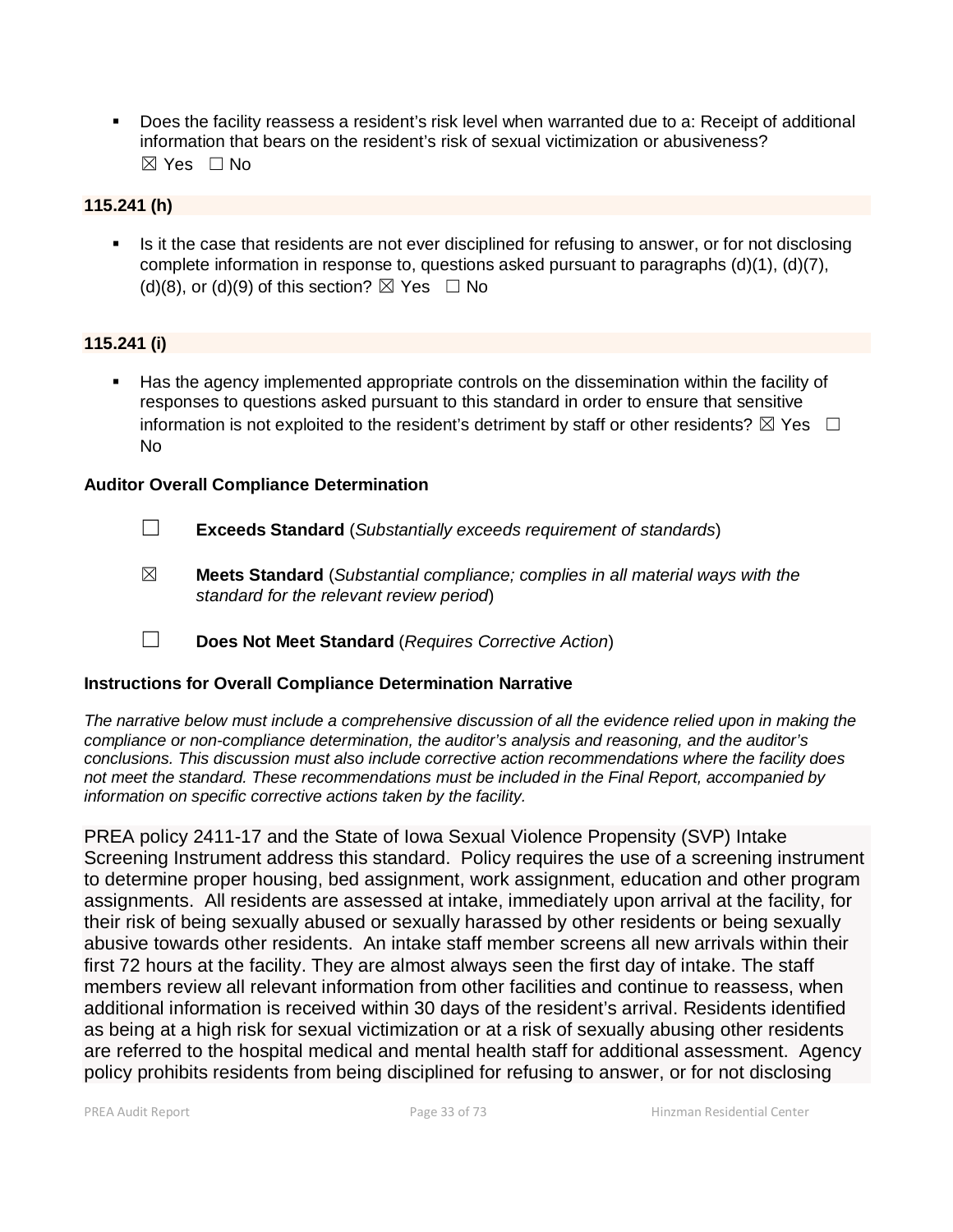- Does the facility reassess a resident's risk level when warranted due to a: Receipt of additional information that bears on the resident's risk of sexual victimization or abusiveness?
  ☒ Yes ☐ No

**115.241 (h)**

- Is it the case that residents are not ever disciplined for refusing to answer, or for not disclosing complete information in response to, questions asked pursuant to paragraphs (d)(1), (d)(7), (d)(8), or (d)(9) of this section? ☒ Yes ☐ No

**115.241 (i)**

- Has the agency implemented appropriate controls on the dissemination within the facility of responses to questions asked pursuant to this standard in order to ensure that sensitive information is not exploited to the resident's detriment by staff or other residents? ☒ Yes ☐ No

**Auditor Overall Compliance Determination**

☐ **Exceeds Standard** (*Substantially exceeds requirement of standards*)

☒ **Meets Standard** (*Substantial compliance; complies in all material ways with the standard for the relevant review period*)

☐ **Does Not Meet Standard** (*Requires Corrective Action*)

**Instructions for Overall Compliance Determination Narrative**

*The narrative below must include a comprehensive discussion of all the evidence relied upon in making the compliance or non-compliance determination, the auditor's analysis and reasoning, and the auditor's conclusions. This discussion must also include corrective action recommendations where the facility does not meet the standard. These recommendations must be included in the Final Report, accompanied by information on specific corrective actions taken by the facility.*

PREA policy 2411-17 and the State of Iowa Sexual Violence Propensity (SVP) Intake Screening Instrument address this standard. Policy requires the use of a screening instrument to determine proper housing, bed assignment, work assignment, education and other program assignments. All residents are assessed at intake, immediately upon arrival at the facility, for their risk of being sexually abused or sexually harassed by other residents or being sexually abusive towards other residents. An intake staff member screens all new arrivals within their first 72 hours at the facility. They are almost always seen the first day of intake. The staff members review all relevant information from other facilities and continue to reassess, when additional information is received within 30 days of the resident's arrival. Residents identified as being at a high risk for sexual victimization or at a risk of sexually abusing other residents are referred to the hospital medical and mental health staff for additional assessment. Agency policy prohibits residents from being disciplined for refusing to answer, or for not disclosing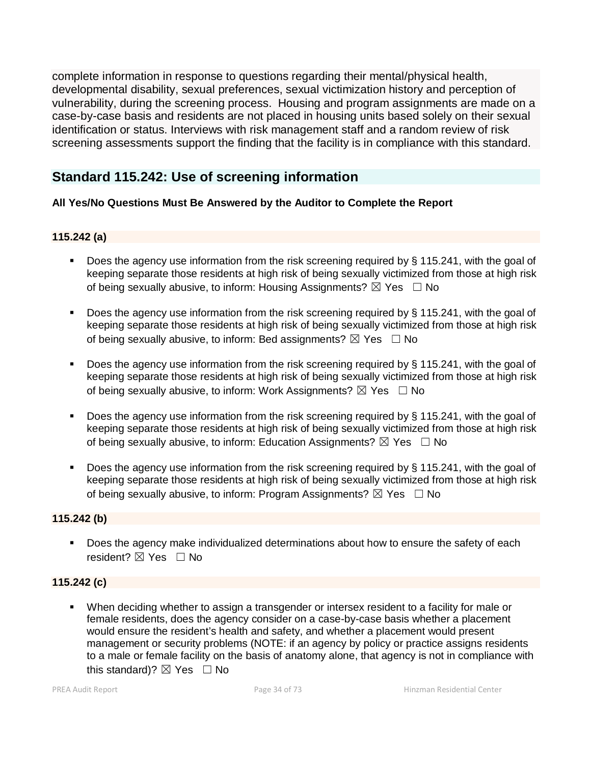complete information in response to questions regarding their mental/physical health, developmental disability, sexual preferences, sexual victimization history and perception of vulnerability, during the screening process. Housing and program assignments are made on a case-by-case basis and residents are not placed in housing units based solely on their sexual identification or status. Interviews with risk management staff and a random review of risk screening assessments support the finding that the facility is in compliance with this standard.

## Standard 115.242: Use of screening information

**All Yes/No Questions Must Be Answered by the Auditor to Complete the Report**

### 115.242 (a)

- Does the agency use information from the risk screening required by § 115.241, with the goal of keeping separate those residents at high risk of being sexually victimized from those at high risk of being sexually abusive, to inform: Housing Assignments? ☒ Yes ☐ No
- Does the agency use information from the risk screening required by § 115.241, with the goal of keeping separate those residents at high risk of being sexually victimized from those at high risk of being sexually abusive, to inform: Bed assignments? ☒ Yes ☐ No
- Does the agency use information from the risk screening required by § 115.241, with the goal of keeping separate those residents at high risk of being sexually victimized from those at high risk of being sexually abusive, to inform: Work Assignments? ☒ Yes ☐ No
- Does the agency use information from the risk screening required by § 115.241, with the goal of keeping separate those residents at high risk of being sexually victimized from those at high risk of being sexually abusive, to inform: Education Assignments? ☒ Yes ☐ No
- Does the agency use information from the risk screening required by § 115.241, with the goal of keeping separate those residents at high risk of being sexually victimized from those at high risk of being sexually abusive, to inform: Program Assignments? ☒ Yes ☐ No

### 115.242 (b)

- Does the agency make individualized determinations about how to ensure the safety of each resident? ☒ Yes ☐ No

### 115.242 (c)

- When deciding whether to assign a transgender or intersex resident to a facility for male or female residents, does the agency consider on a case-by-case basis whether a placement would ensure the resident's health and safety, and whether a placement would present management or security problems (NOTE: if an agency by policy or practice assigns residents to a male or female facility on the basis of anatomy alone, that agency is not in compliance with this standard)? ☒ Yes ☐ No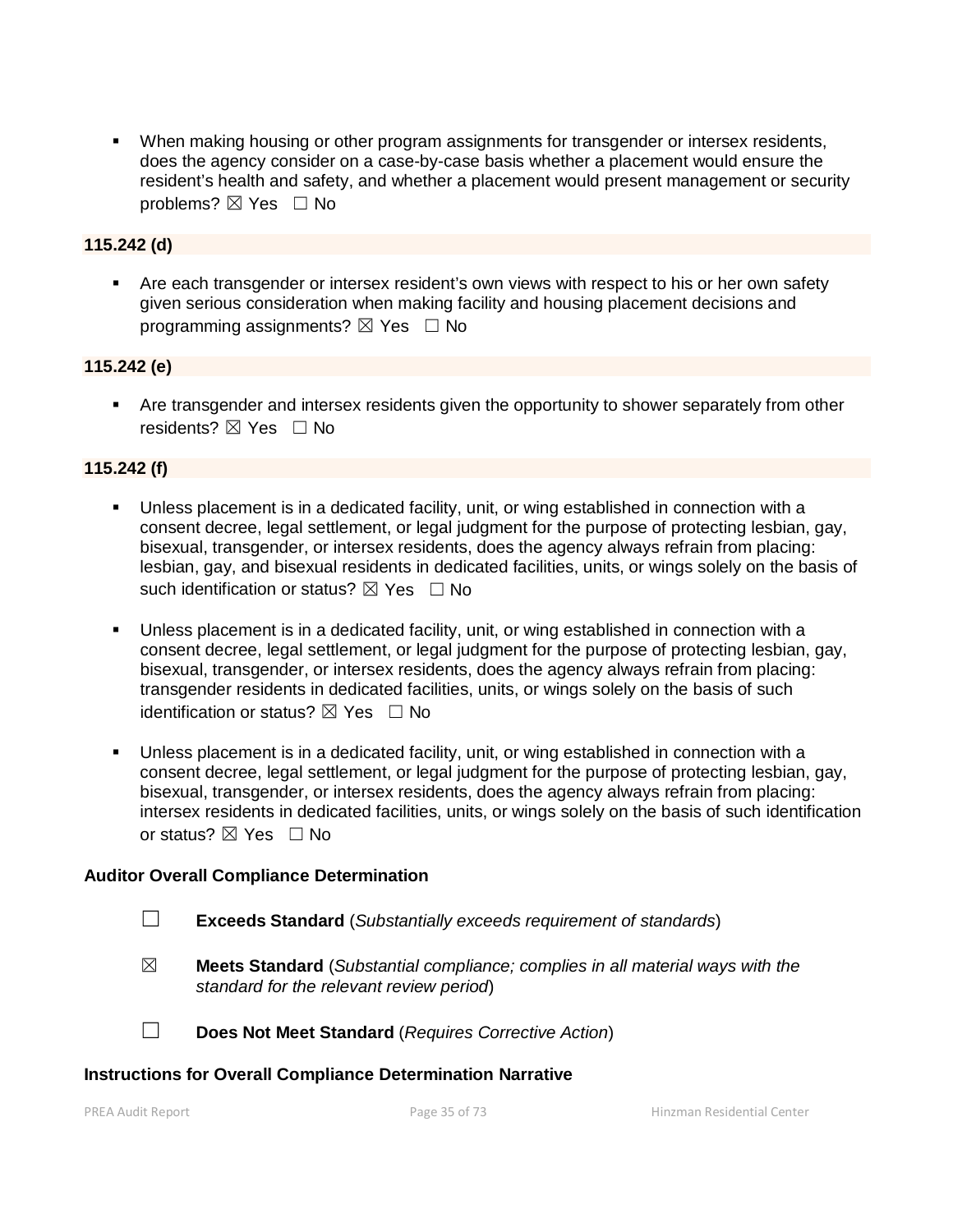- When making housing or other program assignments for transgender or intersex residents, does the agency consider on a case-by-case basis whether a placement would ensure the resident's health and safety, and whether a placement would present management or security problems? ☒ Yes ☐ No

**115.242 (d)**

- Are each transgender or intersex resident's own views with respect to his or her own safety given serious consideration when making facility and housing placement decisions and programming assignments? ☒ Yes ☐ No

**115.242 (e)**

- Are transgender and intersex residents given the opportunity to shower separately from other residents? ☒ Yes ☐ No

**115.242 (f)**

- Unless placement is in a dedicated facility, unit, or wing established in connection with a consent decree, legal settlement, or legal judgment for the purpose of protecting lesbian, gay, bisexual, transgender, or intersex residents, does the agency always refrain from placing: lesbian, gay, and bisexual residents in dedicated facilities, units, or wings solely on the basis of such identification or status? ☒ Yes ☐ No

- Unless placement is in a dedicated facility, unit, or wing established in connection with a consent decree, legal settlement, or legal judgment for the purpose of protecting lesbian, gay, bisexual, transgender, or intersex residents, does the agency always refrain from placing: transgender residents in dedicated facilities, units, or wings solely on the basis of such identification or status? ☒ Yes ☐ No

- Unless placement is in a dedicated facility, unit, or wing established in connection with a consent decree, legal settlement, or legal judgment for the purpose of protecting lesbian, gay, bisexual, transgender, or intersex residents, does the agency always refrain from placing: intersex residents in dedicated facilities, units, or wings solely on the basis of such identification or status? ☒ Yes ☐ No

**Auditor Overall Compliance Determination**

☐ **Exceeds Standard** (*Substantially exceeds requirement of standards*)

☒ **Meets Standard** (*Substantial compliance; complies in all material ways with the standard for the relevant review period*)

☐ **Does Not Meet Standard** (*Requires Corrective Action*)

**Instructions for Overall Compliance Determination Narrative**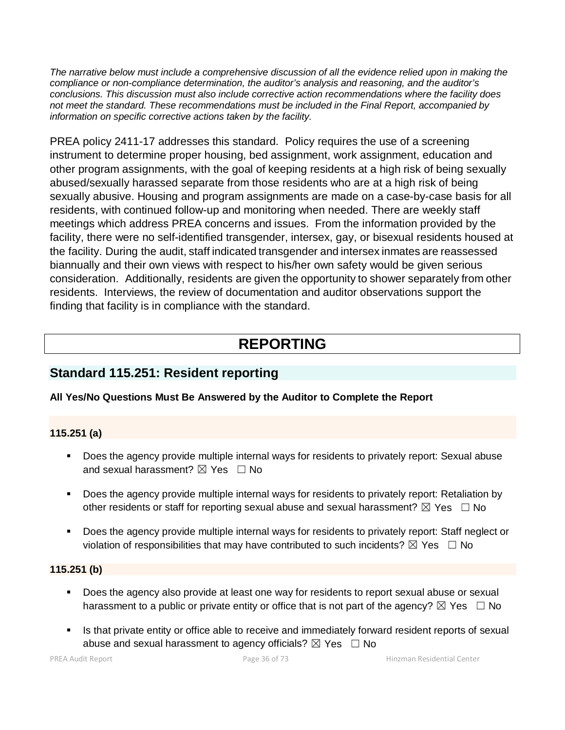*The narrative below must include a comprehensive discussion of all the evidence relied upon in making the compliance or non-compliance determination, the auditor's analysis and reasoning, and the auditor's conclusions. This discussion must also include corrective action recommendations where the facility does not meet the standard. These recommendations must be included in the Final Report, accompanied by information on specific corrective actions taken by the facility.*

PREA policy 2411-17 addresses this standard. Policy requires the use of a screening instrument to determine proper housing, bed assignment, work assignment, education and other program assignments, with the goal of keeping residents at a high risk of being sexually abused/sexually harassed separate from those residents who are at a high risk of being sexually abusive. Housing and program assignments are made on a case-by-case basis for all residents, with continued follow-up and monitoring when needed. There are weekly staff meetings which address PREA concerns and issues. From the information provided by the facility, there were no self-identified transgender, intersex, gay, or bisexual residents housed at the facility. During the audit, staff indicated transgender and intersex inmates are reassessed biannually and their own views with respect to his/her own safety would be given serious consideration. Additionally, residents are given the opportunity to shower separately from other residents. Interviews, the review of documentation and auditor observations support the finding that facility is in compliance with the standard.

# REPORTING

## Standard 115.251: Resident reporting

**All Yes/No Questions Must Be Answered by the Auditor to Complete the Report**

**115.251 (a)**

- Does the agency provide multiple internal ways for residents to privately report: Sexual abuse and sexual harassment? ☒ Yes ☐ No
- Does the agency provide multiple internal ways for residents to privately report: Retaliation by other residents or staff for reporting sexual abuse and sexual harassment? ☒ Yes ☐ No
- Does the agency provide multiple internal ways for residents to privately report: Staff neglect or violation of responsibilities that may have contributed to such incidents? ☒ Yes ☐ No

**115.251 (b)**

- Does the agency also provide at least one way for residents to report sexual abuse or sexual harassment to a public or private entity or office that is not part of the agency? ☒ Yes ☐ No
- Is that private entity or office able to receive and immediately forward resident reports of sexual abuse and sexual harassment to agency officials? ☒ Yes ☐ No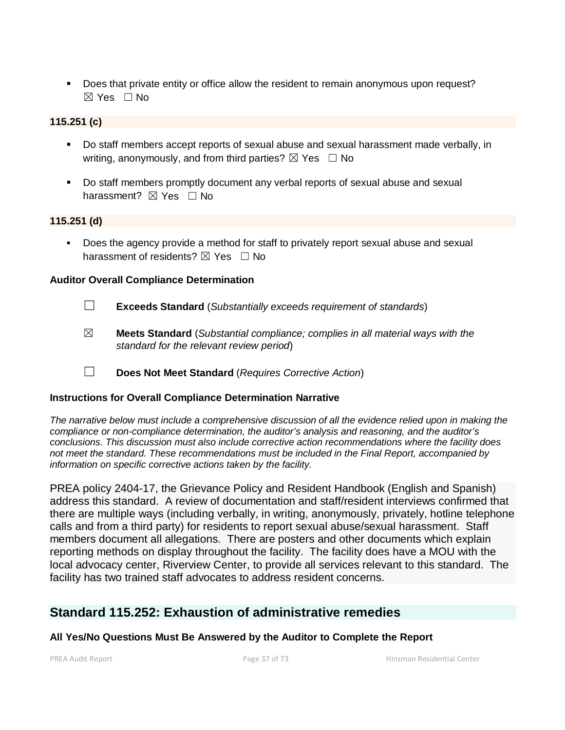- Does that private entity or office allow the resident to remain anonymous upon request? ☒ Yes ☐ No

**115.251 (c)**

- Do staff members accept reports of sexual abuse and sexual harassment made verbally, in writing, anonymously, and from third parties? ☒ Yes ☐ No
- Do staff members promptly document any verbal reports of sexual abuse and sexual harassment? ☒ Yes ☐ No

**115.251 (d)**

- Does the agency provide a method for staff to privately report sexual abuse and sexual harassment of residents? ☒ Yes ☐ No

**Auditor Overall Compliance Determination**

☐ **Exceeds Standard** (*Substantially exceeds requirement of standards*)

☒ **Meets Standard** (*Substantial compliance; complies in all material ways with the standard for the relevant review period*)

☐ **Does Not Meet Standard** (*Requires Corrective Action*)

**Instructions for Overall Compliance Determination Narrative**

*The narrative below must include a comprehensive discussion of all the evidence relied upon in making the compliance or non-compliance determination, the auditor's analysis and reasoning, and the auditor's conclusions. This discussion must also include corrective action recommendations where the facility does not meet the standard. These recommendations must be included in the Final Report, accompanied by information on specific corrective actions taken by the facility.*

PREA policy 2404-17, the Grievance Policy and Resident Handbook (English and Spanish) address this standard. A review of documentation and staff/resident interviews confirmed that there are multiple ways (including verbally, in writing, anonymously, privately, hotline telephone calls and from a third party) for residents to report sexual abuse/sexual harassment. Staff members document all allegations. There are posters and other documents which explain reporting methods on display throughout the facility. The facility does have a MOU with the local advocacy center, Riverview Center, to provide all services relevant to this standard. The facility has two trained staff advocates to address resident concerns.

## Standard 115.252: Exhaustion of administrative remedies

**All Yes/No Questions Must Be Answered by the Auditor to Complete the Report**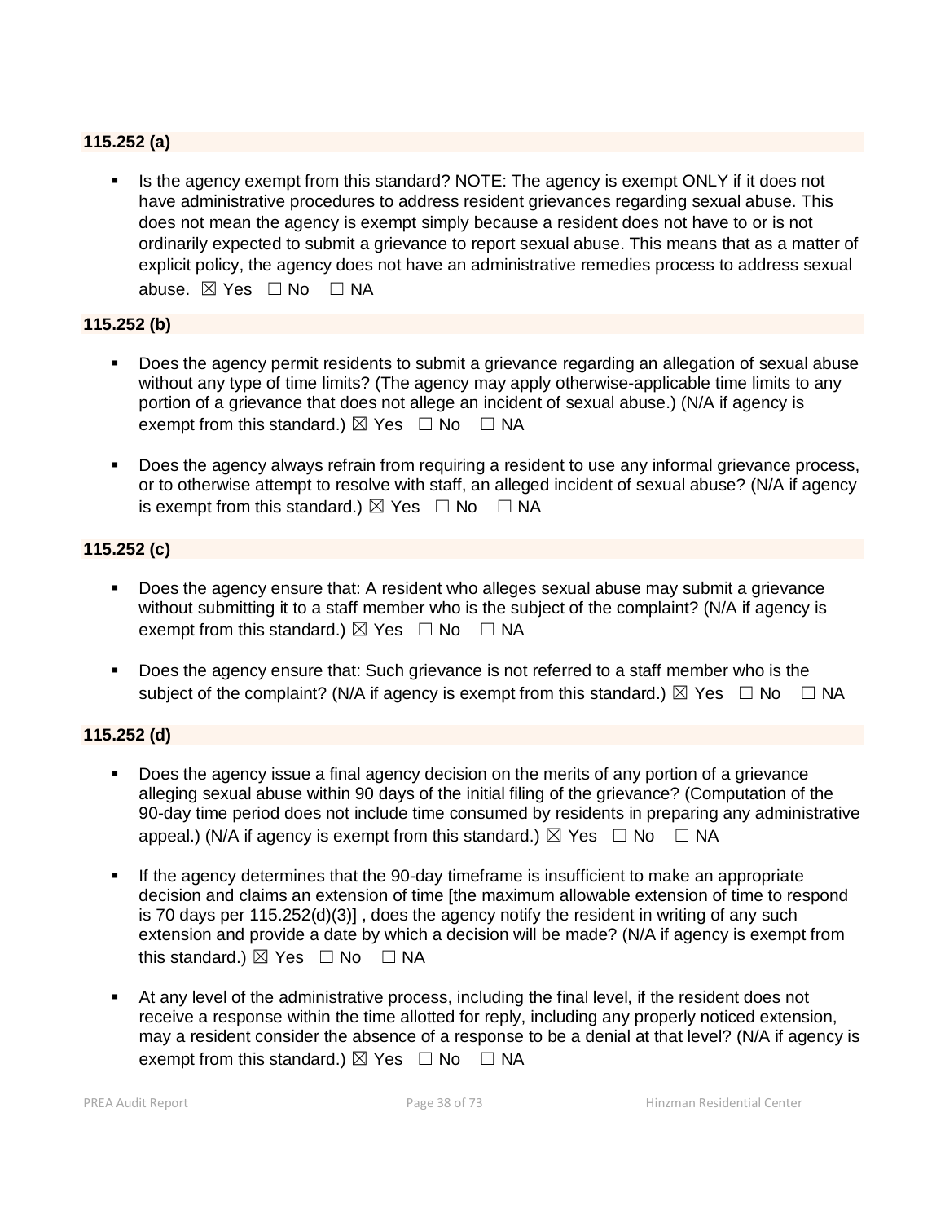**115.252 (a)**

- Is the agency exempt from this standard? NOTE: The agency is exempt ONLY if it does not have administrative procedures to address resident grievances regarding sexual abuse. This does not mean the agency is exempt simply because a resident does not have to or is not ordinarily expected to submit a grievance to report sexual abuse. This means that as a matter of explicit policy, the agency does not have an administrative remedies process to address sexual abuse. ☒ Yes ☐ No ☐ NA

**115.252 (b)**

- Does the agency permit residents to submit a grievance regarding an allegation of sexual abuse without any type of time limits? (The agency may apply otherwise-applicable time limits to any portion of a grievance that does not allege an incident of sexual abuse.) (N/A if agency is exempt from this standard.) ☒ Yes ☐ No ☐ NA

- Does the agency always refrain from requiring a resident to use any informal grievance process, or to otherwise attempt to resolve with staff, an alleged incident of sexual abuse? (N/A if agency is exempt from this standard.) ☒ Yes ☐ No ☐ NA

**115.252 (c)**

- Does the agency ensure that: A resident who alleges sexual abuse may submit a grievance without submitting it to a staff member who is the subject of the complaint? (N/A if agency is exempt from this standard.) ☒ Yes ☐ No ☐ NA

- Does the agency ensure that: Such grievance is not referred to a staff member who is the subject of the complaint? (N/A if agency is exempt from this standard.) ☒ Yes ☐ No ☐ NA

**115.252 (d)**

- Does the agency issue a final agency decision on the merits of any portion of a grievance alleging sexual abuse within 90 days of the initial filing of the grievance? (Computation of the 90-day time period does not include time consumed by residents in preparing any administrative appeal.) (N/A if agency is exempt from this standard.) ☒ Yes ☐ No ☐ NA

- If the agency determines that the 90-day timeframe is insufficient to make an appropriate decision and claims an extension of time [the maximum allowable extension of time to respond is 70 days per 115.252(d)(3)] , does the agency notify the resident in writing of any such extension and provide a date by which a decision will be made? (N/A if agency is exempt from this standard.) ☒ Yes ☐ No ☐ NA

- At any level of the administrative process, including the final level, if the resident does not receive a response within the time allotted for reply, including any properly noticed extension, may a resident consider the absence of a response to be a denial at that level? (N/A if agency is exempt from this standard.) ☒ Yes ☐ No ☐ NA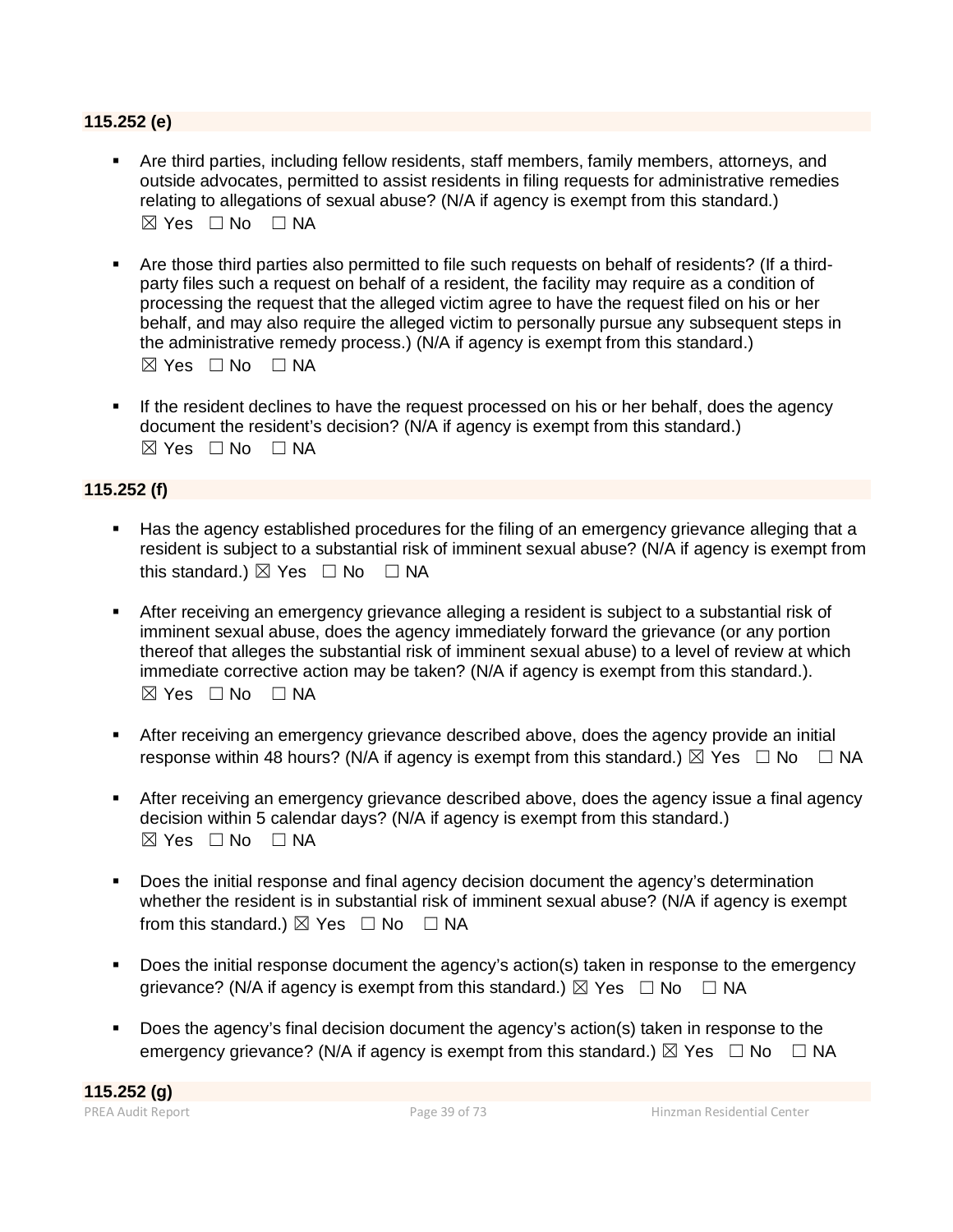**115.252 (e)**

- Are third parties, including fellow residents, staff members, family members, attorneys, and outside advocates, permitted to assist residents in filing requests for administrative remedies relating to allegations of sexual abuse? (N/A if agency is exempt from this standard.)
☒ Yes ☐ No ☐ NA

- Are those third parties also permitted to file such requests on behalf of residents? (If a third-party files such a request on behalf of a resident, the facility may require as a condition of processing the request that the alleged victim agree to have the request filed on his or her behalf, and may also require the alleged victim to personally pursue any subsequent steps in the administrative remedy process.) (N/A if agency is exempt from this standard.)
☒ Yes ☐ No ☐ NA

- If the resident declines to have the request processed on his or her behalf, does the agency document the resident's decision? (N/A if agency is exempt from this standard.)
☒ Yes ☐ No ☐ NA

**115.252 (f)**

- Has the agency established procedures for the filing of an emergency grievance alleging that a resident is subject to a substantial risk of imminent sexual abuse? (N/A if agency is exempt from this standard.) ☒ Yes ☐ No ☐ NA

- After receiving an emergency grievance alleging a resident is subject to a substantial risk of imminent sexual abuse, does the agency immediately forward the grievance (or any portion thereof that alleges the substantial risk of imminent sexual abuse) to a level of review at which immediate corrective action may be taken? (N/A if agency is exempt from this standard.).
☒ Yes ☐ No ☐ NA

- After receiving an emergency grievance described above, does the agency provide an initial response within 48 hours? (N/A if agency is exempt from this standard.) ☒ Yes ☐ No ☐ NA

- After receiving an emergency grievance described above, does the agency issue a final agency decision within 5 calendar days? (N/A if agency is exempt from this standard.)
☒ Yes ☐ No ☐ NA

- Does the initial response and final agency decision document the agency's determination whether the resident is in substantial risk of imminent sexual abuse? (N/A if agency is exempt from this standard.) ☒ Yes ☐ No ☐ NA

- Does the initial response document the agency's action(s) taken in response to the emergency grievance? (N/A if agency is exempt from this standard.) ☒ Yes ☐ No ☐ NA

- Does the agency's final decision document the agency's action(s) taken in response to the emergency grievance? (N/A if agency is exempt from this standard.) ☒ Yes ☐ No ☐ NA

**115.252 (g)**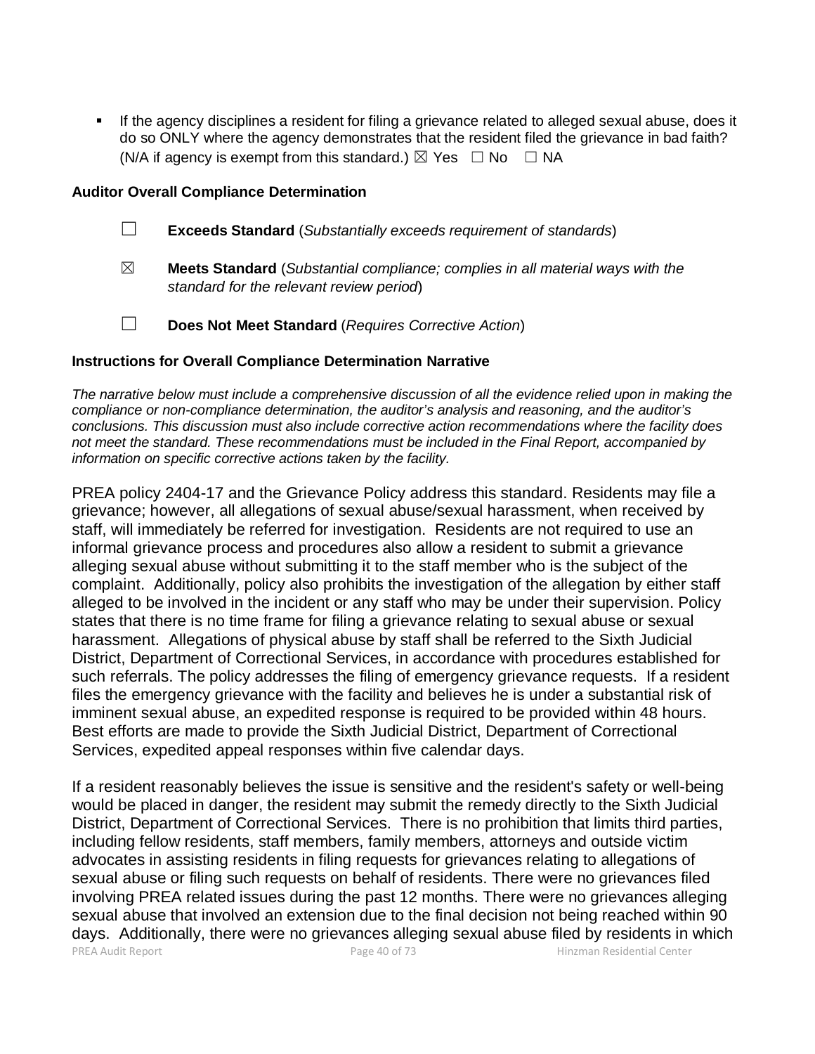- If the agency disciplines a resident for filing a grievance related to alleged sexual abuse, does it do so ONLY where the agency demonstrates that the resident filed the grievance in bad faith? (N/A if agency is exempt from this standard.) ☒ Yes ☐ No ☐ NA

**Auditor Overall Compliance Determination**

☐ **Exceeds Standard** (*Substantially exceeds requirement of standards*)

☒ **Meets Standard** (*Substantial compliance; complies in all material ways with the standard for the relevant review period*)

☐ **Does Not Meet Standard** (*Requires Corrective Action*)

**Instructions for Overall Compliance Determination Narrative**

*The narrative below must include a comprehensive discussion of all the evidence relied upon in making the compliance or non-compliance determination, the auditor's analysis and reasoning, and the auditor's conclusions. This discussion must also include corrective action recommendations where the facility does not meet the standard. These recommendations must be included in the Final Report, accompanied by information on specific corrective actions taken by the facility.*

PREA policy 2404-17 and the Grievance Policy address this standard. Residents may file a grievance; however, all allegations of sexual abuse/sexual harassment, when received by staff, will immediately be referred for investigation. Residents are not required to use an informal grievance process and procedures also allow a resident to submit a grievance alleging sexual abuse without submitting it to the staff member who is the subject of the complaint. Additionally, policy also prohibits the investigation of the allegation by either staff alleged to be involved in the incident or any staff who may be under their supervision. Policy states that there is no time frame for filing a grievance relating to sexual abuse or sexual harassment. Allegations of physical abuse by staff shall be referred to the Sixth Judicial District, Department of Correctional Services, in accordance with procedures established for such referrals. The policy addresses the filing of emergency grievance requests. If a resident files the emergency grievance with the facility and believes he is under a substantial risk of imminent sexual abuse, an expedited response is required to be provided within 48 hours. Best efforts are made to provide the Sixth Judicial District, Department of Correctional Services, expedited appeal responses within five calendar days.

If a resident reasonably believes the issue is sensitive and the resident's safety or well-being would be placed in danger, the resident may submit the remedy directly to the Sixth Judicial District, Department of Correctional Services. There is no prohibition that limits third parties, including fellow residents, staff members, family members, attorneys and outside victim advocates in assisting residents in filing requests for grievances relating to allegations of sexual abuse or filing such requests on behalf of residents. There were no grievances filed involving PREA related issues during the past 12 months. There were no grievances alleging sexual abuse that involved an extension due to the final decision not being reached within 90 days. Additionally, there were no grievances alleging sexual abuse filed by residents in which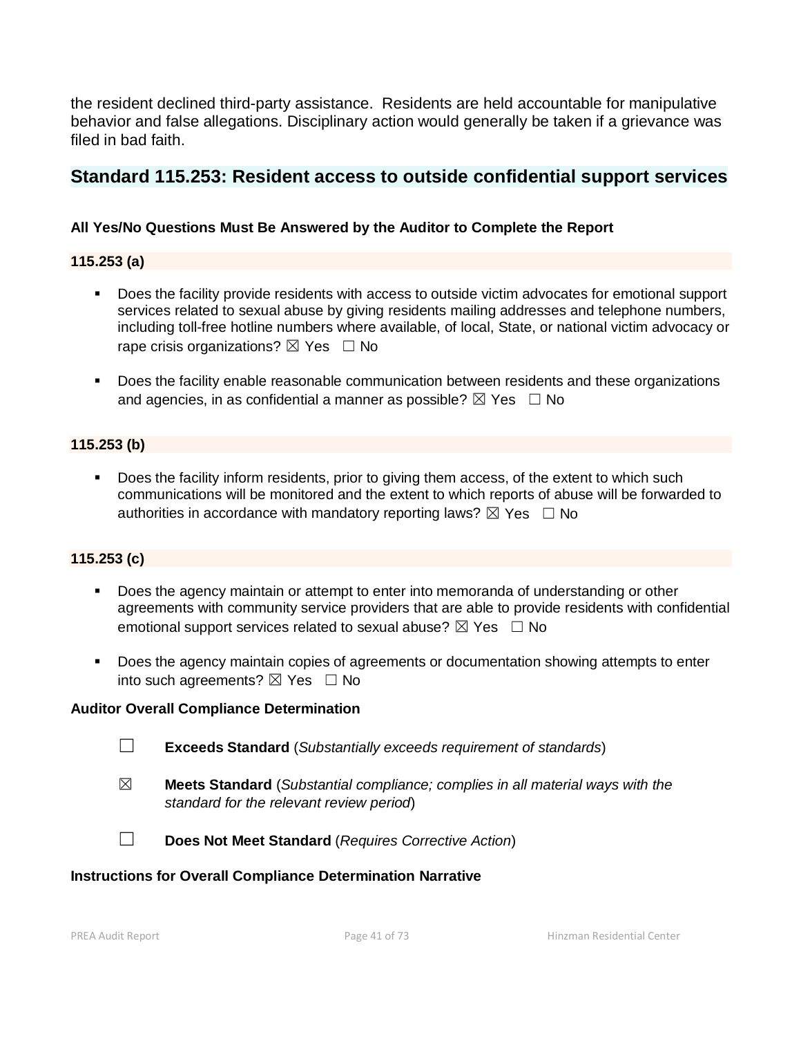the resident declined third-party assistance. Residents are held accountable for manipulative behavior and false allegations. Disciplinary action would generally be taken if a grievance was filed in bad faith.

## Standard 115.253: Resident access to outside confidential support services

**All Yes/No Questions Must Be Answered by the Auditor to Complete the Report**

**115.253 (a)**

- Does the facility provide residents with access to outside victim advocates for emotional support services related to sexual abuse by giving residents mailing addresses and telephone numbers, including toll-free hotline numbers where available, of local, State, or national victim advocacy or rape crisis organizations? ☒ Yes ☐ No
- Does the facility enable reasonable communication between residents and these organizations and agencies, in as confidential a manner as possible? ☒ Yes ☐ No

**115.253 (b)**

- Does the facility inform residents, prior to giving them access, of the extent to which such communications will be monitored and the extent to which reports of abuse will be forwarded to authorities in accordance with mandatory reporting laws? ☒ Yes ☐ No

**115.253 (c)**

- Does the agency maintain or attempt to enter into memoranda of understanding or other agreements with community service providers that are able to provide residents with confidential emotional support services related to sexual abuse? ☒ Yes ☐ No
- Does the agency maintain copies of agreements or documentation showing attempts to enter into such agreements? ☒ Yes ☐ No

**Auditor Overall Compliance Determination**

☐ **Exceeds Standard** (*Substantially exceeds requirement of standards*)

☒ **Meets Standard** (*Substantial compliance; complies in all material ways with the standard for the relevant review period*)

☐ **Does Not Meet Standard** (*Requires Corrective Action*)

**Instructions for Overall Compliance Determination Narrative**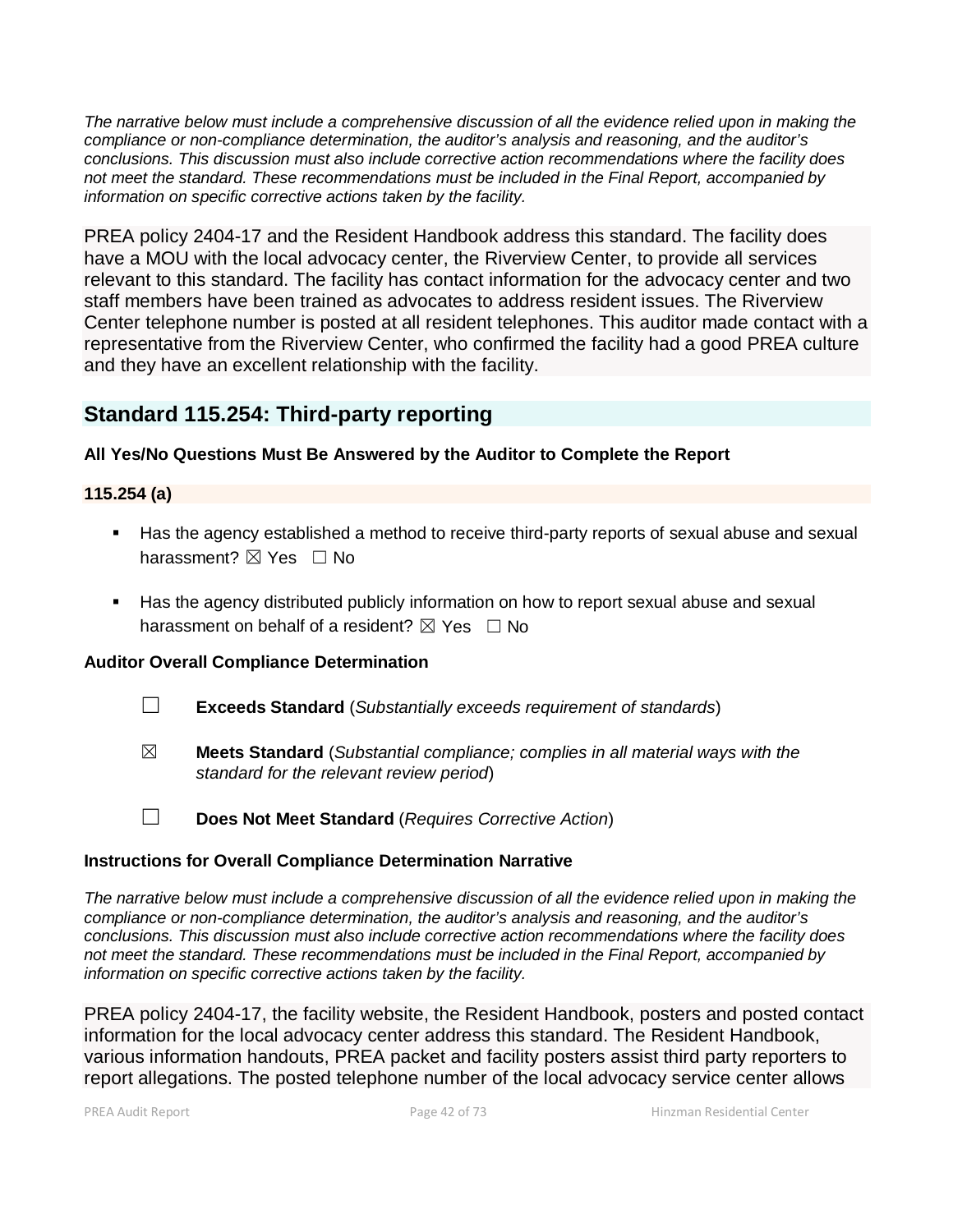*The narrative below must include a comprehensive discussion of all the evidence relied upon in making the compliance or non-compliance determination, the auditor's analysis and reasoning, and the auditor's conclusions. This discussion must also include corrective action recommendations where the facility does not meet the standard. These recommendations must be included in the Final Report, accompanied by information on specific corrective actions taken by the facility.*

PREA policy 2404-17 and the Resident Handbook address this standard. The facility does have a MOU with the local advocacy center, the Riverview Center, to provide all services relevant to this standard. The facility has contact information for the advocacy center and two staff members have been trained as advocates to address resident issues. The Riverview Center telephone number is posted at all resident telephones. This auditor made contact with a representative from the Riverview Center, who confirmed the facility had a good PREA culture and they have an excellent relationship with the facility.

## Standard 115.254: Third-party reporting

**All Yes/No Questions Must Be Answered by the Auditor to Complete the Report**

**115.254 (a)**

- Has the agency established a method to receive third-party reports of sexual abuse and sexual harassment? ☒ Yes ☐ No
- Has the agency distributed publicly information on how to report sexual abuse and sexual harassment on behalf of a resident? ☒ Yes ☐ No

**Auditor Overall Compliance Determination**

☐ **Exceeds Standard** (*Substantially exceeds requirement of standards*)

☒ **Meets Standard** (*Substantial compliance; complies in all material ways with the standard for the relevant review period*)

☐ **Does Not Meet Standard** (*Requires Corrective Action*)

**Instructions for Overall Compliance Determination Narrative**

*The narrative below must include a comprehensive discussion of all the evidence relied upon in making the compliance or non-compliance determination, the auditor's analysis and reasoning, and the auditor's conclusions. This discussion must also include corrective action recommendations where the facility does not meet the standard. These recommendations must be included in the Final Report, accompanied by information on specific corrective actions taken by the facility.*

PREA policy 2404-17, the facility website, the Resident Handbook, posters and posted contact information for the local advocacy center address this standard. The Resident Handbook, various information handouts, PREA packet and facility posters assist third party reporters to report allegations. The posted telephone number of the local advocacy service center allows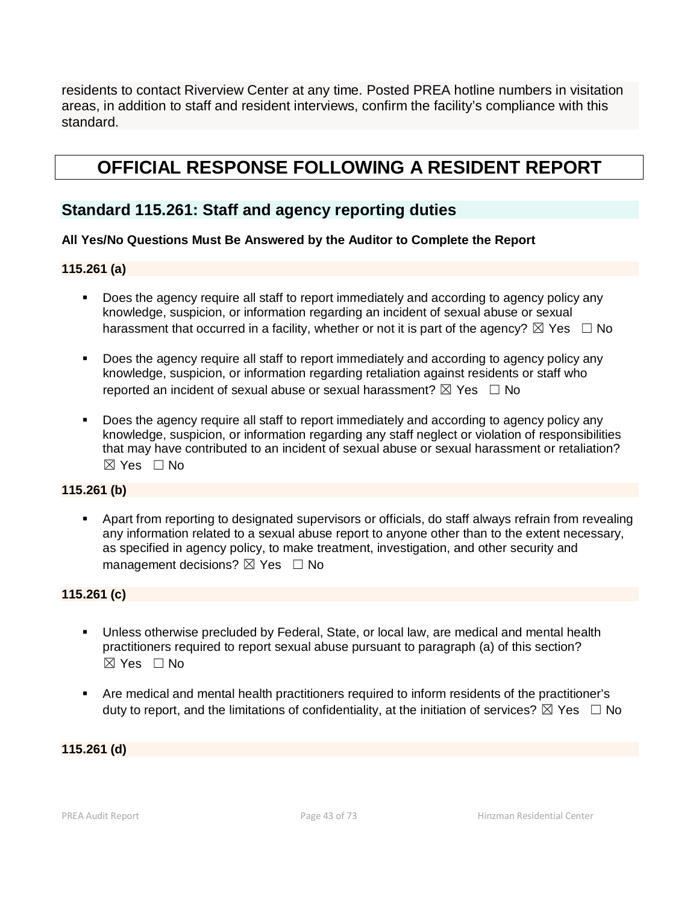residents to contact Riverview Center at any time. Posted PREA hotline numbers in visitation areas, in addition to staff and resident interviews, confirm the facility's compliance with this standard.

# OFFICIAL RESPONSE FOLLOWING A RESIDENT REPORT

## Standard 115.261: Staff and agency reporting duties

**All Yes/No Questions Must Be Answered by the Auditor to Complete the Report**

**115.261 (a)**

- Does the agency require all staff to report immediately and according to agency policy any knowledge, suspicion, or information regarding an incident of sexual abuse or sexual harassment that occurred in a facility, whether or not it is part of the agency? ☒ Yes ☐ No
- Does the agency require all staff to report immediately and according to agency policy any knowledge, suspicion, or information regarding retaliation against residents or staff who reported an incident of sexual abuse or sexual harassment? ☒ Yes ☐ No
- Does the agency require all staff to report immediately and according to agency policy any knowledge, suspicion, or information regarding any staff neglect or violation of responsibilities that may have contributed to an incident of sexual abuse or sexual harassment or retaliation? ☒ Yes ☐ No

**115.261 (b)**

- Apart from reporting to designated supervisors or officials, do staff always refrain from revealing any information related to a sexual abuse report to anyone other than to the extent necessary, as specified in agency policy, to make treatment, investigation, and other security and management decisions? ☒ Yes ☐ No

**115.261 (c)**

- Unless otherwise precluded by Federal, State, or local law, are medical and mental health practitioners required to report sexual abuse pursuant to paragraph (a) of this section? ☒ Yes ☐ No
- Are medical and mental health practitioners required to inform residents of the practitioner's duty to report, and the limitations of confidentiality, at the initiation of services? ☒ Yes ☐ No

**115.261 (d)**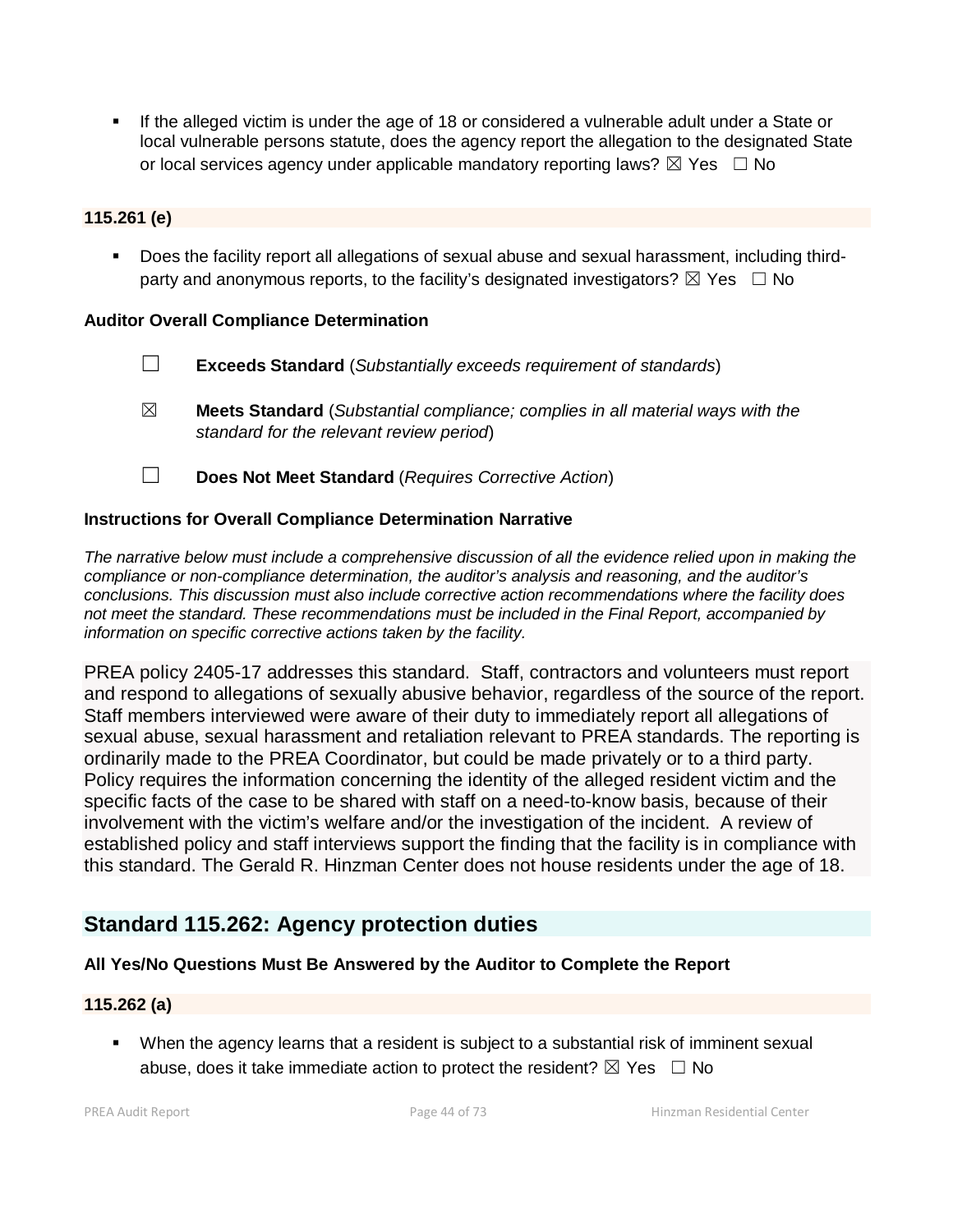- If the alleged victim is under the age of 18 or considered a vulnerable adult under a State or local vulnerable persons statute, does the agency report the allegation to the designated State or local services agency under applicable mandatory reporting laws? ☒ Yes ☐ No

**115.261 (e)**

- Does the facility report all allegations of sexual abuse and sexual harassment, including third-party and anonymous reports, to the facility's designated investigators? ☒ Yes ☐ No

**Auditor Overall Compliance Determination**

☐ **Exceeds Standard** (*Substantially exceeds requirement of standards*)

☒ **Meets Standard** (*Substantial compliance; complies in all material ways with the standard for the relevant review period*)

☐ **Does Not Meet Standard** (*Requires Corrective Action*)

**Instructions for Overall Compliance Determination Narrative**

*The narrative below must include a comprehensive discussion of all the evidence relied upon in making the compliance or non-compliance determination, the auditor's analysis and reasoning, and the auditor's conclusions. This discussion must also include corrective action recommendations where the facility does not meet the standard. These recommendations must be included in the Final Report, accompanied by information on specific corrective actions taken by the facility.*

PREA policy 2405-17 addresses this standard. Staff, contractors and volunteers must report and respond to allegations of sexually abusive behavior, regardless of the source of the report. Staff members interviewed were aware of their duty to immediately report all allegations of sexual abuse, sexual harassment and retaliation relevant to PREA standards. The reporting is ordinarily made to the PREA Coordinator, but could be made privately or to a third party. Policy requires the information concerning the identity of the alleged resident victim and the specific facts of the case to be shared with staff on a need-to-know basis, because of their involvement with the victim's welfare and/or the investigation of the incident. A review of established policy and staff interviews support the finding that the facility is in compliance with this standard. The Gerald R. Hinzman Center does not house residents under the age of 18.

## Standard 115.262: Agency protection duties

**All Yes/No Questions Must Be Answered by the Auditor to Complete the Report**

**115.262 (a)**

- When the agency learns that a resident is subject to a substantial risk of imminent sexual abuse, does it take immediate action to protect the resident? ☒ Yes ☐ No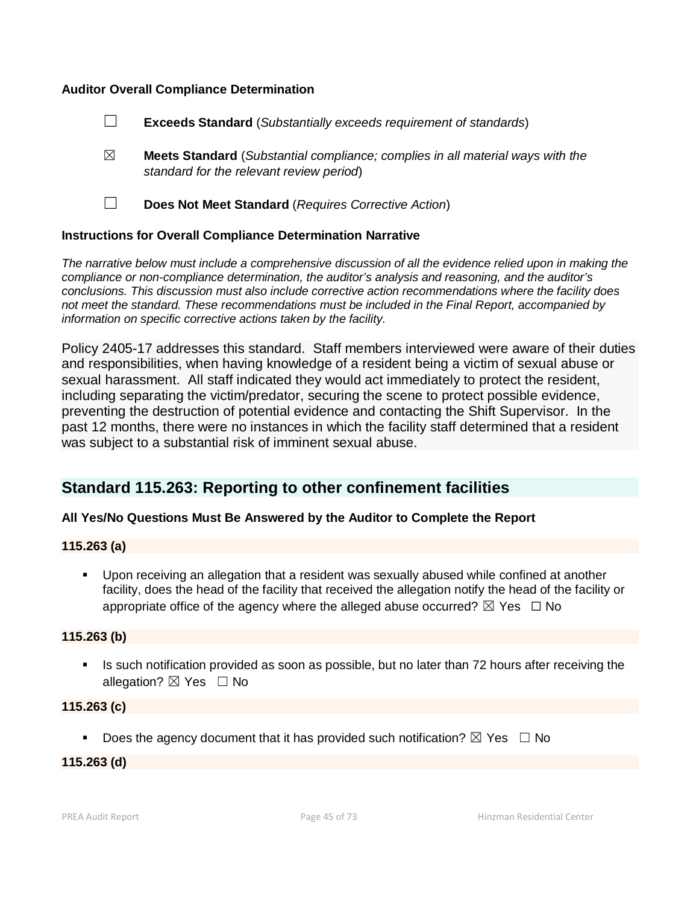**Auditor Overall Compliance Determination**

☐ **Exceeds Standard** (*Substantially exceeds requirement of standards*)

☒ **Meets Standard** (*Substantial compliance; complies in all material ways with the standard for the relevant review period*)

☐ **Does Not Meet Standard** (*Requires Corrective Action*)

**Instructions for Overall Compliance Determination Narrative**

*The narrative below must include a comprehensive discussion of all the evidence relied upon in making the compliance or non-compliance determination, the auditor's analysis and reasoning, and the auditor's conclusions. This discussion must also include corrective action recommendations where the facility does not meet the standard. These recommendations must be included in the Final Report, accompanied by information on specific corrective actions taken by the facility.*

Policy 2405-17 addresses this standard. Staff members interviewed were aware of their duties and responsibilities, when having knowledge of a resident being a victim of sexual abuse or sexual harassment. All staff indicated they would act immediately to protect the resident, including separating the victim/predator, securing the scene to protect possible evidence, preventing the destruction of potential evidence and contacting the Shift Supervisor. In the past 12 months, there were no instances in which the facility staff determined that a resident was subject to a substantial risk of imminent sexual abuse.

## Standard 115.263: Reporting to other confinement facilities

**All Yes/No Questions Must Be Answered by the Auditor to Complete the Report**

**115.263 (a)**

- Upon receiving an allegation that a resident was sexually abused while confined at another facility, does the head of the facility that received the allegation notify the head of the facility or appropriate office of the agency where the alleged abuse occurred? ☒ Yes ☐ No

**115.263 (b)**

- Is such notification provided as soon as possible, but no later than 72 hours after receiving the allegation? ☒ Yes ☐ No

**115.263 (c)**

- Does the agency document that it has provided such notification? ☒ Yes ☐ No

**115.263 (d)**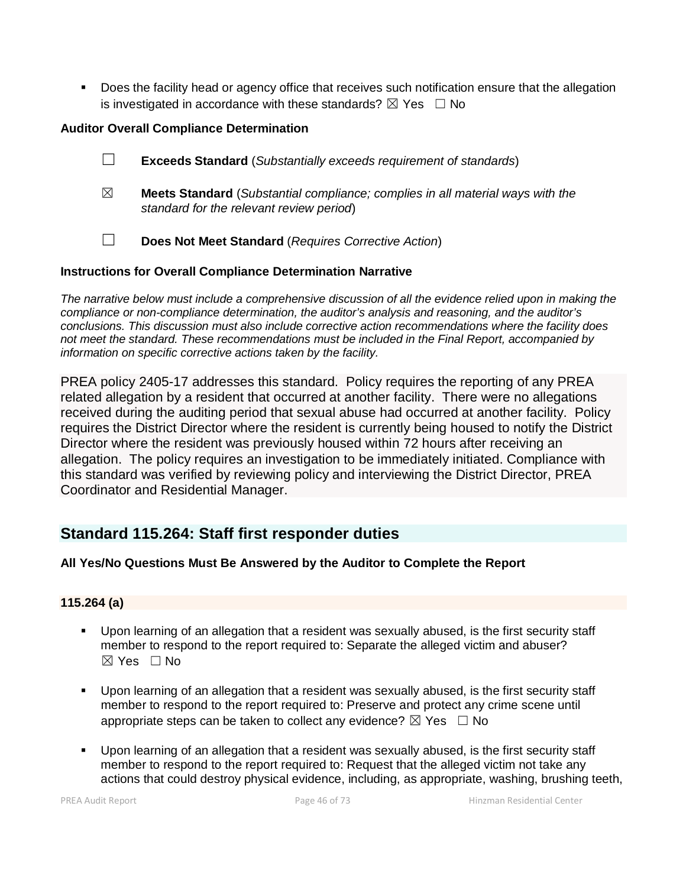- Does the facility head or agency office that receives such notification ensure that the allegation is investigated in accordance with these standards? ☒ Yes ☐ No

**Auditor Overall Compliance Determination**

☐ **Exceeds Standard** (*Substantially exceeds requirement of standards*)

☒ **Meets Standard** (*Substantial compliance; complies in all material ways with the standard for the relevant review period*)

☐ **Does Not Meet Standard** (*Requires Corrective Action*)

**Instructions for Overall Compliance Determination Narrative**

*The narrative below must include a comprehensive discussion of all the evidence relied upon in making the compliance or non-compliance determination, the auditor's analysis and reasoning, and the auditor's conclusions. This discussion must also include corrective action recommendations where the facility does not meet the standard. These recommendations must be included in the Final Report, accompanied by information on specific corrective actions taken by the facility.*

PREA policy 2405-17 addresses this standard. Policy requires the reporting of any PREA related allegation by a resident that occurred at another facility. There were no allegations received during the auditing period that sexual abuse had occurred at another facility. Policy requires the District Director where the resident is currently being housed to notify the District Director where the resident was previously housed within 72 hours after receiving an allegation. The policy requires an investigation to be immediately initiated. Compliance with this standard was verified by reviewing policy and interviewing the District Director, PREA Coordinator and Residential Manager.

## Standard 115.264: Staff first responder duties

**All Yes/No Questions Must Be Answered by the Auditor to Complete the Report**

**115.264 (a)**

- Upon learning of an allegation that a resident was sexually abused, is the first security staff member to respond to the report required to: Separate the alleged victim and abuser? ☒ Yes ☐ No

- Upon learning of an allegation that a resident was sexually abused, is the first security staff member to respond to the report required to: Preserve and protect any crime scene until appropriate steps can be taken to collect any evidence? ☒ Yes ☐ No

- Upon learning of an allegation that a resident was sexually abused, is the first security staff member to respond to the report required to: Request that the alleged victim not take any actions that could destroy physical evidence, including, as appropriate, washing, brushing teeth,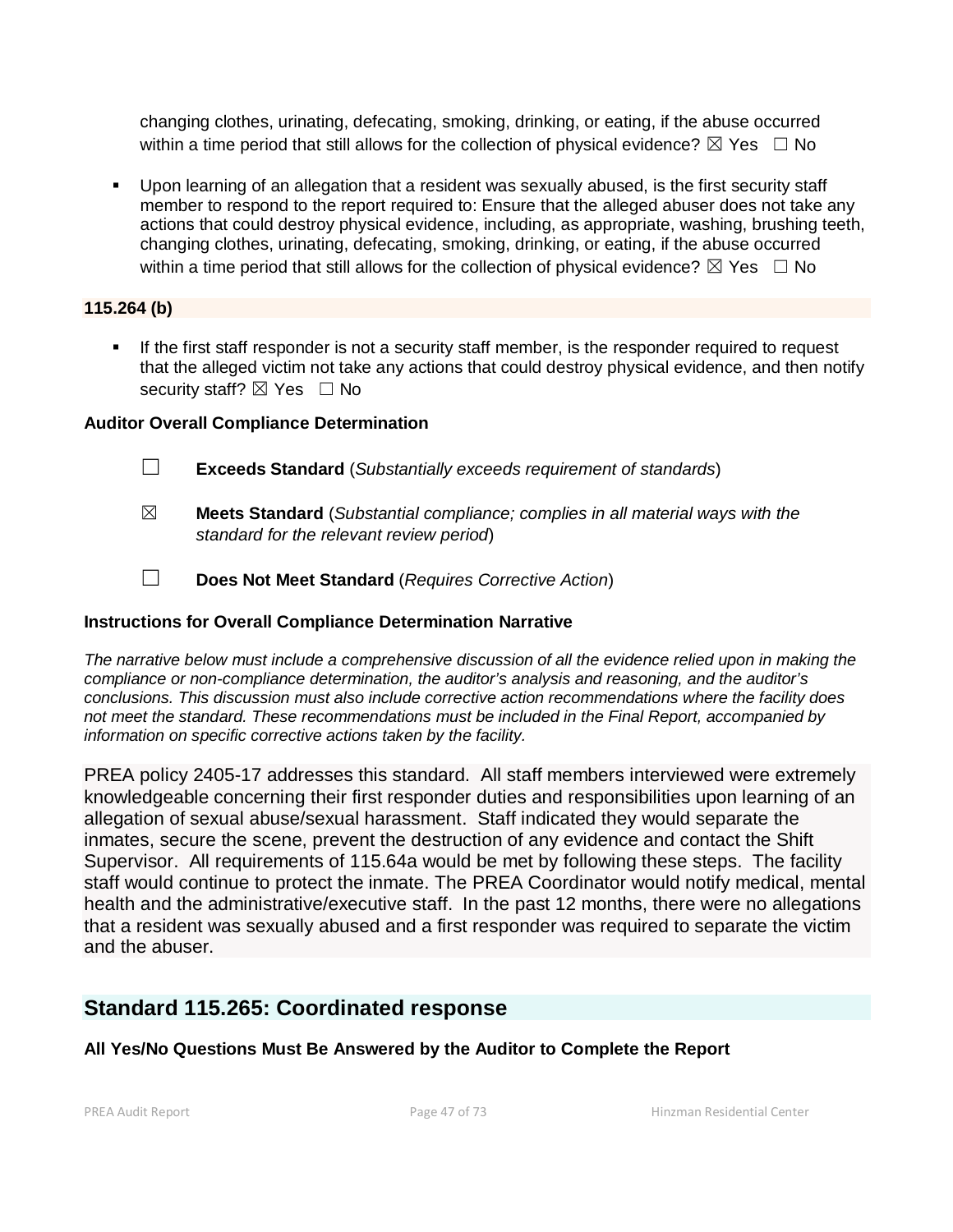changing clothes, urinating, defecating, smoking, drinking, or eating, if the abuse occurred within a time period that still allows for the collection of physical evidence? ☒ Yes ☐ No

- Upon learning of an allegation that a resident was sexually abused, is the first security staff member to respond to the report required to: Ensure that the alleged abuser does not take any actions that could destroy physical evidence, including, as appropriate, washing, brushing teeth, changing clothes, urinating, defecating, smoking, drinking, or eating, if the abuse occurred within a time period that still allows for the collection of physical evidence? ☒ Yes ☐ No

**115.264 (b)**

- If the first staff responder is not a security staff member, is the responder required to request that the alleged victim not take any actions that could destroy physical evidence, and then notify security staff? ☒ Yes ☐ No

**Auditor Overall Compliance Determination**

☐ **Exceeds Standard** (*Substantially exceeds requirement of standards*)

☒ **Meets Standard** (*Substantial compliance; complies in all material ways with the standard for the relevant review period*)

☐ **Does Not Meet Standard** (*Requires Corrective Action*)

**Instructions for Overall Compliance Determination Narrative**

*The narrative below must include a comprehensive discussion of all the evidence relied upon in making the compliance or non-compliance determination, the auditor's analysis and reasoning, and the auditor's conclusions. This discussion must also include corrective action recommendations where the facility does not meet the standard. These recommendations must be included in the Final Report, accompanied by information on specific corrective actions taken by the facility.*

PREA policy 2405-17 addresses this standard. All staff members interviewed were extremely knowledgeable concerning their first responder duties and responsibilities upon learning of an allegation of sexual abuse/sexual harassment. Staff indicated they would separate the inmates, secure the scene, prevent the destruction of any evidence and contact the Shift Supervisor. All requirements of 115.64a would be met by following these steps. The facility staff would continue to protect the inmate. The PREA Coordinator would notify medical, mental health and the administrative/executive staff. In the past 12 months, there were no allegations that a resident was sexually abused and a first responder was required to separate the victim and the abuser.

## Standard 115.265: Coordinated response

**All Yes/No Questions Must Be Answered by the Auditor to Complete the Report**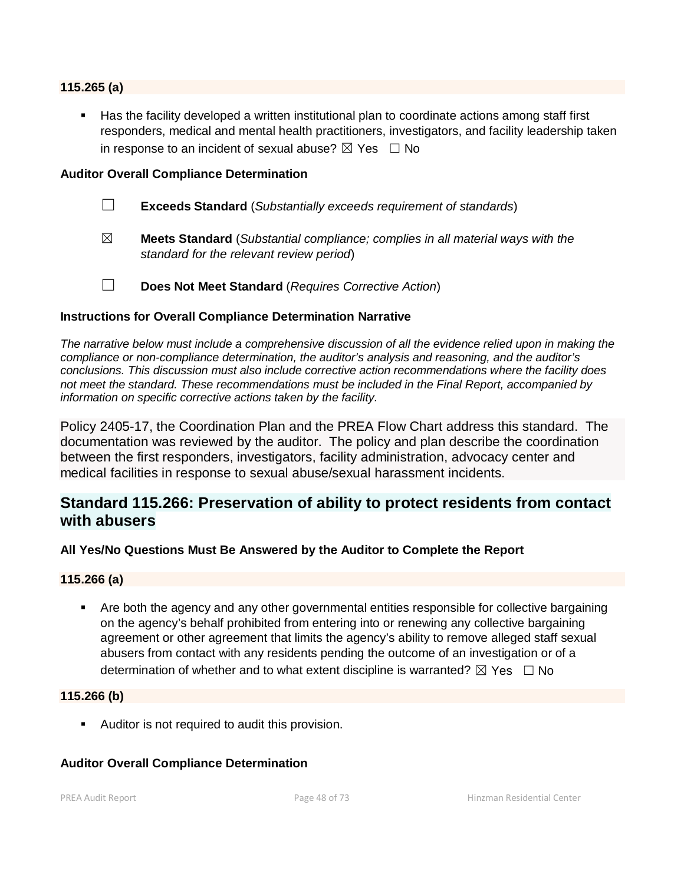**115.265 (a)**

- Has the facility developed a written institutional plan to coordinate actions among staff first responders, medical and mental health practitioners, investigators, and facility leadership taken in response to an incident of sexual abuse? ☒ Yes ☐ No

**Auditor Overall Compliance Determination**

☐ **Exceeds Standard** (*Substantially exceeds requirement of standards*)

☒ **Meets Standard** (*Substantial compliance; complies in all material ways with the standard for the relevant review period*)

☐ **Does Not Meet Standard** (*Requires Corrective Action*)

**Instructions for Overall Compliance Determination Narrative**

*The narrative below must include a comprehensive discussion of all the evidence relied upon in making the compliance or non-compliance determination, the auditor's analysis and reasoning, and the auditor's conclusions. This discussion must also include corrective action recommendations where the facility does not meet the standard. These recommendations must be included in the Final Report, accompanied by information on specific corrective actions taken by the facility.*

Policy 2405-17, the Coordination Plan and the PREA Flow Chart address this standard. The documentation was reviewed by the auditor. The policy and plan describe the coordination between the first responders, investigators, facility administration, advocacy center and medical facilities in response to sexual abuse/sexual harassment incidents.

## Standard 115.266: Preservation of ability to protect residents from contact with abusers

**All Yes/No Questions Must Be Answered by the Auditor to Complete the Report**

**115.266 (a)**

- Are both the agency and any other governmental entities responsible for collective bargaining on the agency's behalf prohibited from entering into or renewing any collective bargaining agreement or other agreement that limits the agency's ability to remove alleged staff sexual abusers from contact with any residents pending the outcome of an investigation or of a determination of whether and to what extent discipline is warranted? ☒ Yes ☐ No

**115.266 (b)**

- Auditor is not required to audit this provision.

**Auditor Overall Compliance Determination**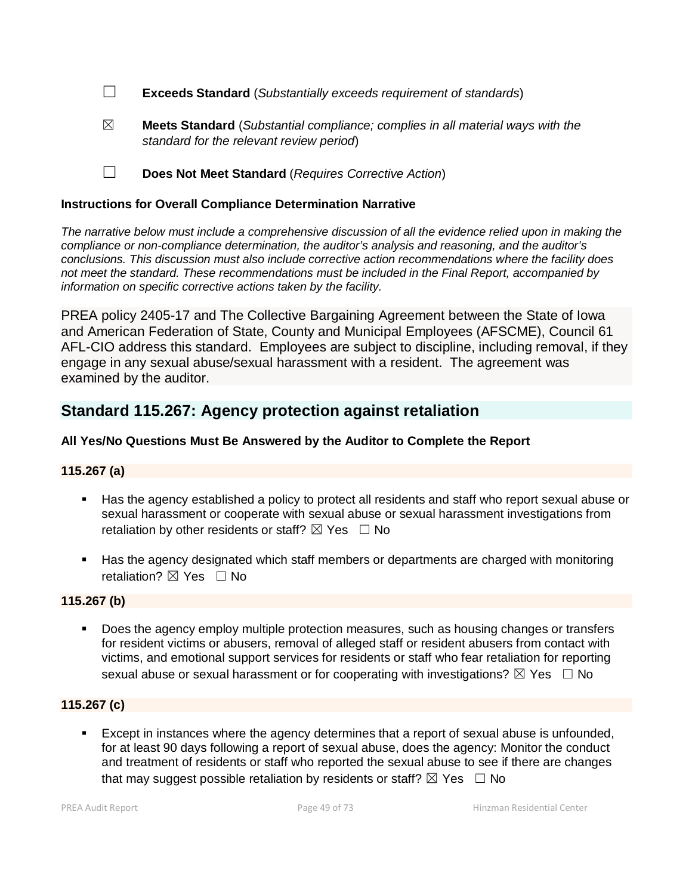☐ **Exceeds Standard** (*Substantially exceeds requirement of standards*)

☒ **Meets Standard** (*Substantial compliance; complies in all material ways with the standard for the relevant review period*)

☐ **Does Not Meet Standard** (*Requires Corrective Action*)

**Instructions for Overall Compliance Determination Narrative**

*The narrative below must include a comprehensive discussion of all the evidence relied upon in making the compliance or non-compliance determination, the auditor's analysis and reasoning, and the auditor's conclusions. This discussion must also include corrective action recommendations where the facility does not meet the standard. These recommendations must be included in the Final Report, accompanied by information on specific corrective actions taken by the facility.*

PREA policy 2405-17 and The Collective Bargaining Agreement between the State of Iowa and American Federation of State, County and Municipal Employees (AFSCME), Council 61 AFL-CIO address this standard. Employees are subject to discipline, including removal, if they engage in any sexual abuse/sexual harassment with a resident. The agreement was examined by the auditor.

## Standard 115.267: Agency protection against retaliation

**All Yes/No Questions Must Be Answered by the Auditor to Complete the Report**

**115.267 (a)**

- Has the agency established a policy to protect all residents and staff who report sexual abuse or sexual harassment or cooperate with sexual abuse or sexual harassment investigations from retaliation by other residents or staff? ☒ Yes ☐ No
- Has the agency designated which staff members or departments are charged with monitoring retaliation? ☒ Yes ☐ No

**115.267 (b)**

- Does the agency employ multiple protection measures, such as housing changes or transfers for resident victims or abusers, removal of alleged staff or resident abusers from contact with victims, and emotional support services for residents or staff who fear retaliation for reporting sexual abuse or sexual harassment or for cooperating with investigations? ☒ Yes ☐ No

**115.267 (c)**

- Except in instances where the agency determines that a report of sexual abuse is unfounded, for at least 90 days following a report of sexual abuse, does the agency: Monitor the conduct and treatment of residents or staff who reported the sexual abuse to see if there are changes that may suggest possible retaliation by residents or staff? ☒ Yes ☐ No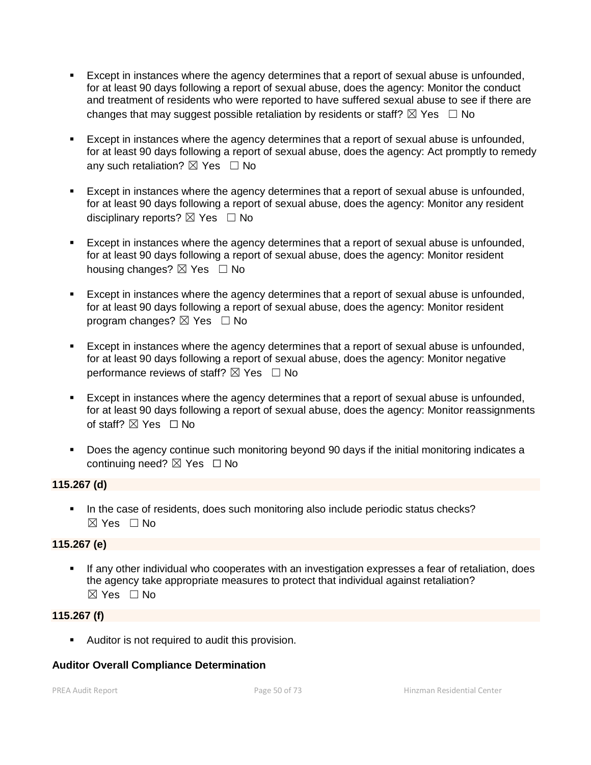- Except in instances where the agency determines that a report of sexual abuse is unfounded, for at least 90 days following a report of sexual abuse, does the agency: Monitor the conduct and treatment of residents who were reported to have suffered sexual abuse to see if there are changes that may suggest possible retaliation by residents or staff? ☒ Yes ☐ No

- Except in instances where the agency determines that a report of sexual abuse is unfounded, for at least 90 days following a report of sexual abuse, does the agency: Act promptly to remedy any such retaliation? ☒ Yes ☐ No

- Except in instances where the agency determines that a report of sexual abuse is unfounded, for at least 90 days following a report of sexual abuse, does the agency: Monitor any resident disciplinary reports? ☒ Yes ☐ No

- Except in instances where the agency determines that a report of sexual abuse is unfounded, for at least 90 days following a report of sexual abuse, does the agency: Monitor resident housing changes? ☒ Yes ☐ No

- Except in instances where the agency determines that a report of sexual abuse is unfounded, for at least 90 days following a report of sexual abuse, does the agency: Monitor resident program changes? ☒ Yes ☐ No

- Except in instances where the agency determines that a report of sexual abuse is unfounded, for at least 90 days following a report of sexual abuse, does the agency: Monitor negative performance reviews of staff? ☒ Yes ☐ No

- Except in instances where the agency determines that a report of sexual abuse is unfounded, for at least 90 days following a report of sexual abuse, does the agency: Monitor reassignments of staff? ☒ Yes ☐ No

- Does the agency continue such monitoring beyond 90 days if the initial monitoring indicates a continuing need? ☒ Yes ☐ No

**115.267 (d)**

- In the case of residents, does such monitoring also include periodic status checks? ☒ Yes ☐ No

**115.267 (e)**

- If any other individual who cooperates with an investigation expresses a fear of retaliation, does the agency take appropriate measures to protect that individual against retaliation? ☒ Yes ☐ No

**115.267 (f)**

- Auditor is not required to audit this provision.

**Auditor Overall Compliance Determination**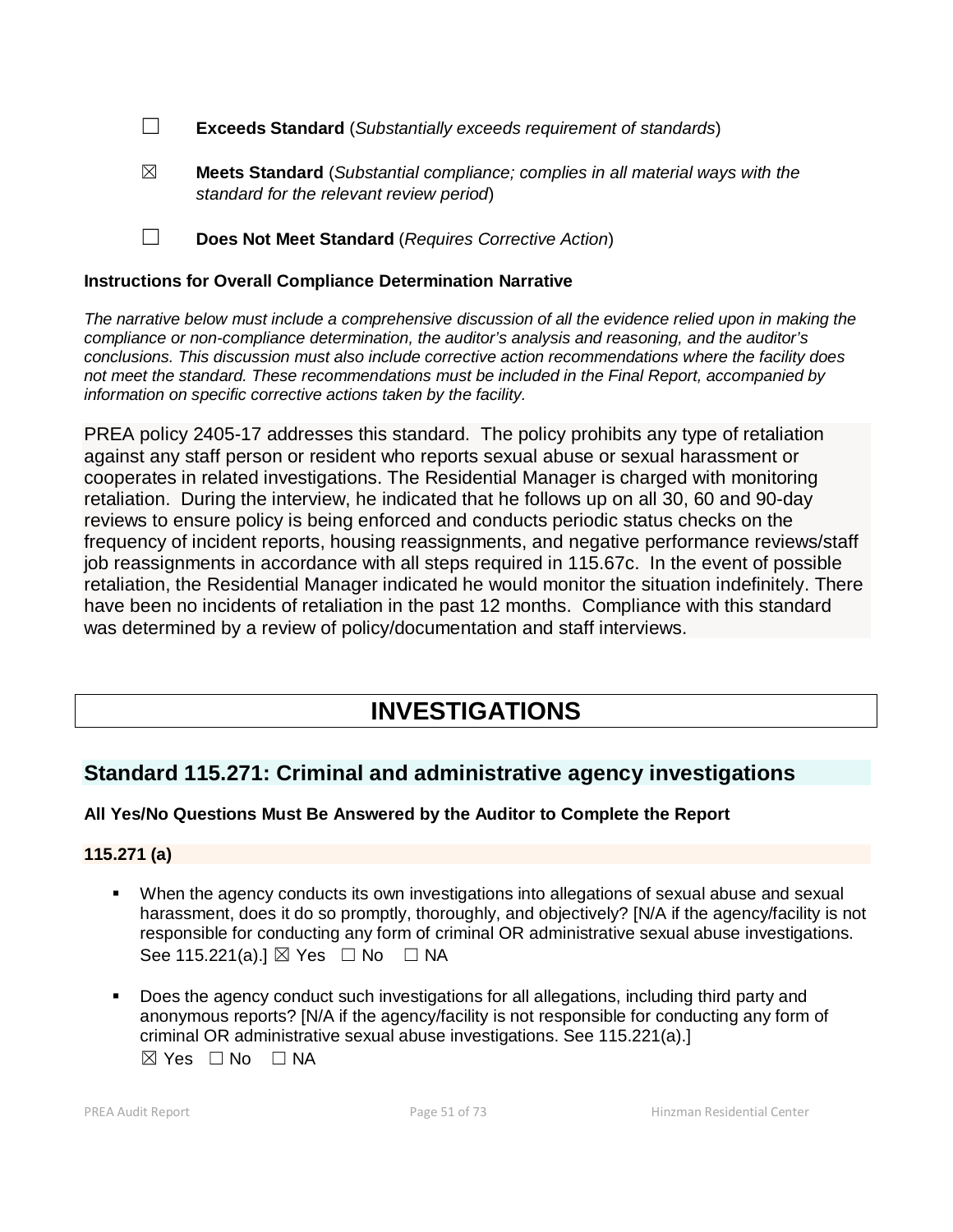☐ **Exceeds Standard** (*Substantially exceeds requirement of standards*)

☒ **Meets Standard** (*Substantial compliance; complies in all material ways with the standard for the relevant review period*)

☐ **Does Not Meet Standard** (*Requires Corrective Action*)

**Instructions for Overall Compliance Determination Narrative**

*The narrative below must include a comprehensive discussion of all the evidence relied upon in making the compliance or non-compliance determination, the auditor's analysis and reasoning, and the auditor's conclusions. This discussion must also include corrective action recommendations where the facility does not meet the standard. These recommendations must be included in the Final Report, accompanied by information on specific corrective actions taken by the facility.*

PREA policy 2405-17 addresses this standard. The policy prohibits any type of retaliation against any staff person or resident who reports sexual abuse or sexual harassment or cooperates in related investigations. The Residential Manager is charged with monitoring retaliation. During the interview, he indicated that he follows up on all 30, 60 and 90-day reviews to ensure policy is being enforced and conducts periodic status checks on the frequency of incident reports, housing reassignments, and negative performance reviews/staff job reassignments in accordance with all steps required in 115.67c. In the event of possible retaliation, the Residential Manager indicated he would monitor the situation indefinitely. There have been no incidents of retaliation in the past 12 months. Compliance with this standard was determined by a review of policy/documentation and staff interviews.

# INVESTIGATIONS

## Standard 115.271: Criminal and administrative agency investigations

**All Yes/No Questions Must Be Answered by the Auditor to Complete the Report**

**115.271 (a)**

- When the agency conducts its own investigations into allegations of sexual abuse and sexual harassment, does it do so promptly, thoroughly, and objectively? [N/A if the agency/facility is not responsible for conducting any form of criminal OR administrative sexual abuse investigations. See 115.221(a).] ☒ Yes ☐ No ☐ NA

- Does the agency conduct such investigations for all allegations, including third party and anonymous reports? [N/A if the agency/facility is not responsible for conducting any form of criminal OR administrative sexual abuse investigations. See 115.221(a).] ☒ Yes ☐ No ☐ NA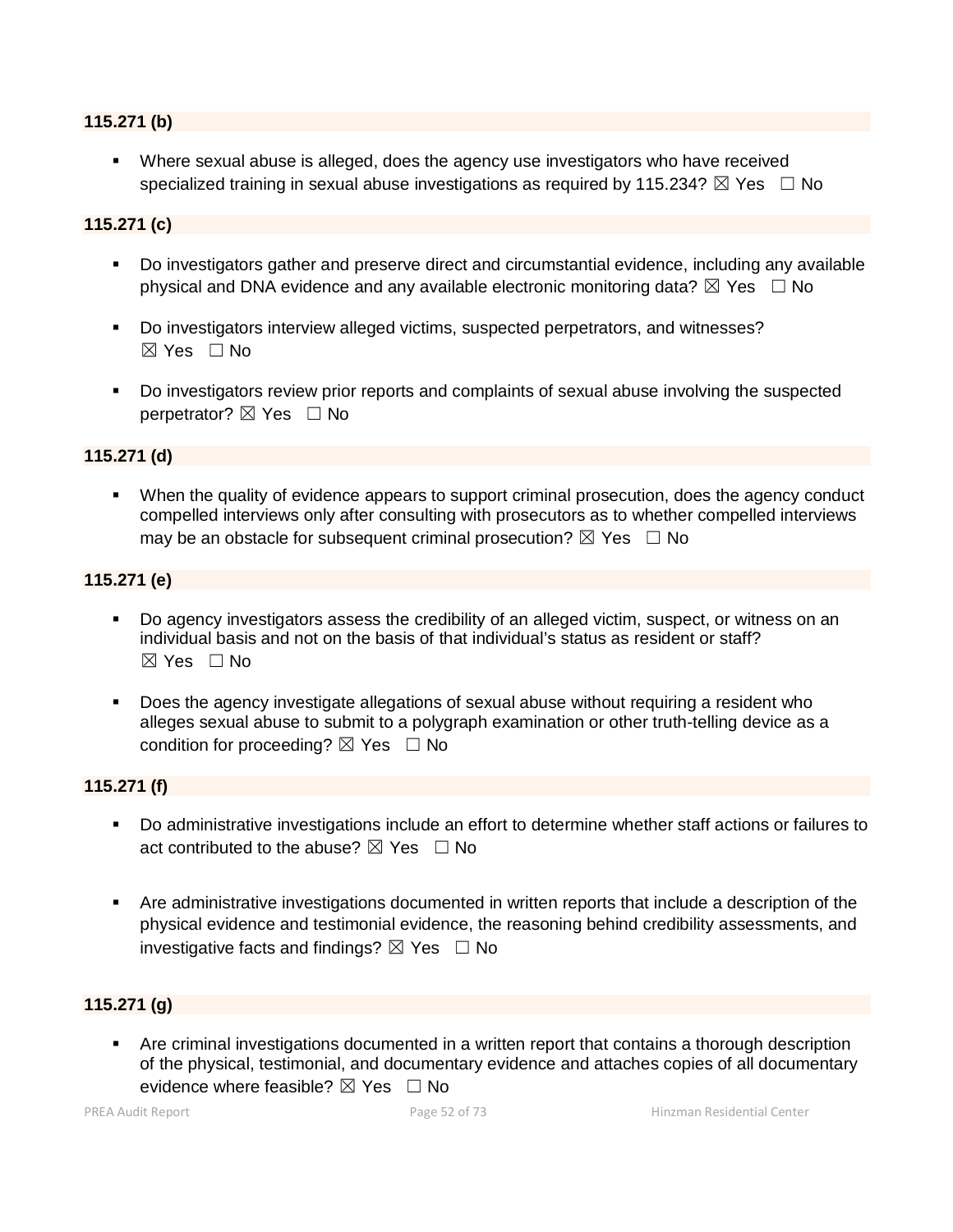**115.271 (b)**

- Where sexual abuse is alleged, does the agency use investigators who have received specialized training in sexual abuse investigations as required by 115.234? ☒ Yes ☐ No

**115.271 (c)**

- Do investigators gather and preserve direct and circumstantial evidence, including any available physical and DNA evidence and any available electronic monitoring data? ☒ Yes ☐ No
- Do investigators interview alleged victims, suspected perpetrators, and witnesses? ☒ Yes ☐ No
- Do investigators review prior reports and complaints of sexual abuse involving the suspected perpetrator? ☒ Yes ☐ No

**115.271 (d)**

- When the quality of evidence appears to support criminal prosecution, does the agency conduct compelled interviews only after consulting with prosecutors as to whether compelled interviews may be an obstacle for subsequent criminal prosecution? ☒ Yes ☐ No

**115.271 (e)**

- Do agency investigators assess the credibility of an alleged victim, suspect, or witness on an individual basis and not on the basis of that individual's status as resident or staff? ☒ Yes ☐ No
- Does the agency investigate allegations of sexual abuse without requiring a resident who alleges sexual abuse to submit to a polygraph examination or other truth-telling device as a condition for proceeding? ☒ Yes ☐ No

**115.271 (f)**

- Do administrative investigations include an effort to determine whether staff actions or failures to act contributed to the abuse? ☒ Yes ☐ No
- Are administrative investigations documented in written reports that include a description of the physical evidence and testimonial evidence, the reasoning behind credibility assessments, and investigative facts and findings? ☒ Yes ☐ No

**115.271 (g)**

- Are criminal investigations documented in a written report that contains a thorough description of the physical, testimonial, and documentary evidence and attaches copies of all documentary evidence where feasible? ☒ Yes ☐ No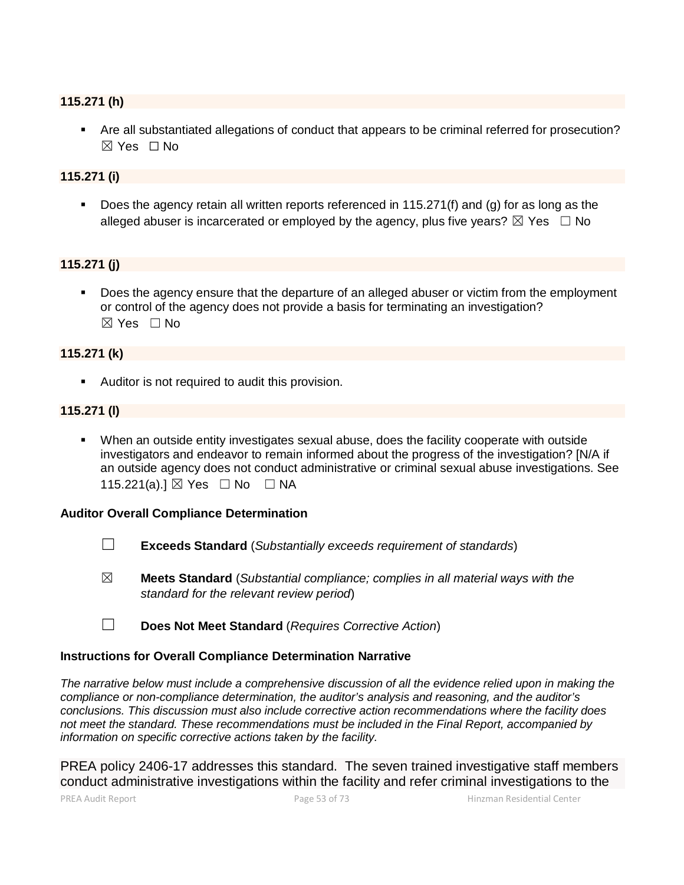**115.271 (h)**

- Are all substantiated allegations of conduct that appears to be criminal referred for prosecution? ☒ Yes ☐ No

**115.271 (i)**

- Does the agency retain all written reports referenced in 115.271(f) and (g) for as long as the alleged abuser is incarcerated or employed by the agency, plus five years? ☒ Yes ☐ No

**115.271 (j)**

- Does the agency ensure that the departure of an alleged abuser or victim from the employment or control of the agency does not provide a basis for terminating an investigation? ☒ Yes ☐ No

**115.271 (k)**

- Auditor is not required to audit this provision.

**115.271 (l)**

- When an outside entity investigates sexual abuse, does the facility cooperate with outside investigators and endeavor to remain informed about the progress of the investigation? [N/A if an outside agency does not conduct administrative or criminal sexual abuse investigations. See 115.221(a).] ☒ Yes ☐ No ☐ NA

**Auditor Overall Compliance Determination**

☐ **Exceeds Standard** (*Substantially exceeds requirement of standards*)

☒ **Meets Standard** (*Substantial compliance; complies in all material ways with the standard for the relevant review period*)

☐ **Does Not Meet Standard** (*Requires Corrective Action*)

**Instructions for Overall Compliance Determination Narrative**

*The narrative below must include a comprehensive discussion of all the evidence relied upon in making the compliance or non-compliance determination, the auditor's analysis and reasoning, and the auditor's conclusions. This discussion must also include corrective action recommendations where the facility does not meet the standard. These recommendations must be included in the Final Report, accompanied by information on specific corrective actions taken by the facility.*

PREA policy 2406-17 addresses this standard. The seven trained investigative staff members conduct administrative investigations within the facility and refer criminal investigations to the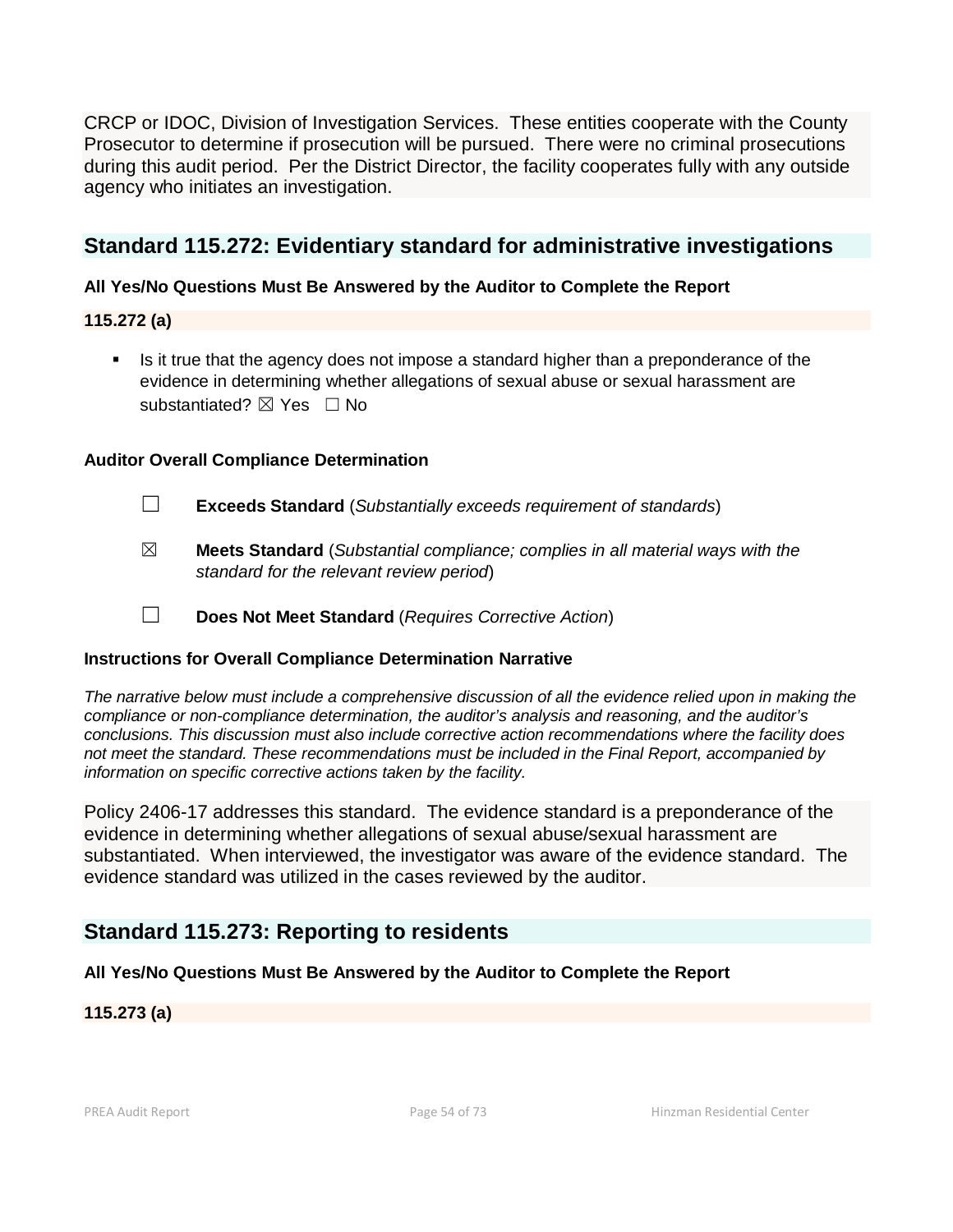CRCP or IDOC, Division of Investigation Services. These entities cooperate with the County Prosecutor to determine if prosecution will be pursued. There were no criminal prosecutions during this audit period. Per the District Director, the facility cooperates fully with any outside agency who initiates an investigation.

## Standard 115.272: Evidentiary standard for administrative investigations

**All Yes/No Questions Must Be Answered by the Auditor to Complete the Report**

**115.272 (a)**

- Is it true that the agency does not impose a standard higher than a preponderance of the evidence in determining whether allegations of sexual abuse or sexual harassment are substantiated? ☒ Yes ☐ No

**Auditor Overall Compliance Determination**

☐ **Exceeds Standard** (*Substantially exceeds requirement of standards*)

☒ **Meets Standard** (*Substantial compliance; complies in all material ways with the standard for the relevant review period*)

☐ **Does Not Meet Standard** (*Requires Corrective Action*)

**Instructions for Overall Compliance Determination Narrative**

*The narrative below must include a comprehensive discussion of all the evidence relied upon in making the compliance or non-compliance determination, the auditor's analysis and reasoning, and the auditor's conclusions. This discussion must also include corrective action recommendations where the facility does not meet the standard. These recommendations must be included in the Final Report, accompanied by information on specific corrective actions taken by the facility.*

Policy 2406-17 addresses this standard. The evidence standard is a preponderance of the evidence in determining whether allegations of sexual abuse/sexual harassment are substantiated. When interviewed, the investigator was aware of the evidence standard. The evidence standard was utilized in the cases reviewed by the auditor.

## Standard 115.273: Reporting to residents

**All Yes/No Questions Must Be Answered by the Auditor to Complete the Report**

**115.273 (a)**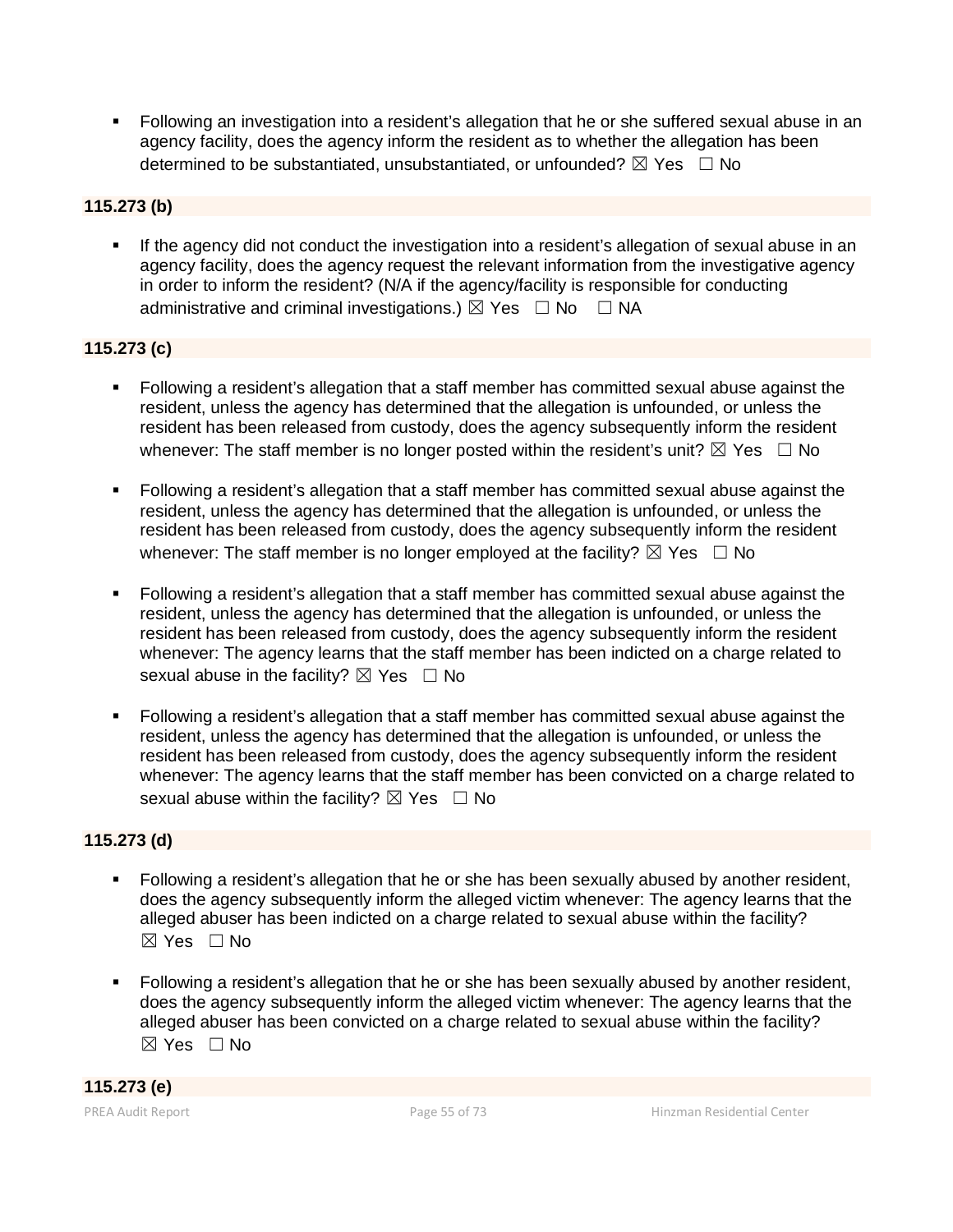- Following an investigation into a resident's allegation that he or she suffered sexual abuse in an agency facility, does the agency inform the resident as to whether the allegation has been determined to be substantiated, unsubstantiated, or unfounded? ☒ Yes ☐ No

**115.273 (b)**

- If the agency did not conduct the investigation into a resident's allegation of sexual abuse in an agency facility, does the agency request the relevant information from the investigative agency in order to inform the resident? (N/A if the agency/facility is responsible for conducting administrative and criminal investigations.) ☒ Yes ☐ No ☐ NA

**115.273 (c)**

- Following a resident's allegation that a staff member has committed sexual abuse against the resident, unless the agency has determined that the allegation is unfounded, or unless the resident has been released from custody, does the agency subsequently inform the resident whenever: The staff member is no longer posted within the resident's unit? ☒ Yes ☐ No

- Following a resident's allegation that a staff member has committed sexual abuse against the resident, unless the agency has determined that the allegation is unfounded, or unless the resident has been released from custody, does the agency subsequently inform the resident whenever: The staff member is no longer employed at the facility? ☒ Yes ☐ No

- Following a resident's allegation that a staff member has committed sexual abuse against the resident, unless the agency has determined that the allegation is unfounded, or unless the resident has been released from custody, does the agency subsequently inform the resident whenever: The agency learns that the staff member has been indicted on a charge related to sexual abuse in the facility? ☒ Yes ☐ No

- Following a resident's allegation that a staff member has committed sexual abuse against the resident, unless the agency has determined that the allegation is unfounded, or unless the resident has been released from custody, does the agency subsequently inform the resident whenever: The agency learns that the staff member has been convicted on a charge related to sexual abuse within the facility? ☒ Yes ☐ No

**115.273 (d)**

- Following a resident's allegation that he or she has been sexually abused by another resident, does the agency subsequently inform the alleged victim whenever: The agency learns that the alleged abuser has been indicted on a charge related to sexual abuse within the facility? ☒ Yes ☐ No

- Following a resident's allegation that he or she has been sexually abused by another resident, does the agency subsequently inform the alleged victim whenever: The agency learns that the alleged abuser has been convicted on a charge related to sexual abuse within the facility? ☒ Yes ☐ No

**115.273 (e)**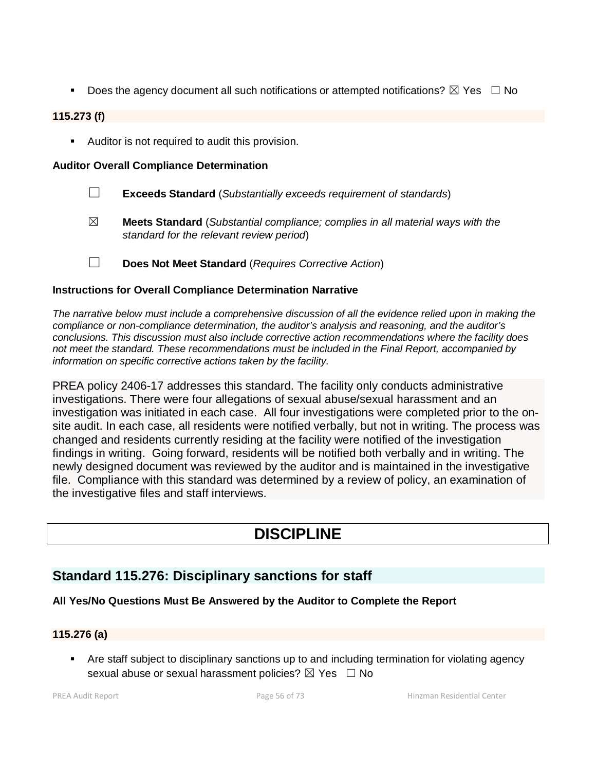- Does the agency document all such notifications or attempted notifications? ☒ Yes ☐ No

**115.273 (f)**

- Auditor is not required to audit this provision.

**Auditor Overall Compliance Determination**

☐ **Exceeds Standard** (*Substantially exceeds requirement of standards*)

☒ **Meets Standard** (*Substantial compliance; complies in all material ways with the standard for the relevant review period*)

☐ **Does Not Meet Standard** (*Requires Corrective Action*)

**Instructions for Overall Compliance Determination Narrative**

*The narrative below must include a comprehensive discussion of all the evidence relied upon in making the compliance or non-compliance determination, the auditor's analysis and reasoning, and the auditor's conclusions. This discussion must also include corrective action recommendations where the facility does not meet the standard. These recommendations must be included in the Final Report, accompanied by information on specific corrective actions taken by the facility.*

PREA policy 2406-17 addresses this standard. The facility only conducts administrative investigations. There were four allegations of sexual abuse/sexual harassment and an investigation was initiated in each case. All four investigations were completed prior to the on-site audit. In each case, all residents were notified verbally, but not in writing. The process was changed and residents currently residing at the facility were notified of the investigation findings in writing. Going forward, residents will be notified both verbally and in writing. The newly designed document was reviewed by the auditor and is maintained in the investigative file. Compliance with this standard was determined by a review of policy, an examination of the investigative files and staff interviews.

# DISCIPLINE

## Standard 115.276: Disciplinary sanctions for staff

**All Yes/No Questions Must Be Answered by the Auditor to Complete the Report**

**115.276 (a)**

- Are staff subject to disciplinary sanctions up to and including termination for violating agency sexual abuse or sexual harassment policies? ☒ Yes ☐ No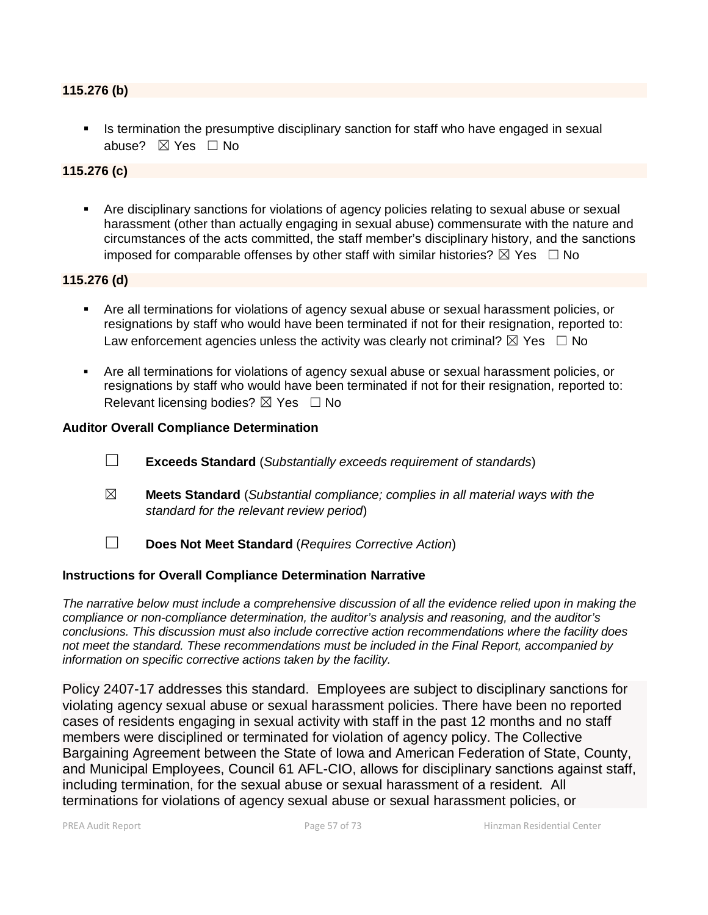**115.276 (b)**

- Is termination the presumptive disciplinary sanction for staff who have engaged in sexual abuse? ☒ Yes ☐ No

**115.276 (c)**

- Are disciplinary sanctions for violations of agency policies relating to sexual abuse or sexual harassment (other than actually engaging in sexual abuse) commensurate with the nature and circumstances of the acts committed, the staff member's disciplinary history, and the sanctions imposed for comparable offenses by other staff with similar histories? ☒ Yes ☐ No

**115.276 (d)**

- Are all terminations for violations of agency sexual abuse or sexual harassment policies, or resignations by staff who would have been terminated if not for their resignation, reported to: Law enforcement agencies unless the activity was clearly not criminal? ☒ Yes ☐ No
- Are all terminations for violations of agency sexual abuse or sexual harassment policies, or resignations by staff who would have been terminated if not for their resignation, reported to: Relevant licensing bodies? ☒ Yes ☐ No

**Auditor Overall Compliance Determination**

☐ **Exceeds Standard** (*Substantially exceeds requirement of standards*)

☒ **Meets Standard** (*Substantial compliance; complies in all material ways with the standard for the relevant review period*)

☐ **Does Not Meet Standard** (*Requires Corrective Action*)

**Instructions for Overall Compliance Determination Narrative**

*The narrative below must include a comprehensive discussion of all the evidence relied upon in making the compliance or non-compliance determination, the auditor's analysis and reasoning, and the auditor's conclusions. This discussion must also include corrective action recommendations where the facility does not meet the standard. These recommendations must be included in the Final Report, accompanied by information on specific corrective actions taken by the facility.*

Policy 2407-17 addresses this standard. Employees are subject to disciplinary sanctions for violating agency sexual abuse or sexual harassment policies. There have been no reported cases of residents engaging in sexual activity with staff in the past 12 months and no staff members were disciplined or terminated for violation of agency policy. The Collective Bargaining Agreement between the State of Iowa and American Federation of State, County, and Municipal Employees, Council 61 AFL-CIO, allows for disciplinary sanctions against staff, including termination, for the sexual abuse or sexual harassment of a resident. All terminations for violations of agency sexual abuse or sexual harassment policies, or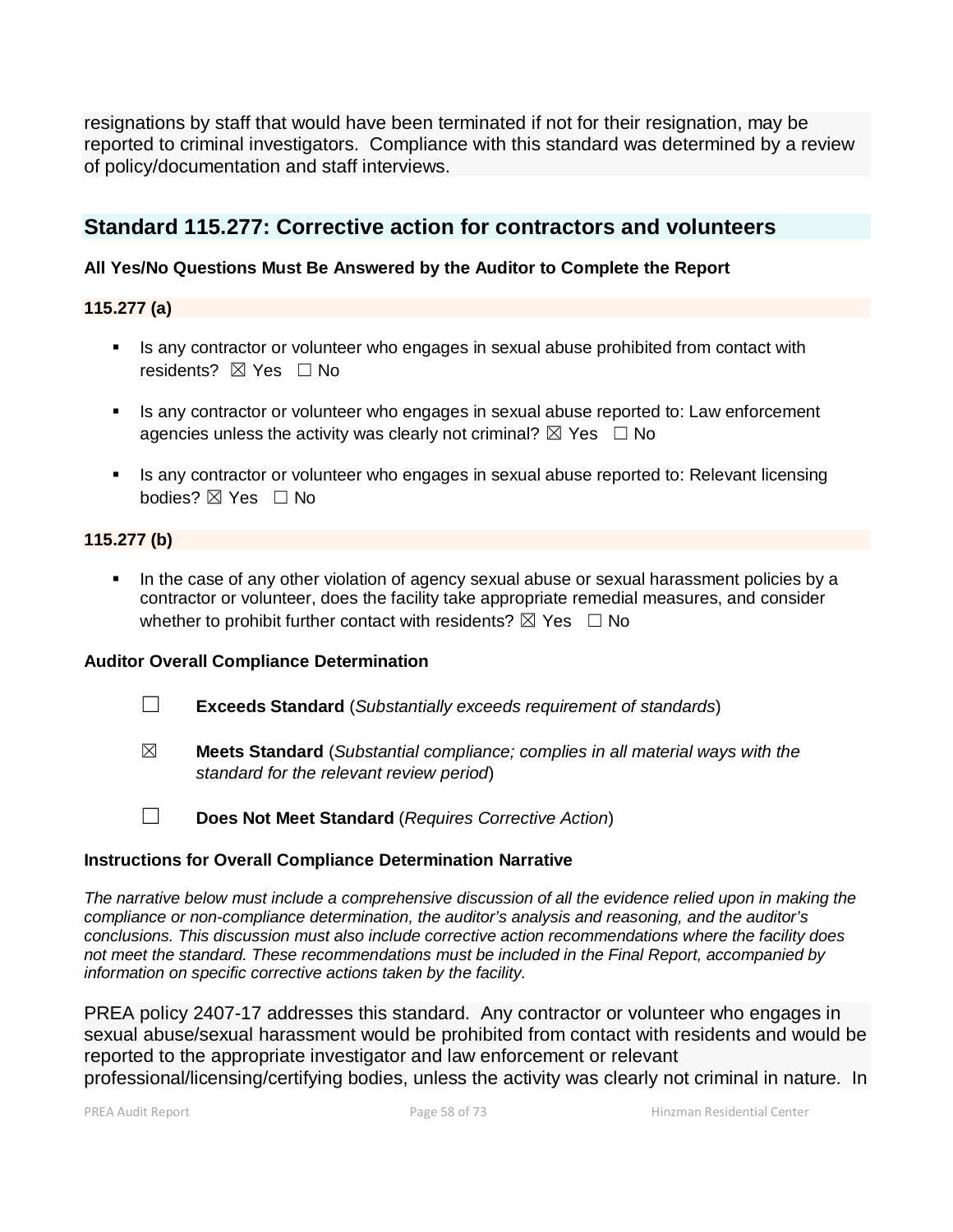resignations by staff that would have been terminated if not for their resignation, may be reported to criminal investigators. Compliance with this standard was determined by a review of policy/documentation and staff interviews.

## Standard 115.277: Corrective action for contractors and volunteers

**All Yes/No Questions Must Be Answered by the Auditor to Complete the Report**

**115.277 (a)**

- Is any contractor or volunteer who engages in sexual abuse prohibited from contact with residents? ☒ Yes ☐ No
- Is any contractor or volunteer who engages in sexual abuse reported to: Law enforcement agencies unless the activity was clearly not criminal? ☒ Yes ☐ No
- Is any contractor or volunteer who engages in sexual abuse reported to: Relevant licensing bodies? ☒ Yes ☐ No

**115.277 (b)**

- In the case of any other violation of agency sexual abuse or sexual harassment policies by a contractor or volunteer, does the facility take appropriate remedial measures, and consider whether to prohibit further contact with residents? ☒ Yes ☐ No

**Auditor Overall Compliance Determination**

☐ **Exceeds Standard** (*Substantially exceeds requirement of standards*)

☒ **Meets Standard** (*Substantial compliance; complies in all material ways with the standard for the relevant review period*)

☐ **Does Not Meet Standard** (*Requires Corrective Action*)

**Instructions for Overall Compliance Determination Narrative**

*The narrative below must include a comprehensive discussion of all the evidence relied upon in making the compliance or non-compliance determination, the auditor's analysis and reasoning, and the auditor's conclusions. This discussion must also include corrective action recommendations where the facility does not meet the standard. These recommendations must be included in the Final Report, accompanied by information on specific corrective actions taken by the facility.*

PREA policy 2407-17 addresses this standard. Any contractor or volunteer who engages in sexual abuse/sexual harassment would be prohibited from contact with residents and would be reported to the appropriate investigator and law enforcement or relevant professional/licensing/certifying bodies, unless the activity was clearly not criminal in nature. In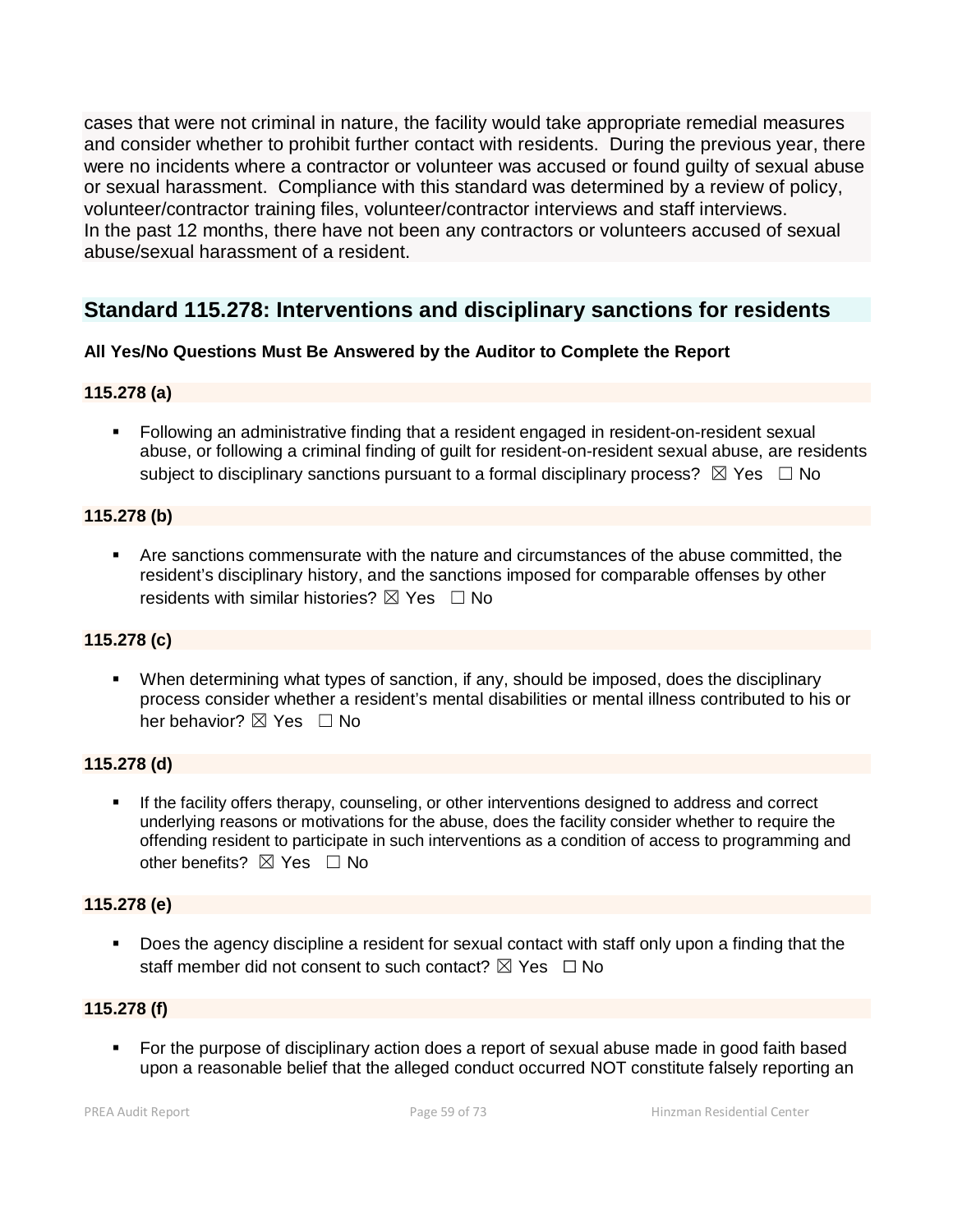cases that were not criminal in nature, the facility would take appropriate remedial measures and consider whether to prohibit further contact with residents. During the previous year, there were no incidents where a contractor or volunteer was accused or found guilty of sexual abuse or sexual harassment. Compliance with this standard was determined by a review of policy, volunteer/contractor training files, volunteer/contractor interviews and staff interviews.
In the past 12 months, there have not been any contractors or volunteers accused of sexual abuse/sexual harassment of a resident.

## Standard 115.278: Interventions and disciplinary sanctions for residents

**All Yes/No Questions Must Be Answered by the Auditor to Complete the Report**

**115.278 (a)**

- Following an administrative finding that a resident engaged in resident-on-resident sexual abuse, or following a criminal finding of guilt for resident-on-resident sexual abuse, are residents subject to disciplinary sanctions pursuant to a formal disciplinary process? ☒ Yes ☐ No

**115.278 (b)**

- Are sanctions commensurate with the nature and circumstances of the abuse committed, the resident's disciplinary history, and the sanctions imposed for comparable offenses by other residents with similar histories? ☒ Yes ☐ No

**115.278 (c)**

- When determining what types of sanction, if any, should be imposed, does the disciplinary process consider whether a resident's mental disabilities or mental illness contributed to his or her behavior? ☒ Yes ☐ No

**115.278 (d)**

- If the facility offers therapy, counseling, or other interventions designed to address and correct underlying reasons or motivations for the abuse, does the facility consider whether to require the offending resident to participate in such interventions as a condition of access to programming and other benefits? ☒ Yes ☐ No

**115.278 (e)**

- Does the agency discipline a resident for sexual contact with staff only upon a finding that the staff member did not consent to such contact? ☒ Yes ☐ No

**115.278 (f)**

- For the purpose of disciplinary action does a report of sexual abuse made in good faith based upon a reasonable belief that the alleged conduct occurred NOT constitute falsely reporting an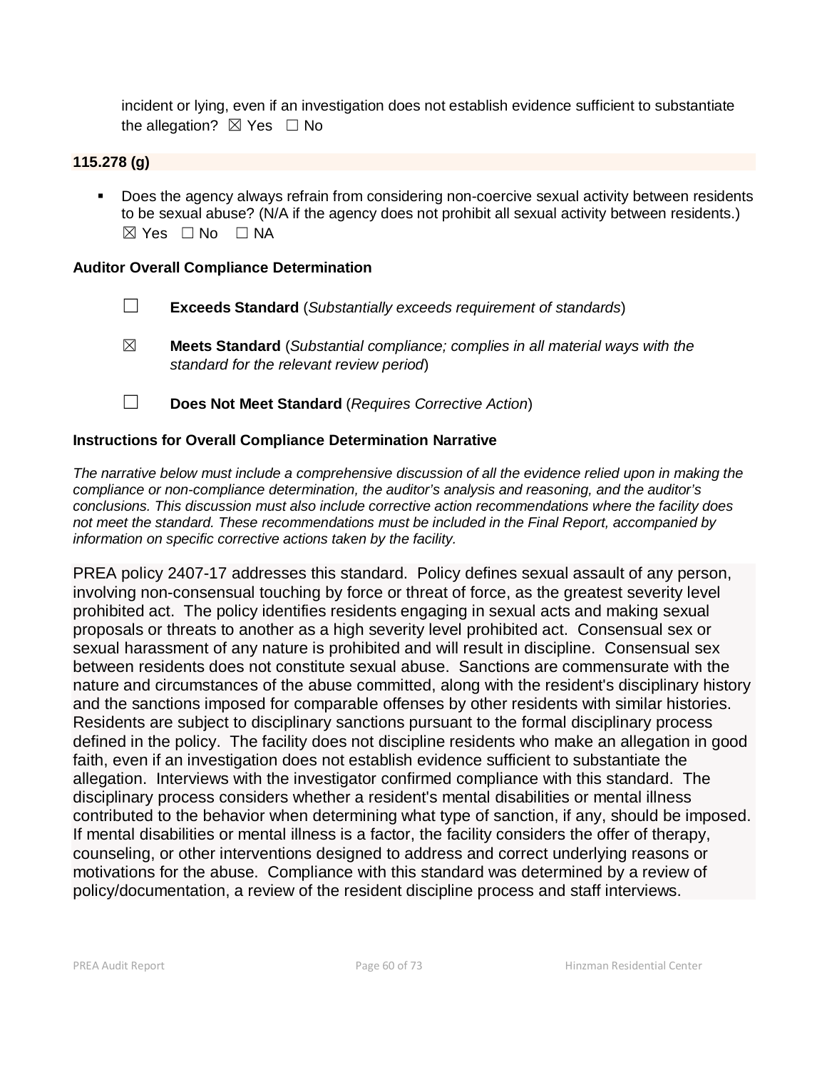incident or lying, even if an investigation does not establish evidence sufficient to substantiate the allegation? ☒ Yes ☐ No

**115.278 (g)**

- Does the agency always refrain from considering non-coercive sexual activity between residents to be sexual abuse? (N/A if the agency does not prohibit all sexual activity between residents.) ☒ Yes ☐ No ☐ NA

**Auditor Overall Compliance Determination**

☐ **Exceeds Standard** (*Substantially exceeds requirement of standards*)

☒ **Meets Standard** (*Substantial compliance; complies in all material ways with the standard for the relevant review period*)

☐ **Does Not Meet Standard** (*Requires Corrective Action*)

**Instructions for Overall Compliance Determination Narrative**

*The narrative below must include a comprehensive discussion of all the evidence relied upon in making the compliance or non-compliance determination, the auditor's analysis and reasoning, and the auditor's conclusions. This discussion must also include corrective action recommendations where the facility does not meet the standard. These recommendations must be included in the Final Report, accompanied by information on specific corrective actions taken by the facility.*

PREA policy 2407-17 addresses this standard. Policy defines sexual assault of any person, involving non-consensual touching by force or threat of force, as the greatest severity level prohibited act. The policy identifies residents engaging in sexual acts and making sexual proposals or threats to another as a high severity level prohibited act. Consensual sex or sexual harassment of any nature is prohibited and will result in discipline. Consensual sex between residents does not constitute sexual abuse. Sanctions are commensurate with the nature and circumstances of the abuse committed, along with the resident's disciplinary history and the sanctions imposed for comparable offenses by other residents with similar histories. Residents are subject to disciplinary sanctions pursuant to the formal disciplinary process defined in the policy. The facility does not discipline residents who make an allegation in good faith, even if an investigation does not establish evidence sufficient to substantiate the allegation. Interviews with the investigator confirmed compliance with this standard. The disciplinary process considers whether a resident's mental disabilities or mental illness contributed to the behavior when determining what type of sanction, if any, should be imposed. If mental disabilities or mental illness is a factor, the facility considers the offer of therapy, counseling, or other interventions designed to address and correct underlying reasons or motivations for the abuse. Compliance with this standard was determined by a review of policy/documentation, a review of the resident discipline process and staff interviews.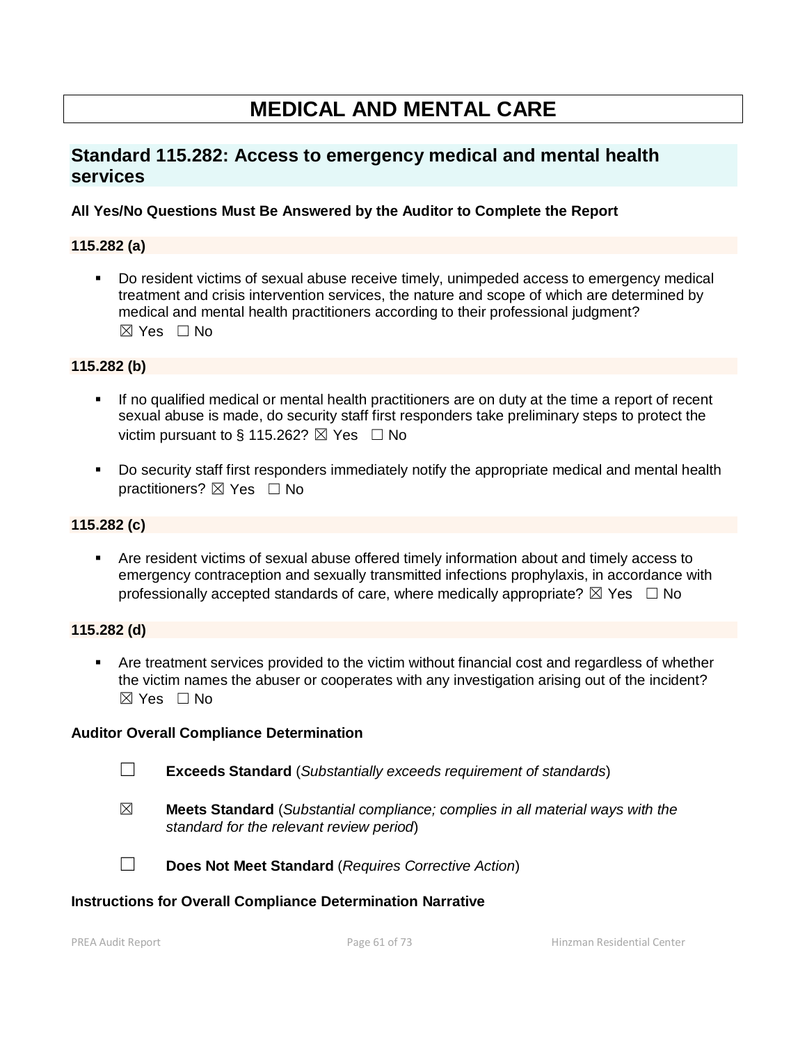# MEDICAL AND MENTAL CARE

## Standard 115.282: Access to emergency medical and mental health services

**All Yes/No Questions Must Be Answered by the Auditor to Complete the Report**

### 115.282 (a)

- Do resident victims of sexual abuse receive timely, unimpeded access to emergency medical treatment and crisis intervention services, the nature and scope of which are determined by medical and mental health practitioners according to their professional judgment? ☒ Yes ☐ No

### 115.282 (b)

- If no qualified medical or mental health practitioners are on duty at the time a report of recent sexual abuse is made, do security staff first responders take preliminary steps to protect the victim pursuant to § 115.262? ☒ Yes ☐ No
- Do security staff first responders immediately notify the appropriate medical and mental health practitioners? ☒ Yes ☐ No

### 115.282 (c)

- Are resident victims of sexual abuse offered timely information about and timely access to emergency contraception and sexually transmitted infections prophylaxis, in accordance with professionally accepted standards of care, where medically appropriate? ☒ Yes ☐ No

### 115.282 (d)

- Are treatment services provided to the victim without financial cost and regardless of whether the victim names the abuser or cooperates with any investigation arising out of the incident? ☒ Yes ☐ No

**Auditor Overall Compliance Determination**

☐ **Exceeds Standard** (*Substantially exceeds requirement of standards*)

☒ **Meets Standard** (*Substantial compliance; complies in all material ways with the standard for the relevant review period*)

☐ **Does Not Meet Standard** (*Requires Corrective Action*)

**Instructions for Overall Compliance Determination Narrative**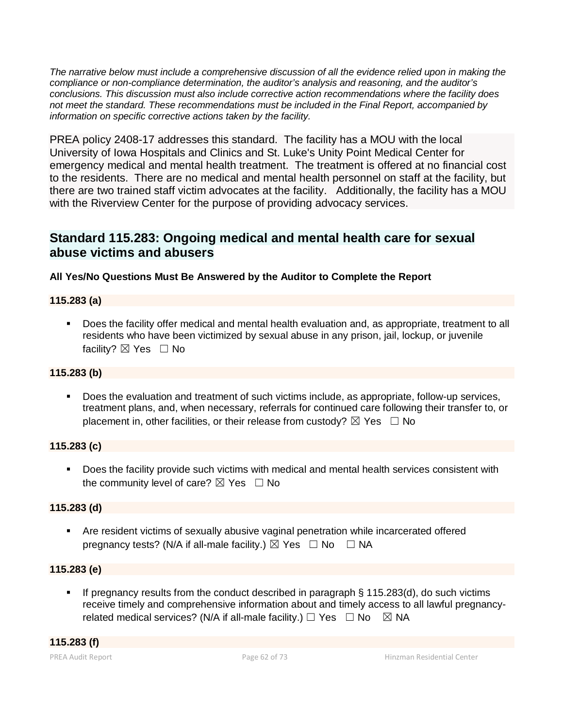*The narrative below must include a comprehensive discussion of all the evidence relied upon in making the compliance or non-compliance determination, the auditor's analysis and reasoning, and the auditor's conclusions. This discussion must also include corrective action recommendations where the facility does not meet the standard. These recommendations must be included in the Final Report, accompanied by information on specific corrective actions taken by the facility.*

PREA policy 2408-17 addresses this standard. The facility has a MOU with the local University of Iowa Hospitals and Clinics and St. Luke's Unity Point Medical Center for emergency medical and mental health treatment. The treatment is offered at no financial cost to the residents. There are no medical and mental health personnel on staff at the facility, but there are two trained staff victim advocates at the facility. Additionally, the facility has a MOU with the Riverview Center for the purpose of providing advocacy services.

## Standard 115.283: Ongoing medical and mental health care for sexual abuse victims and abusers

**All Yes/No Questions Must Be Answered by the Auditor to Complete the Report**

**115.283 (a)**

- Does the facility offer medical and mental health evaluation and, as appropriate, treatment to all residents who have been victimized by sexual abuse in any prison, jail, lockup, or juvenile facility? ☒ Yes ☐ No

**115.283 (b)**

- Does the evaluation and treatment of such victims include, as appropriate, follow-up services, treatment plans, and, when necessary, referrals for continued care following their transfer to, or placement in, other facilities, or their release from custody? ☒ Yes ☐ No

**115.283 (c)**

- Does the facility provide such victims with medical and mental health services consistent with the community level of care? ☒ Yes ☐ No

**115.283 (d)**

- Are resident victims of sexually abusive vaginal penetration while incarcerated offered pregnancy tests? (N/A if all-male facility.) ☒ Yes ☐ No ☐ NA

**115.283 (e)**

- If pregnancy results from the conduct described in paragraph § 115.283(d), do such victims receive timely and comprehensive information about and timely access to all lawful pregnancy-related medical services? (N/A if all-male facility.) ☐ Yes ☐ No ☒ NA

**115.283 (f)**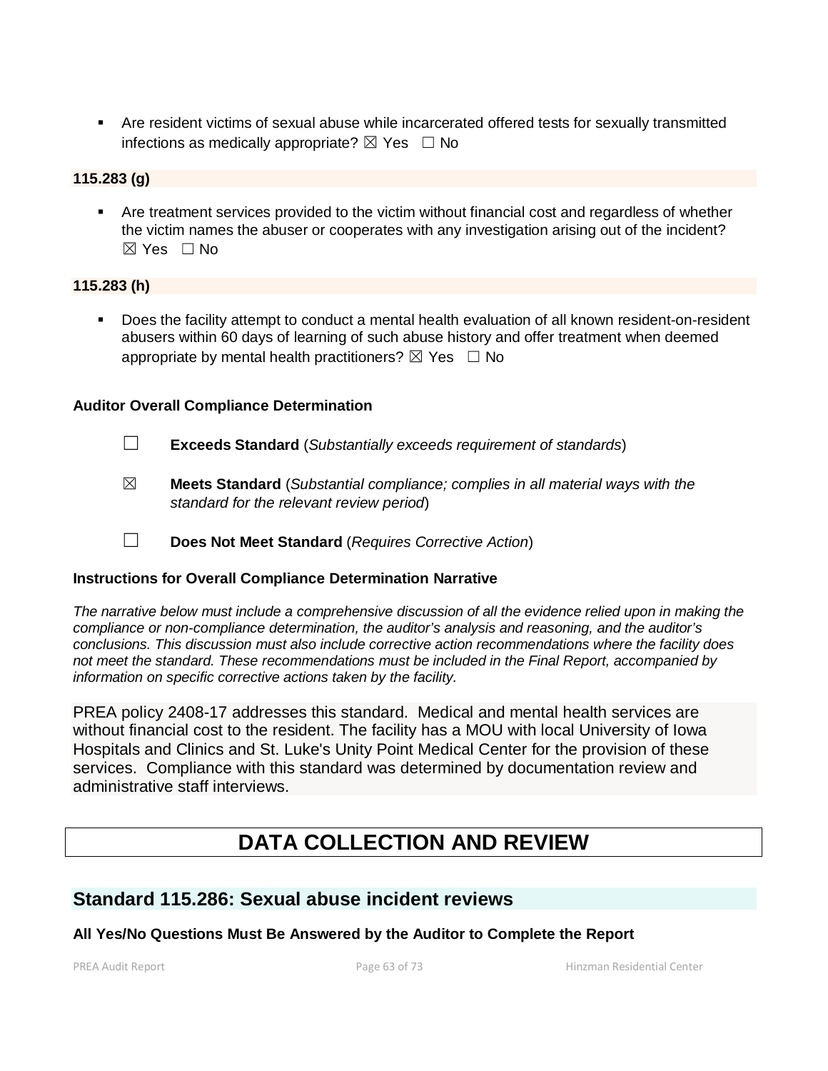- Are resident victims of sexual abuse while incarcerated offered tests for sexually transmitted infections as medically appropriate? ☒ Yes ☐ No

**115.283 (g)**

- Are treatment services provided to the victim without financial cost and regardless of whether the victim names the abuser or cooperates with any investigation arising out of the incident? ☒ Yes ☐ No

**115.283 (h)**

- Does the facility attempt to conduct a mental health evaluation of all known resident-on-resident abusers within 60 days of learning of such abuse history and offer treatment when deemed appropriate by mental health practitioners? ☒ Yes ☐ No

**Auditor Overall Compliance Determination**

☐ **Exceeds Standard** (*Substantially exceeds requirement of standards*)

☒ **Meets Standard** (*Substantial compliance; complies in all material ways with the standard for the relevant review period*)

☐ **Does Not Meet Standard** (*Requires Corrective Action*)

**Instructions for Overall Compliance Determination Narrative**

*The narrative below must include a comprehensive discussion of all the evidence relied upon in making the compliance or non-compliance determination, the auditor's analysis and reasoning, and the auditor's conclusions. This discussion must also include corrective action recommendations where the facility does not meet the standard. These recommendations must be included in the Final Report, accompanied by information on specific corrective actions taken by the facility.*

PREA policy 2408-17 addresses this standard. Medical and mental health services are without financial cost to the resident. The facility has a MOU with local University of Iowa Hospitals and Clinics and St. Luke's Unity Point Medical Center for the provision of these services. Compliance with this standard was determined by documentation review and administrative staff interviews.

# DATA COLLECTION AND REVIEW

## Standard 115.286: Sexual abuse incident reviews

**All Yes/No Questions Must Be Answered by the Auditor to Complete the Report**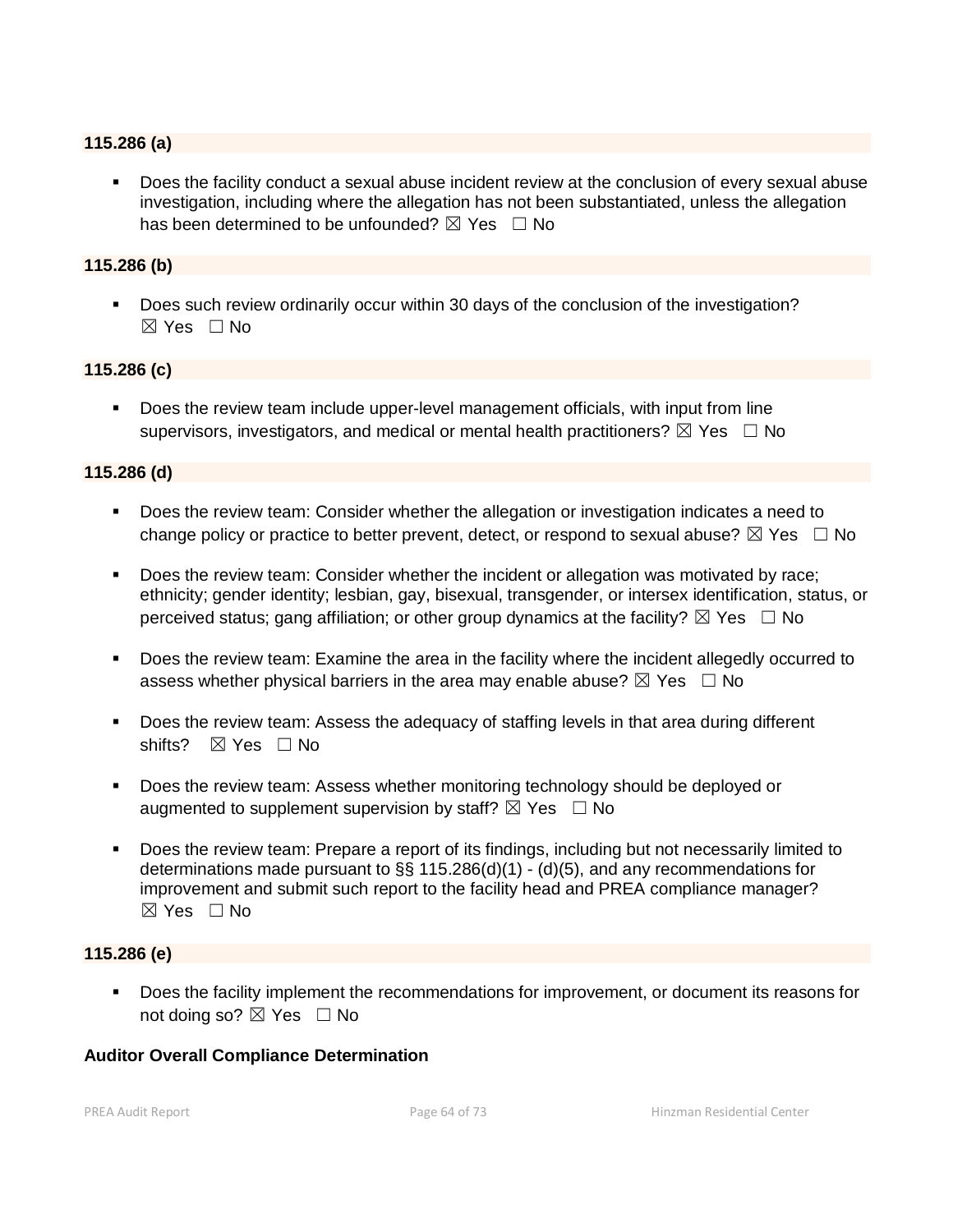**115.286 (a)**

- Does the facility conduct a sexual abuse incident review at the conclusion of every sexual abuse investigation, including where the allegation has not been substantiated, unless the allegation has been determined to be unfounded? ☒ Yes ☐ No

**115.286 (b)**

- Does such review ordinarily occur within 30 days of the conclusion of the investigation? ☒ Yes ☐ No

**115.286 (c)**

- Does the review team include upper-level management officials, with input from line supervisors, investigators, and medical or mental health practitioners? ☒ Yes ☐ No

**115.286 (d)**

- Does the review team: Consider whether the allegation or investigation indicates a need to change policy or practice to better prevent, detect, or respond to sexual abuse? ☒ Yes ☐ No
- Does the review team: Consider whether the incident or allegation was motivated by race; ethnicity; gender identity; lesbian, gay, bisexual, transgender, or intersex identification, status, or perceived status; gang affiliation; or other group dynamics at the facility? ☒ Yes ☐ No
- Does the review team: Examine the area in the facility where the incident allegedly occurred to assess whether physical barriers in the area may enable abuse? ☒ Yes ☐ No
- Does the review team: Assess the adequacy of staffing levels in that area during different shifts? ☒ Yes ☐ No
- Does the review team: Assess whether monitoring technology should be deployed or augmented to supplement supervision by staff? ☒ Yes ☐ No
- Does the review team: Prepare a report of its findings, including but not necessarily limited to determinations made pursuant to §§ 115.286(d)(1) - (d)(5), and any recommendations for improvement and submit such report to the facility head and PREA compliance manager? ☒ Yes ☐ No

**115.286 (e)**

- Does the facility implement the recommendations for improvement, or document its reasons for not doing so? ☒ Yes ☐ No

**Auditor Overall Compliance Determination**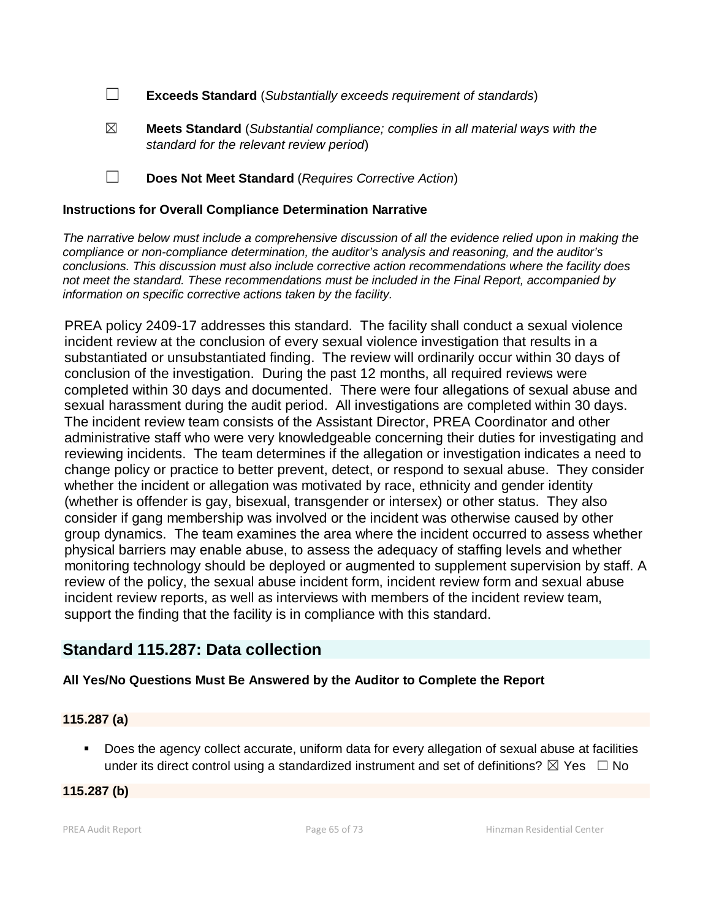☐ **Exceeds Standard** (*Substantially exceeds requirement of standards*)

☒ **Meets Standard** (*Substantial compliance; complies in all material ways with the standard for the relevant review period*)

☐ **Does Not Meet Standard** (*Requires Corrective Action*)

**Instructions for Overall Compliance Determination Narrative**

*The narrative below must include a comprehensive discussion of all the evidence relied upon in making the compliance or non-compliance determination, the auditor's analysis and reasoning, and the auditor's conclusions. This discussion must also include corrective action recommendations where the facility does not meet the standard. These recommendations must be included in the Final Report, accompanied by information on specific corrective actions taken by the facility.*

PREA policy 2409-17 addresses this standard. The facility shall conduct a sexual violence incident review at the conclusion of every sexual violence investigation that results in a substantiated or unsubstantiated finding. The review will ordinarily occur within 30 days of conclusion of the investigation. During the past 12 months, all required reviews were completed within 30 days and documented. There were four allegations of sexual abuse and sexual harassment during the audit period. All investigations are completed within 30 days. The incident review team consists of the Assistant Director, PREA Coordinator and other administrative staff who were very knowledgeable concerning their duties for investigating and reviewing incidents. The team determines if the allegation or investigation indicates a need to change policy or practice to better prevent, detect, or respond to sexual abuse. They consider whether the incident or allegation was motivated by race, ethnicity and gender identity (whether is offender is gay, bisexual, transgender or intersex) or other status. They also consider if gang membership was involved or the incident was otherwise caused by other group dynamics. The team examines the area where the incident occurred to assess whether physical barriers may enable abuse, to assess the adequacy of staffing levels and whether monitoring technology should be deployed or augmented to supplement supervision by staff. A review of the policy, the sexual abuse incident form, incident review form and sexual abuse incident review reports, as well as interviews with members of the incident review team, support the finding that the facility is in compliance with this standard.

## Standard 115.287: Data collection

**All Yes/No Questions Must Be Answered by the Auditor to Complete the Report**

**115.287 (a)**

- Does the agency collect accurate, uniform data for every allegation of sexual abuse at facilities under its direct control using a standardized instrument and set of definitions? ☒ Yes ☐ No

**115.287 (b)**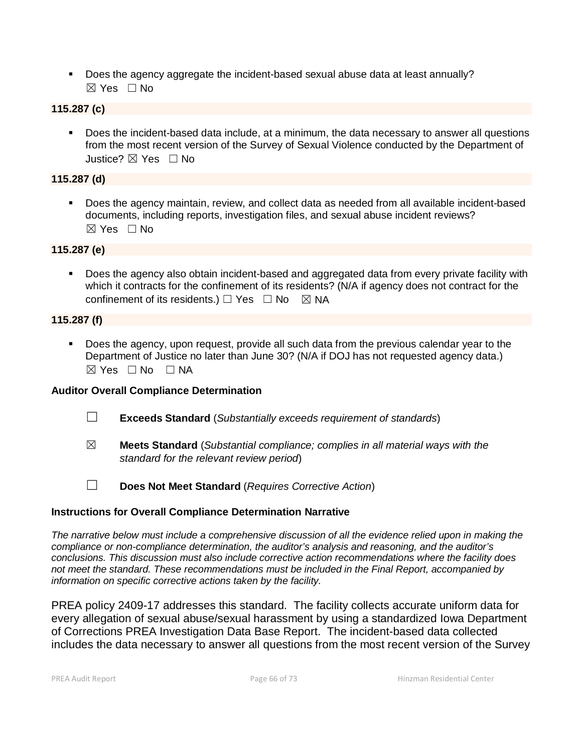- Does the agency aggregate the incident-based sexual abuse data at least annually?
  ☒ Yes ☐ No

**115.287 (c)**

- Does the incident-based data include, at a minimum, the data necessary to answer all questions from the most recent version of the Survey of Sexual Violence conducted by the Department of Justice? ☒ Yes ☐ No

**115.287 (d)**

- Does the agency maintain, review, and collect data as needed from all available incident-based documents, including reports, investigation files, and sexual abuse incident reviews?
  ☒ Yes ☐ No

**115.287 (e)**

- Does the agency also obtain incident-based and aggregated data from every private facility with which it contracts for the confinement of its residents? (N/A if agency does not contract for the confinement of its residents.) ☐ Yes ☐ No ☒ NA

**115.287 (f)**

- Does the agency, upon request, provide all such data from the previous calendar year to the Department of Justice no later than June 30? (N/A if DOJ has not requested agency data.)
  ☒ Yes ☐ No ☐ NA

**Auditor Overall Compliance Determination**

☐ **Exceeds Standard** (*Substantially exceeds requirement of standards*)

☒ **Meets Standard** (*Substantial compliance; complies in all material ways with the standard for the relevant review period*)

☐ **Does Not Meet Standard** (*Requires Corrective Action*)

**Instructions for Overall Compliance Determination Narrative**

*The narrative below must include a comprehensive discussion of all the evidence relied upon in making the compliance or non-compliance determination, the auditor's analysis and reasoning, and the auditor's conclusions. This discussion must also include corrective action recommendations where the facility does not meet the standard. These recommendations must be included in the Final Report, accompanied by information on specific corrective actions taken by the facility.*

PREA policy 2409-17 addresses this standard. The facility collects accurate uniform data for every allegation of sexual abuse/sexual harassment by using a standardized Iowa Department of Corrections PREA Investigation Data Base Report. The incident-based data collected includes the data necessary to answer all questions from the most recent version of the Survey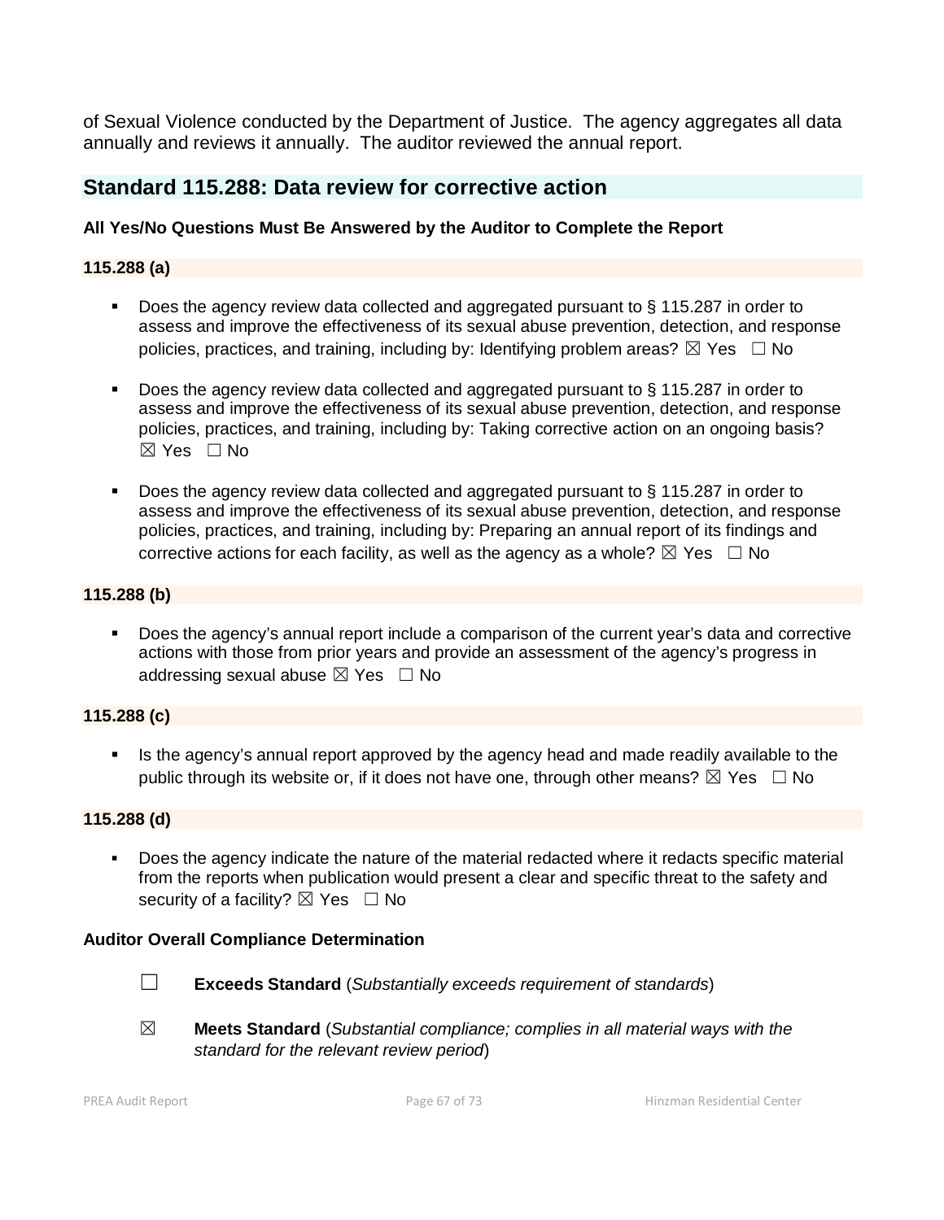of Sexual Violence conducted by the Department of Justice. The agency aggregates all data annually and reviews it annually. The auditor reviewed the annual report.

## Standard 115.288: Data review for corrective action

**All Yes/No Questions Must Be Answered by the Auditor to Complete the Report**

**115.288 (a)**

- Does the agency review data collected and aggregated pursuant to § 115.287 in order to assess and improve the effectiveness of its sexual abuse prevention, detection, and response policies, practices, and training, including by: Identifying problem areas? ☒ Yes ☐ No
- Does the agency review data collected and aggregated pursuant to § 115.287 in order to assess and improve the effectiveness of its sexual abuse prevention, detection, and response policies, practices, and training, including by: Taking corrective action on an ongoing basis? ☒ Yes ☐ No
- Does the agency review data collected and aggregated pursuant to § 115.287 in order to assess and improve the effectiveness of its sexual abuse prevention, detection, and response policies, practices, and training, including by: Preparing an annual report of its findings and corrective actions for each facility, as well as the agency as a whole? ☒ Yes ☐ No

**115.288 (b)**

- Does the agency's annual report include a comparison of the current year's data and corrective actions with those from prior years and provide an assessment of the agency's progress in addressing sexual abuse ☒ Yes ☐ No

**115.288 (c)**

- Is the agency's annual report approved by the agency head and made readily available to the public through its website or, if it does not have one, through other means? ☒ Yes ☐ No

**115.288 (d)**

- Does the agency indicate the nature of the material redacted where it redacts specific material from the reports when publication would present a clear and specific threat to the safety and security of a facility? ☒ Yes ☐ No

**Auditor Overall Compliance Determination**

☐ **Exceeds Standard** (*Substantially exceeds requirement of standards*)

☒ **Meets Standard** (*Substantial compliance; complies in all material ways with the standard for the relevant review period*)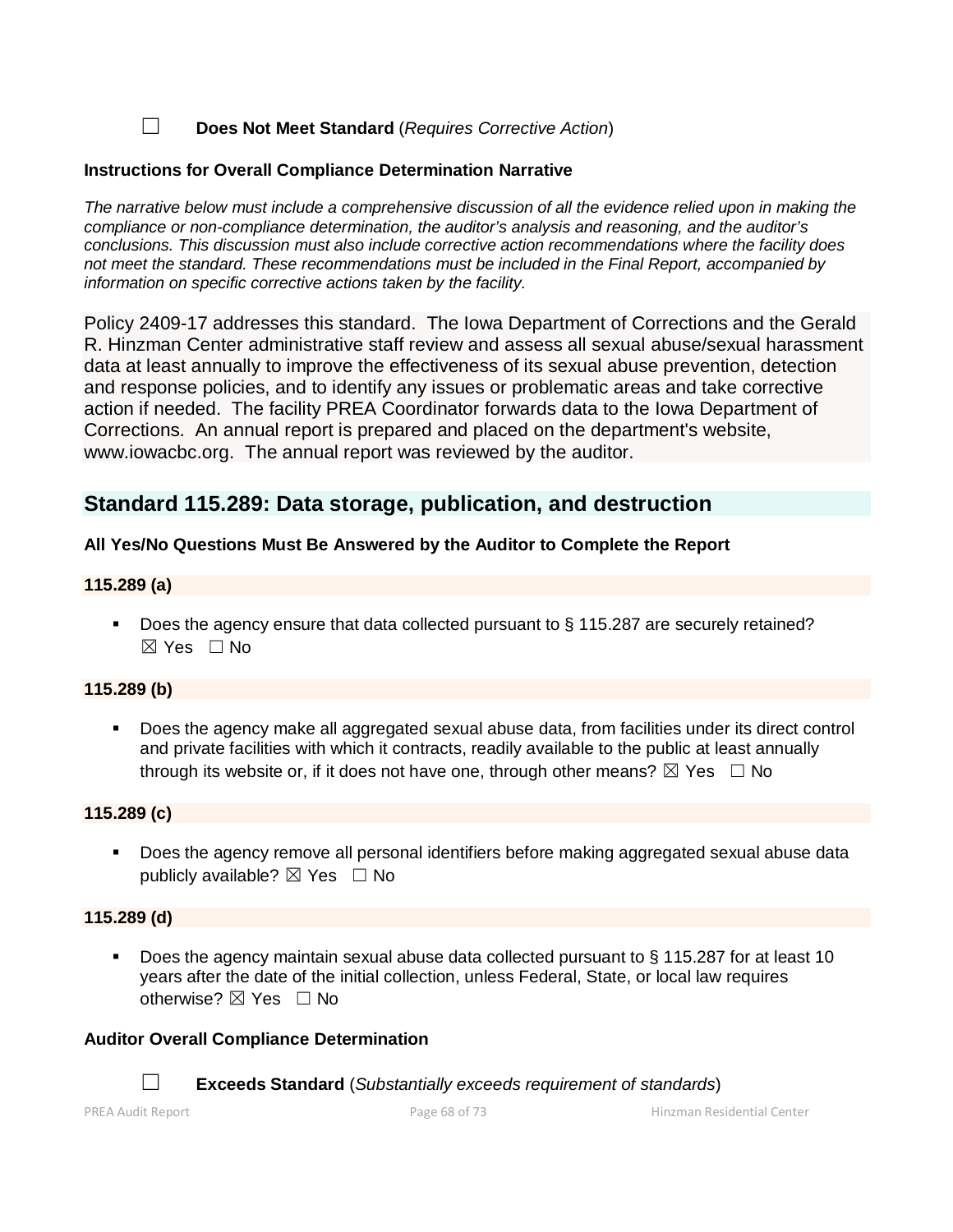☐ **Does Not Meet Standard** (*Requires Corrective Action*)

**Instructions for Overall Compliance Determination Narrative**

*The narrative below must include a comprehensive discussion of all the evidence relied upon in making the compliance or non-compliance determination, the auditor's analysis and reasoning, and the auditor's conclusions. This discussion must also include corrective action recommendations where the facility does not meet the standard. These recommendations must be included in the Final Report, accompanied by information on specific corrective actions taken by the facility.*

Policy 2409-17 addresses this standard. The Iowa Department of Corrections and the Gerald R. Hinzman Center administrative staff review and assess all sexual abuse/sexual harassment data at least annually to improve the effectiveness of its sexual abuse prevention, detection and response policies, and to identify any issues or problematic areas and take corrective action if needed. The facility PREA Coordinator forwards data to the Iowa Department of Corrections. An annual report is prepared and placed on the department's website, www.iowacbc.org. The annual report was reviewed by the auditor.

## Standard 115.289: Data storage, publication, and destruction

**All Yes/No Questions Must Be Answered by the Auditor to Complete the Report**

**115.289 (a)**

- Does the agency ensure that data collected pursuant to § 115.287 are securely retained? ☒ Yes ☐ No

**115.289 (b)**

- Does the agency make all aggregated sexual abuse data, from facilities under its direct control and private facilities with which it contracts, readily available to the public at least annually through its website or, if it does not have one, through other means? ☒ Yes ☐ No

**115.289 (c)**

- Does the agency remove all personal identifiers before making aggregated sexual abuse data publicly available? ☒ Yes ☐ No

**115.289 (d)**

- Does the agency maintain sexual abuse data collected pursuant to § 115.287 for at least 10 years after the date of the initial collection, unless Federal, State, or local law requires otherwise? ☒ Yes ☐ No

**Auditor Overall Compliance Determination**

☐ **Exceeds Standard** (*Substantially exceeds requirement of standards*)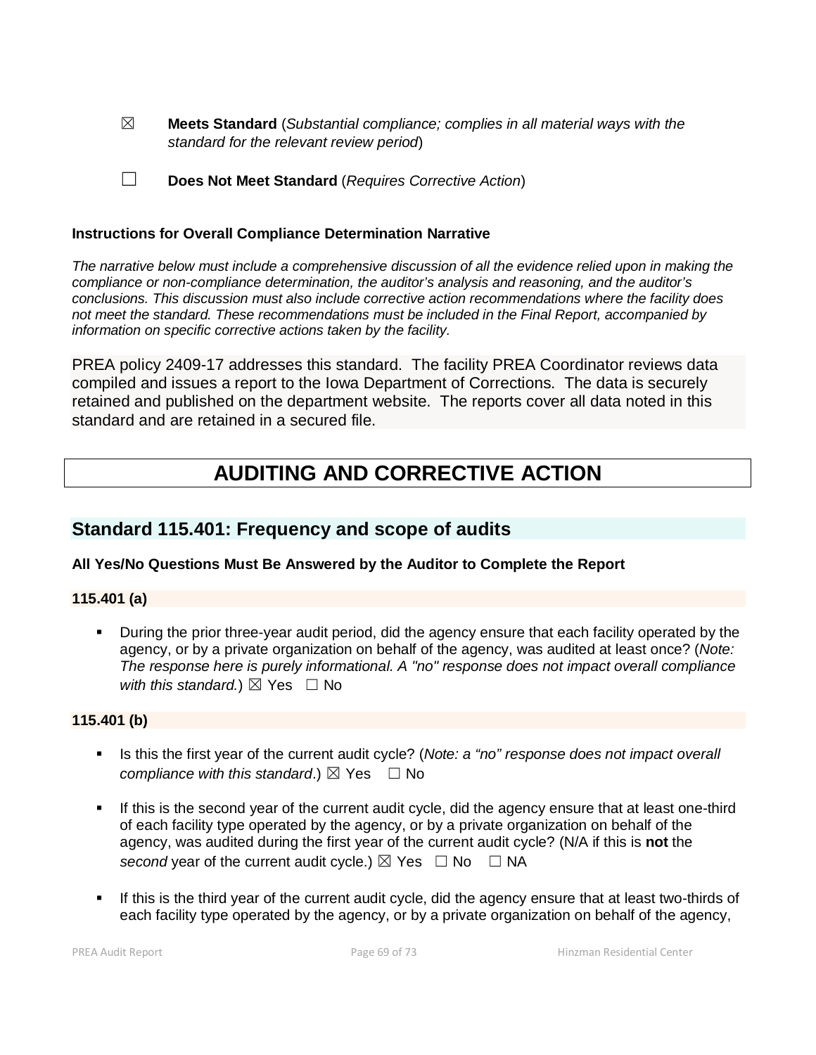☒ **Meets Standard** (*Substantial compliance; complies in all material ways with the standard for the relevant review period*)

☐ **Does Not Meet Standard** (*Requires Corrective Action*)

**Instructions for Overall Compliance Determination Narrative**

*The narrative below must include a comprehensive discussion of all the evidence relied upon in making the compliance or non-compliance determination, the auditor's analysis and reasoning, and the auditor's conclusions. This discussion must also include corrective action recommendations where the facility does not meet the standard. These recommendations must be included in the Final Report, accompanied by information on specific corrective actions taken by the facility.*

PREA policy 2409-17 addresses this standard. The facility PREA Coordinator reviews data compiled and issues a report to the Iowa Department of Corrections. The data is securely retained and published on the department website. The reports cover all data noted in this standard and are retained in a secured file.

# AUDITING AND CORRECTIVE ACTION

## Standard 115.401: Frequency and scope of audits

**All Yes/No Questions Must Be Answered by the Auditor to Complete the Report**

**115.401 (a)**

- During the prior three-year audit period, did the agency ensure that each facility operated by the agency, or by a private organization on behalf of the agency, was audited at least once? (*Note: The response here is purely informational. A "no" response does not impact overall compliance with this standard.*) ☒ Yes ☐ No

**115.401 (b)**

- Is this the first year of the current audit cycle? (*Note: a "no" response does not impact overall compliance with this standard*.) ☒ Yes ☐ No
- If this is the second year of the current audit cycle, did the agency ensure that at least one-third of each facility type operated by the agency, or by a private organization on behalf of the agency, was audited during the first year of the current audit cycle? (N/A if this is **not** the *second* year of the current audit cycle.) ☒ Yes ☐ No ☐ NA
- If this is the third year of the current audit cycle, did the agency ensure that at least two-thirds of each facility type operated by the agency, or by a private organization on behalf of the agency,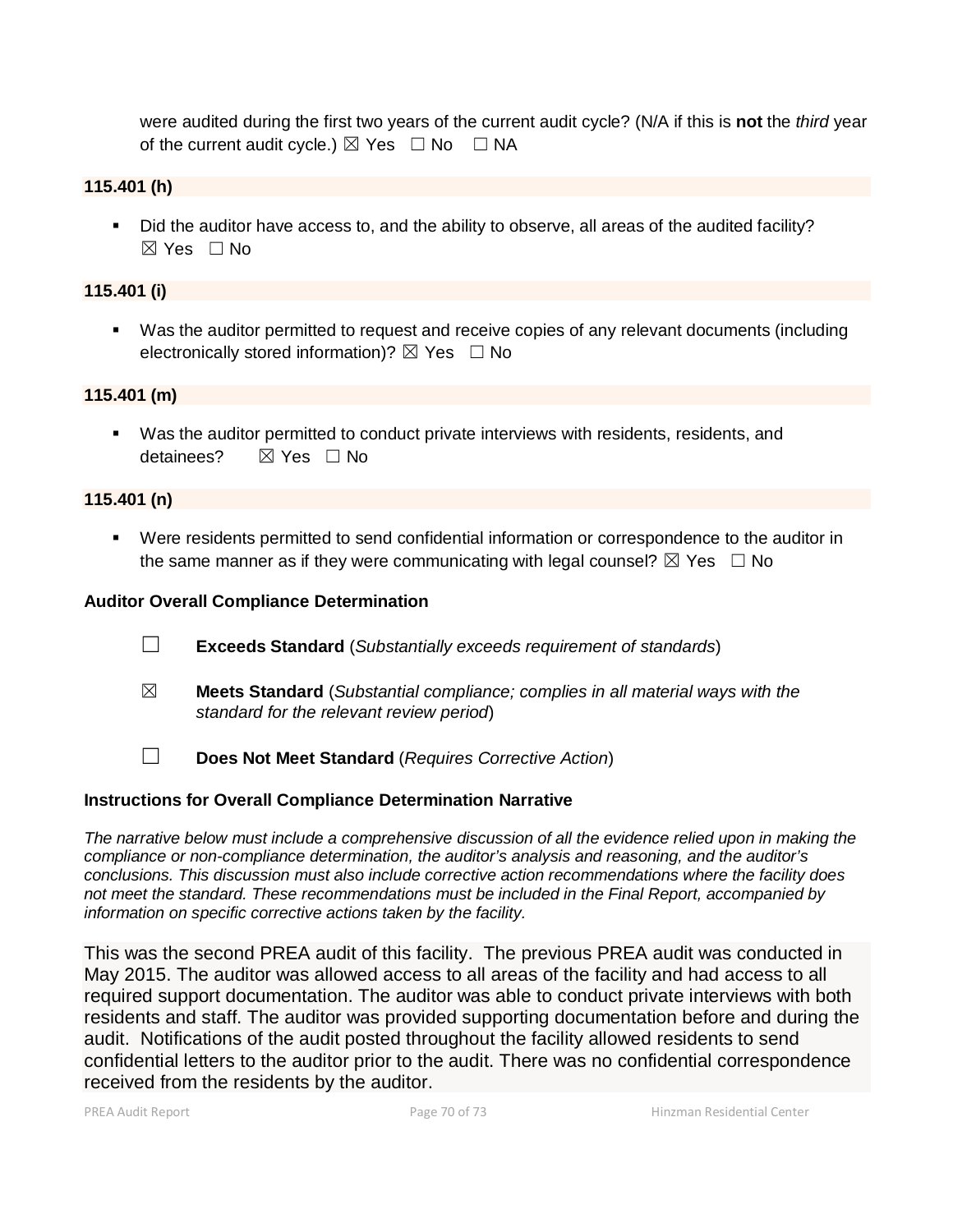were audited during the first two years of the current audit cycle? (N/A if this is **not** the *third* year of the current audit cycle.) ☒ Yes ☐ No ☐ NA

**115.401 (h)**

- Did the auditor have access to, and the ability to observe, all areas of the audited facility? ☒ Yes ☐ No

**115.401 (i)**

- Was the auditor permitted to request and receive copies of any relevant documents (including electronically stored information)? ☒ Yes ☐ No

**115.401 (m)**

- Was the auditor permitted to conduct private interviews with residents, residents, and detainees? ☒ Yes ☐ No

**115.401 (n)**

- Were residents permitted to send confidential information or correspondence to the auditor in the same manner as if they were communicating with legal counsel? ☒ Yes ☐ No

**Auditor Overall Compliance Determination**

☐ **Exceeds Standard** (*Substantially exceeds requirement of standards*)

☒ **Meets Standard** (*Substantial compliance; complies in all material ways with the standard for the relevant review period*)

☐ **Does Not Meet Standard** (*Requires Corrective Action*)

**Instructions for Overall Compliance Determination Narrative**

*The narrative below must include a comprehensive discussion of all the evidence relied upon in making the compliance or non-compliance determination, the auditor's analysis and reasoning, and the auditor's conclusions. This discussion must also include corrective action recommendations where the facility does not meet the standard. These recommendations must be included in the Final Report, accompanied by information on specific corrective actions taken by the facility.*

This was the second PREA audit of this facility. The previous PREA audit was conducted in May 2015. The auditor was allowed access to all areas of the facility and had access to all required support documentation. The auditor was able to conduct private interviews with both residents and staff. The auditor was provided supporting documentation before and during the audit. Notifications of the audit posted throughout the facility allowed residents to send confidential letters to the auditor prior to the audit. There was no confidential correspondence received from the residents by the auditor.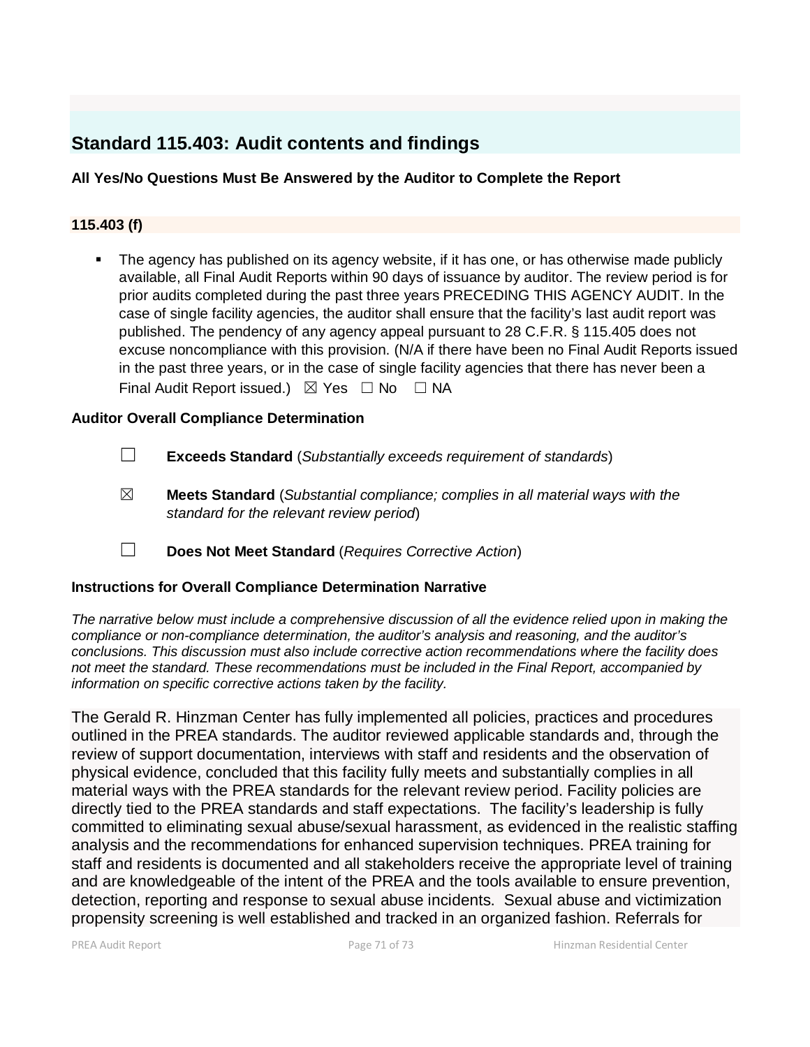## Standard 115.403: Audit contents and findings

**All Yes/No Questions Must Be Answered by the Auditor to Complete the Report**

**115.403 (f)**

- The agency has published on its agency website, if it has one, or has otherwise made publicly available, all Final Audit Reports within 90 days of issuance by auditor. The review period is for prior audits completed during the past three years PRECEDING THIS AGENCY AUDIT. In the case of single facility agencies, the auditor shall ensure that the facility's last audit report was published. The pendency of any agency appeal pursuant to 28 C.F.R. § 115.405 does not excuse noncompliance with this provision. (N/A if there have been no Final Audit Reports issued in the past three years, or in the case of single facility agencies that there has never been a Final Audit Report issued.) ☒ Yes ☐ No ☐ NA

**Auditor Overall Compliance Determination**

☐ **Exceeds Standard** (*Substantially exceeds requirement of standards*)

☒ **Meets Standard** (*Substantial compliance; complies in all material ways with the standard for the relevant review period*)

☐ **Does Not Meet Standard** (*Requires Corrective Action*)

**Instructions for Overall Compliance Determination Narrative**

*The narrative below must include a comprehensive discussion of all the evidence relied upon in making the compliance or non-compliance determination, the auditor's analysis and reasoning, and the auditor's conclusions. This discussion must also include corrective action recommendations where the facility does not meet the standard. These recommendations must be included in the Final Report, accompanied by information on specific corrective actions taken by the facility.*

The Gerald R. Hinzman Center has fully implemented all policies, practices and procedures outlined in the PREA standards. The auditor reviewed applicable standards and, through the review of support documentation, interviews with staff and residents and the observation of physical evidence, concluded that this facility fully meets and substantially complies in all material ways with the PREA standards for the relevant review period. Facility policies are directly tied to the PREA standards and staff expectations. The facility's leadership is fully committed to eliminating sexual abuse/sexual harassment, as evidenced in the realistic staffing analysis and the recommendations for enhanced supervision techniques. PREA training for staff and residents is documented and all stakeholders receive the appropriate level of training and are knowledgeable of the intent of the PREA and the tools available to ensure prevention, detection, reporting and response to sexual abuse incidents. Sexual abuse and victimization propensity screening is well established and tracked in an organized fashion. Referrals for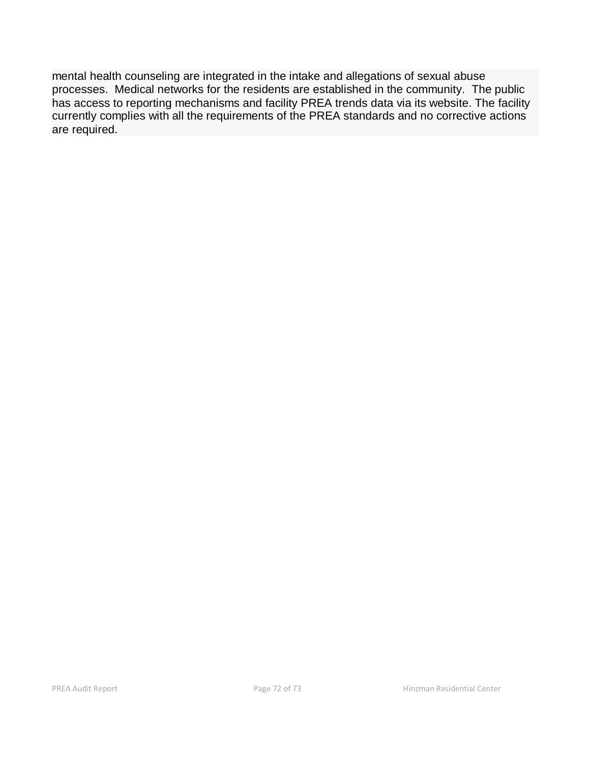mental health counseling are integrated in the intake and allegations of sexual abuse processes. Medical networks for the residents are established in the community. The public has access to reporting mechanisms and facility PREA trends data via its website. The facility currently complies with all the requirements of the PREA standards and no corrective actions are required.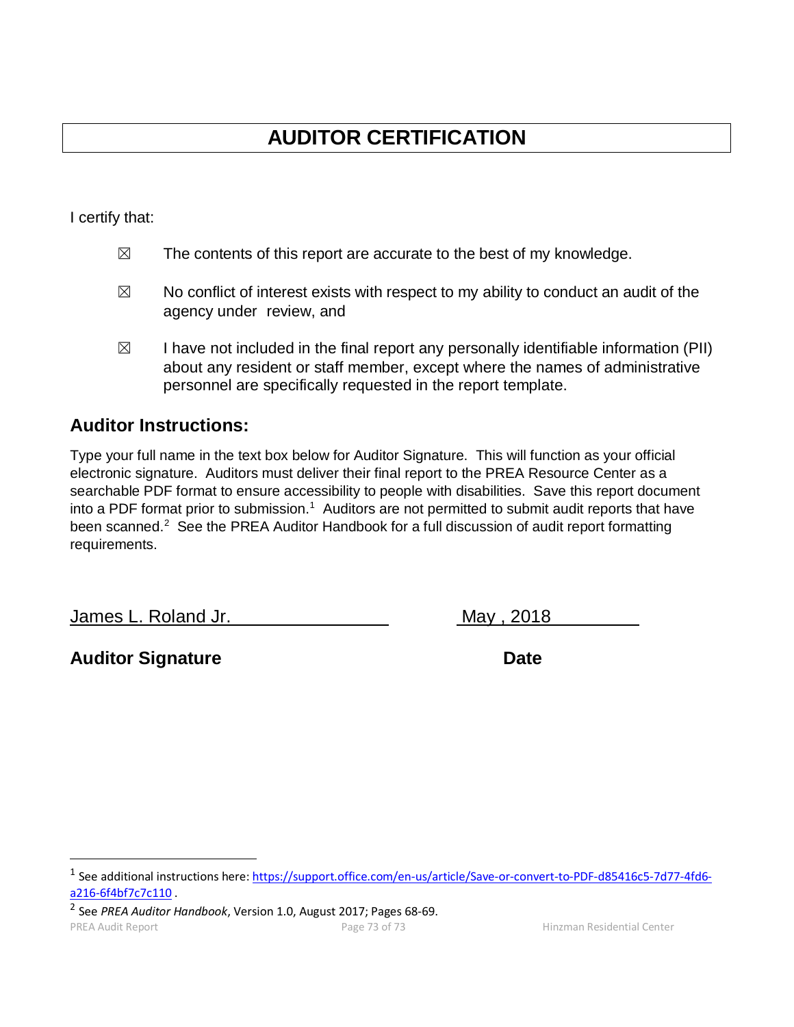# AUDITOR CERTIFICATION

I certify that:

☒ The contents of this report are accurate to the best of my knowledge.

☒ No conflict of interest exists with respect to my ability to conduct an audit of the agency under review, and

☒ I have not included in the final report any personally identifiable information (PII) about any resident or staff member, except where the names of administrative personnel are specifically requested in the report template.

## Auditor Instructions:

Type your full name in the text box below for Auditor Signature. This will function as your official electronic signature. Auditors must deliver their final report to the PREA Resource Center as a searchable PDF format to ensure accessibility to people with disabilities. Save this report document into a PDF format prior to submission.[1] Auditors are not permitted to submit audit reports that have been scanned.[2] See the PREA Auditor Handbook for a full discussion of audit report formatting requirements.

James L. Roland Jr. &nbsp;&nbsp;&nbsp;&nbsp;&nbsp;&nbsp;&nbsp;&nbsp;&nbsp;&nbsp;&nbsp;&nbsp; May , 2018

**Auditor Signature** &nbsp;&nbsp;&nbsp;&nbsp;&nbsp;&nbsp;&nbsp;&nbsp;&nbsp;&nbsp;&nbsp;&nbsp; **Date**

---

[1] See additional instructions here: https://support.office.com/en-us/article/Save-or-convert-to-PDF-d85416c5-7d77-4fd6-a216-6f4bf7c7c110 .

[2] See *PREA Auditor Handbook*, Version 1.0, August 2017; Pages 68-69.